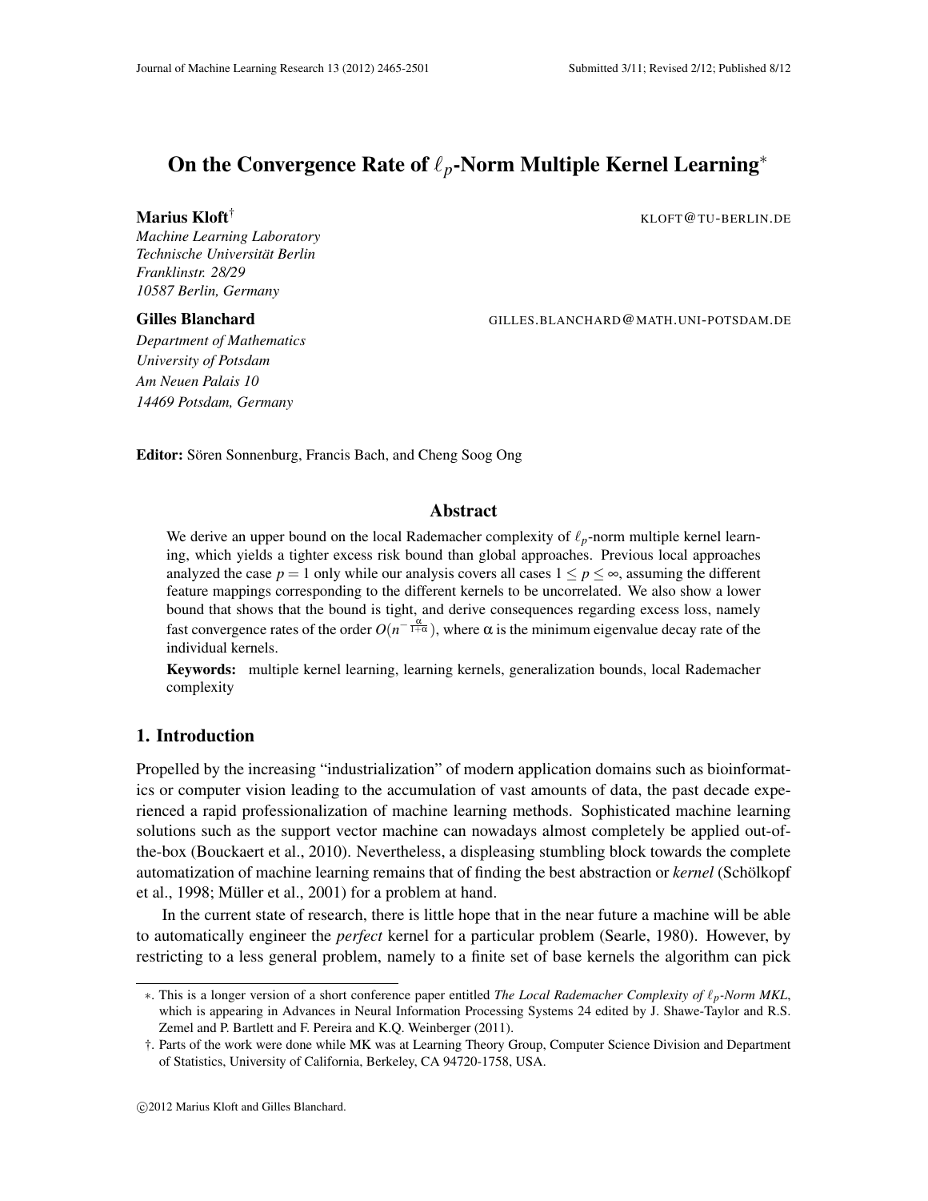# On the Convergence Rate of $\ell_p$-Norm Multiple Kernel Learning*

**Marius Kloft**† KLOFT@TU-BERLIN.DE

*Machine Learning Laboratory*
*Technische Universität Berlin*
*Franklinstr. 28/29*
*10587 Berlin, Germany*

**Gilles Blanchard** GILLES.BLANCHARD@MATH.UNI-POTSDAM.DE

*Department of Mathematics*
*University of Potsdam*
*Am Neuen Palais 10*
*14469 Potsdam, Germany*

**Editor:** Sören Sonnenburg, Francis Bach, and Cheng Soog Ong

## Abstract

We derive an upper bound on the local Rademacher complexity of $\ell_p$-norm multiple kernel learning, which yields a tighter excess risk bound than global approaches. Previous local approaches analyzed the case $p = 1$ only while our analysis covers all cases $1 \leq p \leq \infty$, assuming the different feature mappings corresponding to the different kernels to be uncorrelated. We also show a lower bound that shows that the bound is tight, and derive consequences regarding excess loss, namely fast convergence rates of the order $O(n^{-\frac{\alpha}{1+\alpha}})$, where $\alpha$ is the minimum eigenvalue decay rate of the individual kernels.

**Keywords:** multiple kernel learning, learning kernels, generalization bounds, local Rademacher complexity

## 1. Introduction

Propelled by the increasing "industrialization" of modern application domains such as bioinformatics or computer vision leading to the accumulation of vast amounts of data, the past decade experienced a rapid professionalization of machine learning methods. Sophisticated machine learning solutions such as the support vector machine can nowadays almost completely be applied out-of-the-box (Bouckaert et al., 2010). Nevertheless, a displeasing stumbling block towards the complete automatization of machine learning remains that of finding the best abstraction or *kernel* (Schölkopf et al., 1998; Müller et al., 2001) for a problem at hand.

In the current state of research, there is little hope that in the near future a machine will be able to automatically engineer the *perfect* kernel for a particular problem (Searle, 1980). However, by restricting to a less general problem, namely to a finite set of base kernels the algorithm can pick

---

*. This is a longer version of a short conference paper entitled *The Local Rademacher Complexity of $\ell_p$-Norm MKL*, which is appearing in Advances in Neural Information Processing Systems 24 edited by J. Shawe-Taylor and R.S. Zemel and P. Bartlett and F. Pereira and K.Q. Weinberger (2011).

†. Parts of the work were done while MK was at Learning Theory Group, Computer Science Division and Department of Statistics, University of California, Berkeley, CA 94720-1758, USA.

©2012 Marius Kloft and Gilles Blanchard.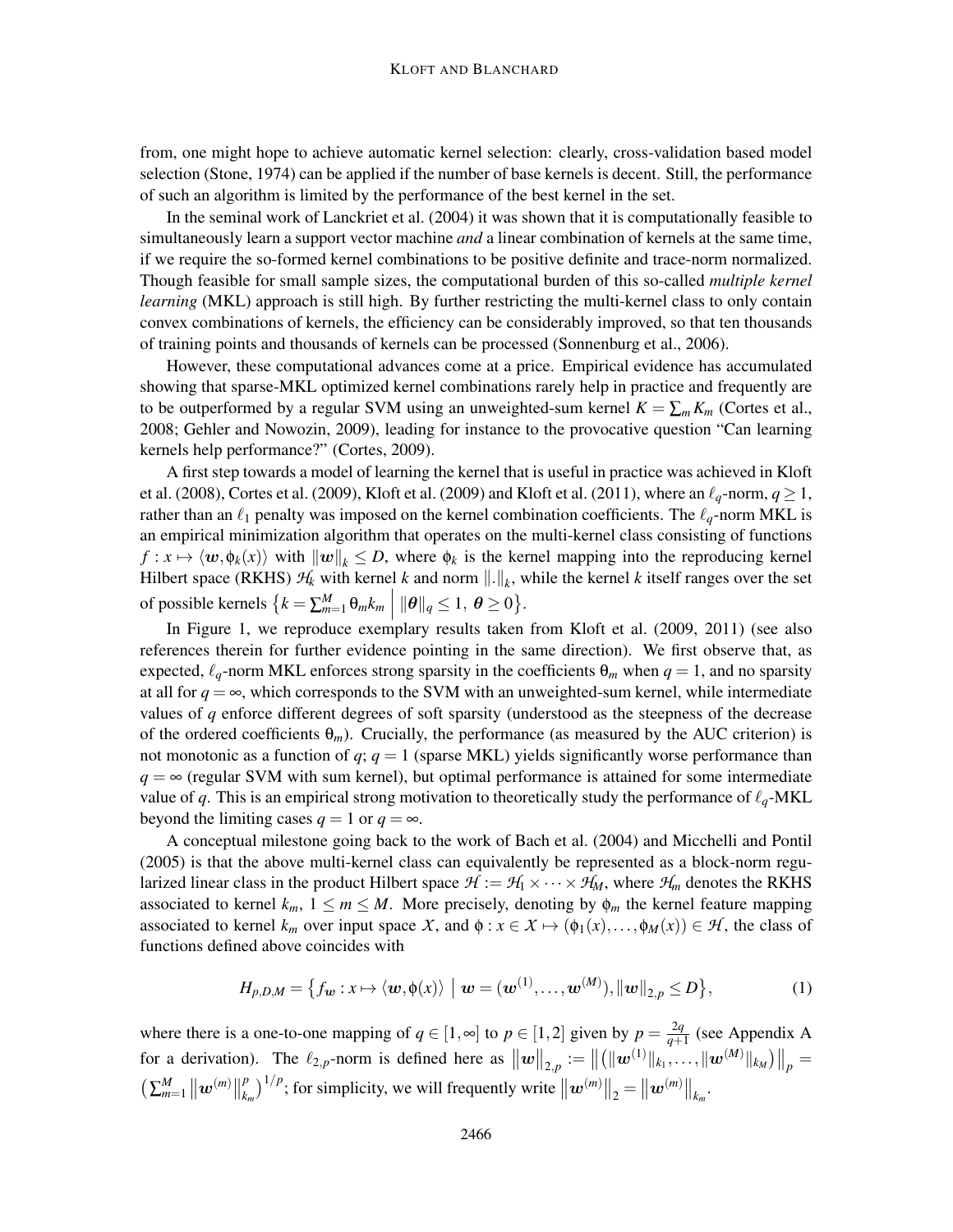from, one might hope to achieve automatic kernel selection: clearly, cross-validation based model selection (Stone, 1974) can be applied if the number of base kernels is decent. Still, the performance of such an algorithm is limited by the performance of the best kernel in the set.

In the seminal work of Lanckriet et al. (2004) it was shown that it is computationally feasible to simultaneously learn a support vector machine *and* a linear combination of kernels at the same time, if we require the so-formed kernel combinations to be positive definite and trace-norm normalized. Though feasible for small sample sizes, the computational burden of this so-called *multiple kernel learning* (MKL) approach is still high. By further restricting the multi-kernel class to only contain convex combinations of kernels, the efficiency can be considerably improved, so that ten thousands of training points and thousands of kernels can be processed (Sonnenburg et al., 2006).

However, these computational advances come at a price. Empirical evidence has accumulated showing that sparse-MKL optimized kernel combinations rarely help in practice and frequently are to be outperformed by a regular SVM using an unweighted-sum kernel $K = \sum_m K_m$ (Cortes et al., 2008; Gehler and Nowozin, 2009), leading for instance to the provocative question "Can learning kernels help performance?" (Cortes, 2009).

A first step towards a model of learning the kernel that is useful in practice was achieved in Kloft et al. (2008), Cortes et al. (2009), Kloft et al. (2009) and Kloft et al. (2011), where an $\ell_q$-norm, $q \geq 1$, rather than an $\ell_1$ penalty was imposed on the kernel combination coefficients. The $\ell_q$-norm MKL is an empirical minimization algorithm that operates on the multi-kernel class consisting of functions $f : x \mapsto \langle \boldsymbol{w}, \phi_k(x) \rangle$ with $\|\boldsymbol{w}\|_k \leq D$, where $\phi_k$ is the kernel mapping into the reproducing kernel Hilbert space (RKHS) $\mathcal{H}_k$ with kernel $k$ and norm $\|.\|_k$, while the kernel $k$ itself ranges over the set of possible kernels $\left\{ k = \sum_{m=1}^{M} \theta_m k_m \;\middle|\; \|\boldsymbol{\theta}\|_q \leq 1,\ \boldsymbol{\theta} \geq 0 \right\}$.

In Figure 1, we reproduce exemplary results taken from Kloft et al. (2009, 2011) (see also references therein for further evidence pointing in the same direction). We first observe that, as expected, $\ell_q$-norm MKL enforces strong sparsity in the coefficients $\theta_m$ when $q = 1$, and no sparsity at all for $q = \infty$, which corresponds to the SVM with an unweighted-sum kernel, while intermediate values of $q$ enforce different degrees of soft sparsity (understood as the steepness of the decrease of the ordered coefficients $\theta_m$). Crucially, the performance (as measured by the AUC criterion) is not monotonic as a function of $q$; $q = 1$ (sparse MKL) yields significantly worse performance than $q = \infty$ (regular SVM with sum kernel), but optimal performance is attained for some intermediate value of $q$. This is an empirical strong motivation to theoretically study the performance of $\ell_q$-MKL beyond the limiting cases $q = 1$ or $q = \infty$.

A conceptual milestone going back to the work of Bach et al. (2004) and Micchelli and Pontil (2005) is that the above multi-kernel class can equivalently be represented as a block-norm regularized linear class in the product Hilbert space $\mathcal{H} := \mathcal{H}_1 \times \cdots \times \mathcal{H}_M$, where $\mathcal{H}_m$ denotes the RKHS associated to kernel $k_m$, $1 \leq m \leq M$. More precisely, denoting by $\phi_m$ the kernel feature mapping associated to kernel $k_m$ over input space $\mathcal{X}$, and $\phi : x \in \mathcal{X} \mapsto (\phi_1(x), \ldots, \phi_M(x)) \in \mathcal{H}$, the class of functions defined above coincides with

$$H_{p,D,M} = \left\{ f_{\boldsymbol{w}} : x \mapsto \langle \boldsymbol{w}, \phi(x) \rangle \;\middle|\; \boldsymbol{w} = (\boldsymbol{w}^{(1)}, \ldots, \boldsymbol{w}^{(M)}), \|\boldsymbol{w}\|_{2,p} \leq D \right\}, \tag{1}$$

where there is a one-to-one mapping of $q \in [1, \infty]$ to $p \in [1, 2]$ given by $p = \frac{2q}{q+1}$ (see Appendix A for a derivation). The $\ell_{2,p}$-norm is defined here as $\left\|\boldsymbol{w}\right\|_{2,p} := \left\| \left( \|\boldsymbol{w}^{(1)}\|_{k_1}, \ldots, \|\boldsymbol{w}^{(M)}\|_{k_M} \right) \right\|_p = \left( \sum_{m=1}^{M} \left\|\boldsymbol{w}^{(m)}\right\|_{k_m}^p \right)^{1/p}$; for simplicity, we will frequently write $\left\|\boldsymbol{w}^{(m)}\right\|_2 = \left\|\boldsymbol{w}^{(m)}\right\|_{k_m}$.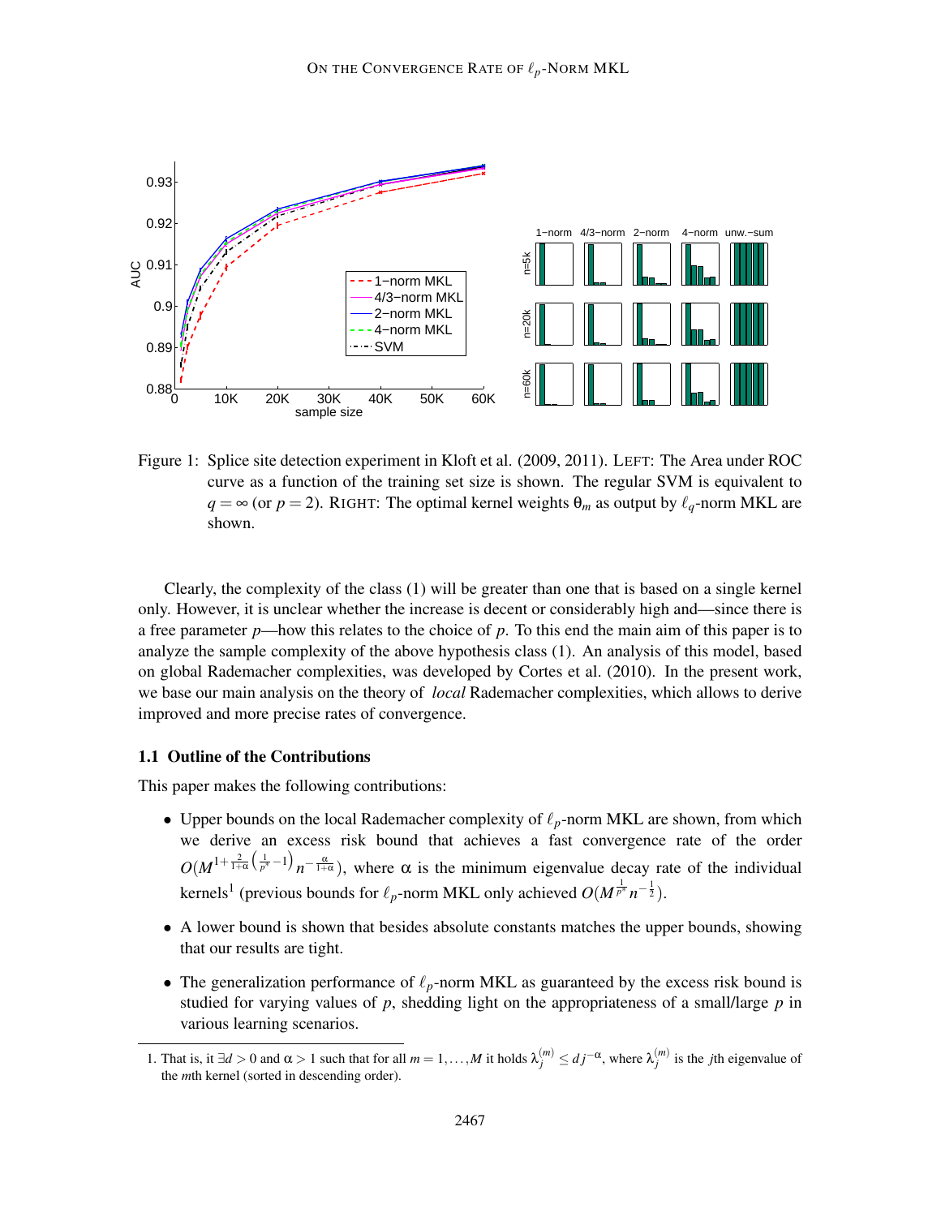Figure 1: Splice site detection experiment in Kloft et al. (2009, 2011). LEFT: The Area under ROC curve as a function of the training set size is shown. The regular SVM is equivalent to $q = \infty$ (or $p = 2$). RIGHT: The optimal kernel weights $\theta_m$ as output by $\ell_q$-norm MKL are shown.

Clearly, the complexity of the class (1) will be greater than one that is based on a single kernel only. However, it is unclear whether the increase is decent or considerably high and—since there is a free parameter $p$—how this relates to the choice of $p$. To this end the main aim of this paper is to analyze the sample complexity of the above hypothesis class (1). An analysis of this model, based on global Rademacher complexities, was developed by Cortes et al. (2010). In the present work, we base our main analysis on the theory of *local* Rademacher complexities, which allows to derive improved and more precise rates of convergence.

### 1.1 Outline of the Contributions

This paper makes the following contributions:

- Upper bounds on the local Rademacher complexity of $\ell_p$-norm MKL are shown, from which we derive an excess risk bound that achieves a fast convergence rate of the order $O(M^{1+\frac{2}{1+\alpha}\left(\frac{1}{p^*}-1\right)} n^{-\frac{\alpha}{1+\alpha}})$, where $\alpha$ is the minimum eigenvalue decay rate of the individual kernels[1] (previous bounds for $\ell_p$-norm MKL only achieved $O(M^{\frac{1}{p^*}} n^{-\frac{1}{2}})$.
- A lower bound is shown that besides absolute constants matches the upper bounds, showing that our results are tight.
- The generalization performance of $\ell_p$-norm MKL as guaranteed by the excess risk bound is studied for varying values of $p$, shedding light on the appropriateness of a small/large $p$ in various learning scenarios.

1. That is, it $\exists d > 0$ and $\alpha > 1$ such that for all $m = 1, \ldots, M$ it holds $\lambda_j^{(m)} \leq d j^{-\alpha}$, where $\lambda_j^{(m)}$ is the $j$th eigenvalue of the $m$th kernel (sorted in descending order).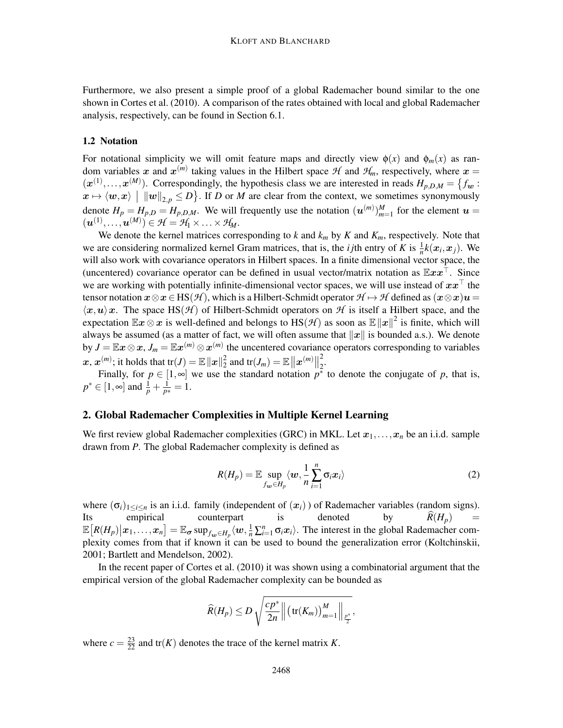Furthermore, we also present a simple proof of a global Rademacher bound similar to the one shown in Cortes et al. (2010). A comparison of the rates obtained with local and global Rademacher analysis, respectively, can be found in Section 6.1.

### 1.2 Notation

For notational simplicity we will omit feature maps and directly view $\phi(x)$ and $\phi_m(x)$ as random variables $\boldsymbol{x}$ and $\boldsymbol{x}^{(m)}$ taking values in the Hilbert space $\mathcal{H}$ and $\mathcal{H}_m$, respectively, where $\boldsymbol{x} = (\boldsymbol{x}^{(1)}, \ldots, \boldsymbol{x}^{(M)})$. Correspondingly, the hypothesis class we are interested in reads $H_{p,D,M} = \{ f_{\boldsymbol{w}} : \boldsymbol{x} \mapsto \langle \boldsymbol{w}, \boldsymbol{x} \rangle \mid \|\boldsymbol{w}\|_{2,p} \leq D \}$. If $D$ or $M$ are clear from the context, we sometimes synonymously denote $H_p = H_{p,D} = H_{p,D,M}$. We will frequently use the notation $(\boldsymbol{u}^{(m)})_{m=1}^M$ for the element $\boldsymbol{u} = (\boldsymbol{u}^{(1)}, \ldots, \boldsymbol{u}^{(M)}) \in \mathcal{H} = \mathcal{H}_1 \times \ldots \times \mathcal{H}_M$.

We denote the kernel matrices corresponding to $k$ and $k_m$ by $K$ and $K_m$, respectively. Note that we are considering normalized kernel Gram matrices, that is, the $ij$th entry of $K$ is $\frac{1}{n}k(\boldsymbol{x}_i, \boldsymbol{x}_j)$. We will also work with covariance operators in Hilbert spaces. In a finite dimensional vector space, the (uncentered) covariance operator can be defined in usual vector/matrix notation as $\mathbb{E}\boldsymbol{x}\boldsymbol{x}^\top$. Since we are working with potentially infinite-dimensional vector spaces, we will use instead of $\boldsymbol{x}\boldsymbol{x}^\top$ the tensor notation $\boldsymbol{x} \otimes \boldsymbol{x} \in \mathrm{HS}(\mathcal{H})$, which is a Hilbert-Schmidt operator $\mathcal{H} \mapsto \mathcal{H}$ defined as $(\boldsymbol{x} \otimes \boldsymbol{x})\boldsymbol{u} = \langle \boldsymbol{x}, \boldsymbol{u} \rangle \boldsymbol{x}$. The space $\mathrm{HS}(\mathcal{H})$ of Hilbert-Schmidt operators on $\mathcal{H}$ is itself a Hilbert space, and the expectation $\mathbb{E}\boldsymbol{x} \otimes \boldsymbol{x}$ is well-defined and belongs to $\mathrm{HS}(\mathcal{H})$ as soon as $\mathbb{E}\|\boldsymbol{x}\|^2$ is finite, which will always be assumed (as a matter of fact, we will often assume that $\|\boldsymbol{x}\|$ is bounded a.s.). We denote by $J = \mathbb{E}\boldsymbol{x} \otimes \boldsymbol{x}$, $J_m = \mathbb{E}\boldsymbol{x}^{(m)} \otimes \boldsymbol{x}^{(m)}$ the uncentered covariance operators corresponding to variables $\boldsymbol{x}$, $\boldsymbol{x}^{(m)}$; it holds that $\mathrm{tr}(J) = \mathbb{E}\|\boldsymbol{x}\|_2^2$ and $\mathrm{tr}(J_m) = \mathbb{E}\left\|\boldsymbol{x}^{(m)}\right\|_2^2$.

Finally, for $p \in [1, \infty]$ we use the standard notation $p^*$ to denote the conjugate of $p$, that is, $p^* \in [1, \infty]$ and $\frac{1}{p} + \frac{1}{p^*} = 1$.

## 2. Global Rademacher Complexities in Multiple Kernel Learning

We first review global Rademacher complexities (GRC) in MKL. Let $\boldsymbol{x}_1, \ldots, \boldsymbol{x}_n$ be an i.i.d. sample drawn from $P$. The global Rademacher complexity is defined as

$$R(H_p) = \mathbb{E} \sup_{f_{\boldsymbol{w}} \in H_p} \langle \boldsymbol{w}, \frac{1}{n}\sum_{i=1}^n \sigma_i \boldsymbol{x}_i \rangle \tag{2}$$

where $(\sigma_i)_{1 \leq i \leq n}$ is an i.i.d. family (independent of $(\boldsymbol{x}_i)$ ) of Rademacher variables (random signs). Its empirical counterpart is denoted by $\widehat{R}(H_p) = \mathbb{E}\big[R(H_p)\big|\boldsymbol{x}_1, \ldots, \boldsymbol{x}_n\big] = \mathbb{E}_{\boldsymbol{\sigma}} \sup_{f_{\boldsymbol{w}} \in H_p} \langle \boldsymbol{w}, \frac{1}{n}\sum_{i=1}^n \sigma_i \boldsymbol{x}_i \rangle$. The interest in the global Rademacher complexity comes from that if known it can be used to bound the generalization error (Koltchinskii, 2001; Bartlett and Mendelson, 2002).

In the recent paper of Cortes et al. (2010) it was shown using a combinatorial argument that the empirical version of the global Rademacher complexity can be bounded as

$$\widehat{R}(H_p) \leq D\sqrt{\frac{cp^*}{2n}\left\|\big(\mathrm{tr}(K_m)\big)_{m=1}^M\right\|_{\frac{p^*}{2}}},$$

where $c = \frac{23}{22}$ and $\mathrm{tr}(K)$ denotes the trace of the kernel matrix $K$.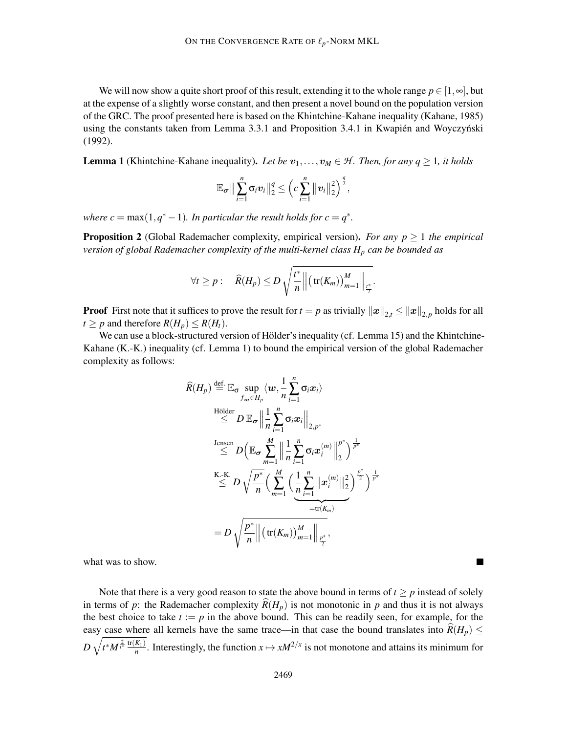We will now show a quite short proof of this result, extending it to the whole range $p \in [1,\infty]$, but at the expense of a slightly worse constant, and then present a novel bound on the population version of the GRC. The proof presented here is based on the Khintchine-Kahane inequality (Kahane, 1985) using the constants taken from Lemma 3.3.1 and Proposition 3.4.1 in Kwapién and Woyczyński (1992).

**Lemma 1** (Khintchine-Kahane inequality). *Let be $\boldsymbol{v}_1,\ldots,\boldsymbol{v}_M \in \mathcal{H}$. Then, for any $q \geq 1$, it holds*

$$\mathbb{E}_{\boldsymbol{\sigma}} \Big\| \sum_{i=1}^{n} \sigma_i \boldsymbol{v}_i \Big\|_2^q \leq \Big( c \sum_{i=1}^{n} \big\| \boldsymbol{v}_i \big\|_2^2 \Big)^{\frac{q}{2}},$$

*where $c = \max(1, q^*-1)$. In particular the result holds for $c = q^*$.*

**Proposition 2** (Global Rademacher complexity, empirical version). *For any $p \geq 1$ the empirical version of global Rademacher complexity of the multi-kernel class $H_p$ can be bounded as*

$$\forall t \geq p: \quad \widehat{R}(H_p) \leq D \sqrt{\frac{t^*}{n} \Big\| \big(\mathrm{tr}(K_m)\big)_{m=1}^M \Big\|_{\frac{t^*}{2}}}.$$

**Proof** First note that it suffices to prove the result for $t = p$ as trivially $\|\boldsymbol{x}\|_{2,t} \leq \|\boldsymbol{x}\|_{2,p}$ holds for all $t \geq p$ and therefore $R(H_p) \leq R(H_t)$.

We can use a block-structured version of Hölder's inequality (cf. Lemma 15) and the Khintchine-Kahane (K.-K.) inequality (cf. Lemma 1) to bound the empirical version of the global Rademacher complexity as follows:

$$\begin{aligned}
\widehat{R}(H_p) &\stackrel{\text{def.}}{=} \mathbb{E}_{\sigma} \sup_{f_{\boldsymbol{w}} \in H_p} \langle \boldsymbol{w}, \frac{1}{n} \sum_{i=1}^{n} \sigma_i \boldsymbol{x}_i \rangle \\
&\stackrel{\text{Hölder}}{\leq} D \, \mathbb{E}_{\boldsymbol{\sigma}} \Big\| \frac{1}{n} \sum_{i=1}^{n} \sigma_i \boldsymbol{x}_i \Big\|_{2,p^*} \\
&\stackrel{\text{Jensen}}{\leq} D \Big( \mathbb{E}_{\boldsymbol{\sigma}} \sum_{m=1}^{M} \Big\| \frac{1}{n} \sum_{i=1}^{n} \sigma_i \boldsymbol{x}_i^{(m)} \Big\|_2^{p^*} \Big)^{\frac{1}{p^*}} \\
&\stackrel{\text{K.-K.}}{\leq} D \sqrt{\frac{p^*}{n}} \Big( \sum_{m=1}^{M} \Big( \underbrace{\frac{1}{n} \sum_{i=1}^{n} \big\| \boldsymbol{x}_i^{(m)} \big\|_2^2}_{=\mathrm{tr}(K_m)} \Big)^{\frac{p^*}{2}} \Big)^{\frac{1}{p^*}} \\
&= D \sqrt{\frac{p^*}{n} \Big\| \big(\mathrm{tr}(K_m)\big)_{m=1}^M \Big\|_{\frac{p^*}{2}}},
\end{aligned}$$

what was to show. ∎

Note that there is a very good reason to state the above bound in terms of $t \geq p$ instead of solely in terms of $p$: the Rademacher complexity $\widehat{R}(H_p)$ is not monotonic in $p$ and thus it is not always the best choice to take $t := p$ in the above bound. This can be readily seen, for example, for the easy case where all kernels have the same trace—in that case the bound translates into $\widehat{R}(H_p) \leq D \sqrt{t^* M^{\frac{2}{t^*}} \frac{\mathrm{tr}(K_1)}{n}}$. Interestingly, the function $x \mapsto x M^{2/x}$ is not monotone and attains its minimum for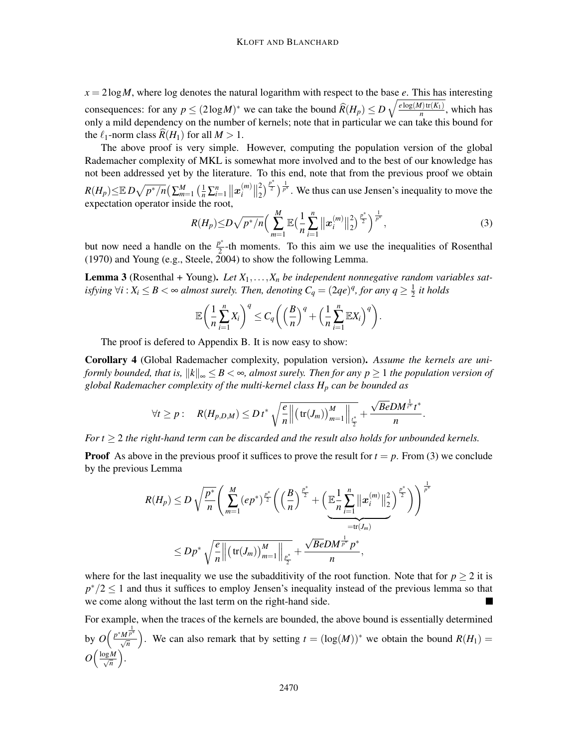$x = 2\log M$, where log denotes the natural logarithm with respect to the base $e$. This has interesting consequences: for any $p \leq (2\log M)^*$ we can take the bound $\widehat{R}(H_p) \leq D\sqrt{\frac{e\log(M)\operatorname{tr}(K_1)}{n}}$, which has only a mild dependency on the number of kernels; note that in particular we can take this bound for the $\ell_1$-norm class $\widehat{R}(H_1)$ for all $M > 1$.

The above proof is very simple. However, computing the population version of the global Rademacher complexity of MKL is somewhat more involved and to the best of our knowledge has not been addressed yet by the literature. To this end, note that from the previous proof we obtain $R(H_p) \leq \mathbb{E}\, D\sqrt{p^*/n}\Big(\sum_{m=1}^{M}\big(\frac{1}{n}\sum_{i=1}^{n}\big\|\boldsymbol{x}_i^{(m)}\big\|_2^2\big)^{\frac{p^*}{2}}\Big)^{\frac{1}{p^*}}$. We thus can use Jensen's inequality to move the expectation operator inside the root,

$$R(H_p) \leq D\sqrt{p^*/n}\Big(\sum_{m=1}^{M}\mathbb{E}\big(\frac{1}{n}\sum_{i=1}^{n}\big\|\boldsymbol{x}_i^{(m)}\big\|_2^2\big)^{\frac{p^*}{2}}\Big)^{\frac{1}{p^*}}, \tag{3}$$

but now need a handle on the $\frac{p^*}{2}$-th moments. To this aim we use the inequalities of Rosenthal (1970) and Young (e.g., Steele, 2004) to show the following Lemma.

**Lemma 3** (Rosenthal + Young). *Let $X_1, \ldots, X_n$ be independent nonnegative random variables satisfying $\forall i : X_i \leq B < \infty$ almost surely. Then, denoting $C_q = (2qe)^q$, for any $q \geq \frac{1}{2}$ it holds*

$$\mathbb{E}\left(\frac{1}{n}\sum_{i=1}^{n}X_i\right)^q \leq C_q\left(\Big(\frac{B}{n}\Big)^q + \Big(\frac{1}{n}\sum_{i=1}^{n}\mathbb{E}X_i\Big)^q\right).$$

The proof is defered to Appendix B. It is now easy to show:

**Corollary 4** (Global Rademacher complexity, population version). *Assume the kernels are uniformly bounded, that is, $\|k\|_\infty \leq B < \infty$, almost surely. Then for any $p \geq 1$ the population version of global Rademacher complexity of the multi-kernel class $H_p$ can be bounded as*

$$\forall t \geq p: \quad R(H_{p,D,M}) \leq D\, t^* \sqrt{\frac{e}{n}\Big\|\big(\operatorname{tr}(J_m)\big)_{m=1}^{M}\Big\|_{\frac{t^*}{2}}} + \frac{\sqrt{Be}DM^{\frac{1}{t^*}}t^*}{n}.$$

*For $t \geq 2$ the right-hand term can be discarded and the result also holds for unbounded kernels.*

**Proof** As above in the previous proof it suffices to prove the result for $t = p$. From (3) we conclude by the previous Lemma

$$R(H_p) \leq D\sqrt{\frac{p^*}{n}}\left(\sum_{m=1}^{M}(ep^*)^{\frac{p^*}{2}}\left(\Big(\frac{B}{n}\Big)^{\frac{p^*}{2}} + \Big(\underbrace{\mathbb{E}\frac{1}{n}\sum_{i=1}^{n}\big\|\boldsymbol{x}_i^{(m)}\big\|_2^2}_{=\operatorname{tr}(J_m)}\Big)^{\frac{p^*}{2}}\right)\right)^{\frac{1}{p^*}}$$

$$\leq Dp^*\sqrt{\frac{e}{n}\Big\|\big(\operatorname{tr}(J_m)\big)_{m=1}^{M}\Big\|_{\frac{p^*}{2}}} + \frac{\sqrt{Be}DM^{\frac{1}{p^*}}p^*}{n},$$

where for the last inequality we use the subadditivity of the root function. Note that for $p \geq 2$ it is $p^*/2 \leq 1$ and thus it suffices to employ Jensen's inequality instead of the previous lemma so that we come along without the last term on the right-hand side. ■

For example, when the traces of the kernels are bounded, the above bound is essentially determined by $O\Big(\frac{p^*M^{\frac{1}{p^*}}}{\sqrt{n}}\Big)$. We can also remark that by setting $t = (\log(M))^*$ we obtain the bound $R(H_1) = O\Big(\frac{\log M}{\sqrt{n}}\Big)$.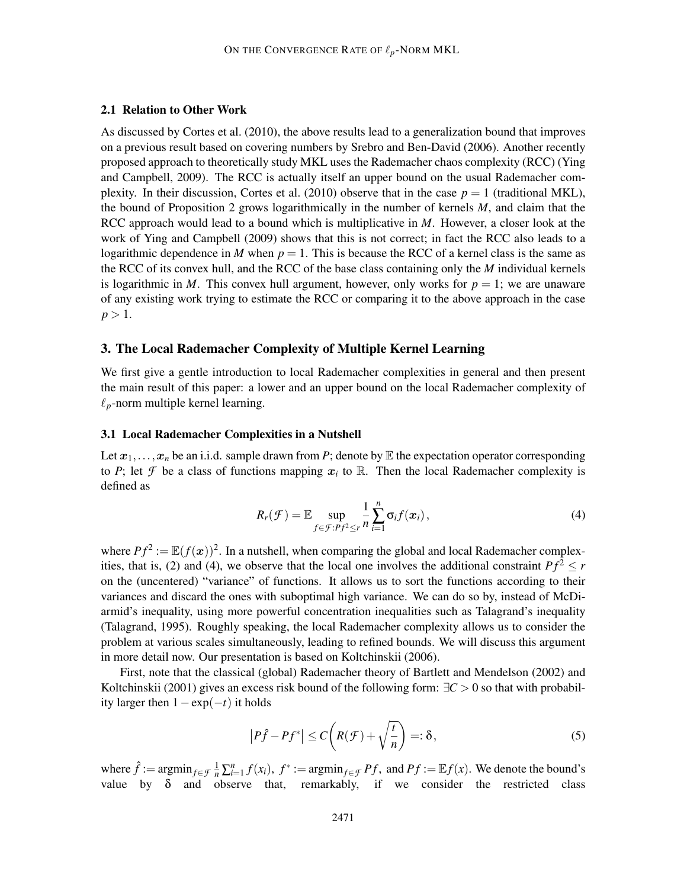### 2.1 Relation to Other Work

As discussed by Cortes et al. (2010), the above results lead to a generalization bound that improves on a previous result based on covering numbers by Srebro and Ben-David (2006). Another recently proposed approach to theoretically study MKL uses the Rademacher chaos complexity (RCC) (Ying and Campbell, 2009). The RCC is actually itself an upper bound on the usual Rademacher complexity. In their discussion, Cortes et al. (2010) observe that in the case $p = 1$ (traditional MKL), the bound of Proposition 2 grows logarithmically in the number of kernels $M$, and claim that the RCC approach would lead to a bound which is multiplicative in $M$. However, a closer look at the work of Ying and Campbell (2009) shows that this is not correct; in fact the RCC also leads to a logarithmic dependence in $M$ when $p = 1$. This is because the RCC of a kernel class is the same as the RCC of its convex hull, and the RCC of the base class containing only the $M$ individual kernels is logarithmic in $M$. This convex hull argument, however, only works for $p = 1$; we are unaware of any existing work trying to estimate the RCC or comparing it to the above approach in the case $p > 1$.

## 3. The Local Rademacher Complexity of Multiple Kernel Learning

We first give a gentle introduction to local Rademacher complexities in general and then present the main result of this paper: a lower and an upper bound on the local Rademacher complexity of $\ell_p$-norm multiple kernel learning.

### 3.1 Local Rademacher Complexities in a Nutshell

Let $\boldsymbol{x}_1, \ldots, \boldsymbol{x}_n$ be an i.i.d. sample drawn from $P$; denote by $\mathbb{E}$ the expectation operator corresponding to $P$; let $\mathcal{F}$ be a class of functions mapping $\boldsymbol{x}_i$ to $\mathbb{R}$. Then the local Rademacher complexity is defined as

$$R_r(\mathcal{F}) = \mathbb{E} \sup_{f \in \mathcal{F}: Pf^2 \leq r} \frac{1}{n} \sum_{i=1}^{n} \sigma_i f(\boldsymbol{x}_i), \tag{4}$$

where $Pf^2 := \mathbb{E}(f(\boldsymbol{x}))^2$. In a nutshell, when comparing the global and local Rademacher complexities, that is, (2) and (4), we observe that the local one involves the additional constraint $Pf^2 \leq r$ on the (uncentered) "variance" of functions. It allows us to sort the functions according to their variances and discard the ones with suboptimal high variance. We can do so by, instead of McDiarmid's inequality, using more powerful concentration inequalities such as Talagrand's inequality (Talagrand, 1995). Roughly speaking, the local Rademacher complexity allows us to consider the problem at various scales simultaneously, leading to refined bounds. We will discuss this argument in more detail now. Our presentation is based on Koltchinskii (2006).

First, note that the classical (global) Rademacher theory of Bartlett and Mendelson (2002) and Koltchinskii (2001) gives an excess risk bound of the following form: $\exists C > 0$ so that with probability larger then $1 - \exp(-t)$ it holds

$$\left| P\hat{f} - Pf^* \right| \leq C \left( R(\mathcal{F}) + \sqrt{\frac{t}{n}} \right) =: \delta, \tag{5}$$

where $\hat{f} := \operatorname{argmin}_{f \in \mathcal{F}} \frac{1}{n} \sum_{i=1}^{n} f(x_i)$, $f^* := \operatorname{argmin}_{f \in \mathcal{F}} Pf$, and $Pf := \mathbb{E}f(x)$. We denote the bound's value by $\delta$ and observe that, remarkably, if we consider the restricted class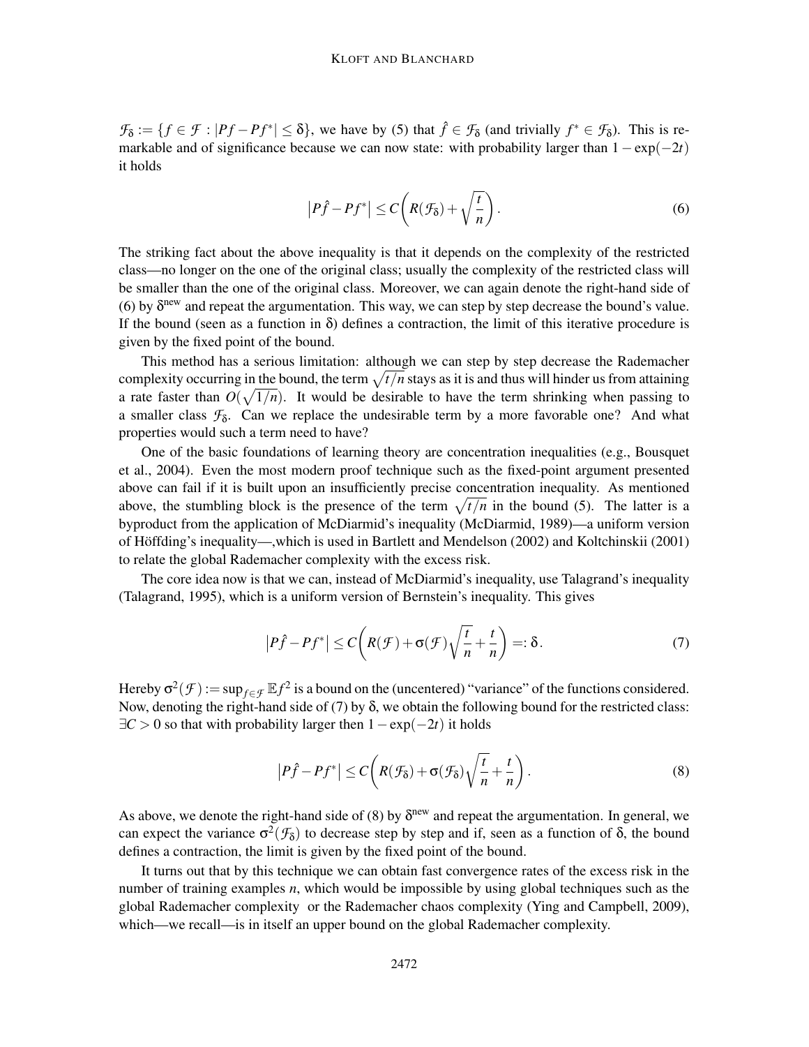$\mathcal{F}_\delta := \{f \in \mathcal{F} : |Pf - Pf^*| \leq \delta\}$, we have by (5) that $\hat{f} \in \mathcal{F}_\delta$ (and trivially $f^* \in \mathcal{F}_\delta$). This is remarkable and of significance because we can now state: with probability larger than $1 - \exp(-2t)$ it holds

$$\left|P\hat{f} - Pf^*\right| \leq C\left(R(\mathcal{F}_\delta) + \sqrt{\frac{t}{n}}\right). \tag{6}$$

The striking fact about the above inequality is that it depends on the complexity of the restricted class—no longer on the one of the original class; usually the complexity of the restricted class will be smaller than the one of the original class. Moreover, we can again denote the right-hand side of (6) by $\delta^{\text{new}}$ and repeat the argumentation. This way, we can step by step decrease the bound's value. If the bound (seen as a function in $\delta$) defines a contraction, the limit of this iterative procedure is given by the fixed point of the bound.

This method has a serious limitation: although we can step by step decrease the Rademacher complexity occurring in the bound, the term $\sqrt{t/n}$ stays as it is and thus will hinder us from attaining a rate faster than $O(\sqrt{1/n})$. It would be desirable to have the term shrinking when passing to a smaller class $\mathcal{F}_\delta$. Can we replace the undesirable term by a more favorable one? And what properties would such a term need to have?

One of the basic foundations of learning theory are concentration inequalities (e.g., Bousquet et al., 2004). Even the most modern proof technique such as the fixed-point argument presented above can fail if it is built upon an insufficiently precise concentration inequality. As mentioned above, the stumbling block is the presence of the term $\sqrt{t/n}$ in the bound (5). The latter is a byproduct from the application of McDiarmid's inequality (McDiarmid, 1989)—a uniform version of Höffding's inequality—,which is used in Bartlett and Mendelson (2002) and Koltchinskii (2001) to relate the global Rademacher complexity with the excess risk.

The core idea now is that we can, instead of McDiarmid's inequality, use Talagrand's inequality (Talagrand, 1995), which is a uniform version of Bernstein's inequality. This gives

$$\left|P\hat{f} - Pf^*\right| \leq C\left(R(\mathcal{F}) + \sigma(\mathcal{F})\sqrt{\frac{t}{n}} + \frac{t}{n}\right) =: \delta. \tag{7}$$

Hereby $\sigma^2(\mathcal{F}) := \sup_{f\in\mathcal{F}} \mathbb{E}f^2$ is a bound on the (uncentered) "variance" of the functions considered. Now, denoting the right-hand side of (7) by $\delta$, we obtain the following bound for the restricted class: $\exists C > 0$ so that with probability larger then $1 - \exp(-2t)$ it holds

$$\left|P\hat{f} - Pf^*\right| \leq C\left(R(\mathcal{F}_\delta) + \sigma(\mathcal{F}_\delta)\sqrt{\frac{t}{n}} + \frac{t}{n}\right). \tag{8}$$

As above, we denote the right-hand side of (8) by $\delta^{\text{new}}$ and repeat the argumentation. In general, we can expect the variance $\sigma^2(\mathcal{F}_\delta)$ to decrease step by step and if, seen as a function of $\delta$, the bound defines a contraction, the limit is given by the fixed point of the bound.

It turns out that by this technique we can obtain fast convergence rates of the excess risk in the number of training examples $n$, which would be impossible by using global techniques such as the global Rademacher complexity or the Rademacher chaos complexity (Ying and Campbell, 2009), which—we recall—is in itself an upper bound on the global Rademacher complexity.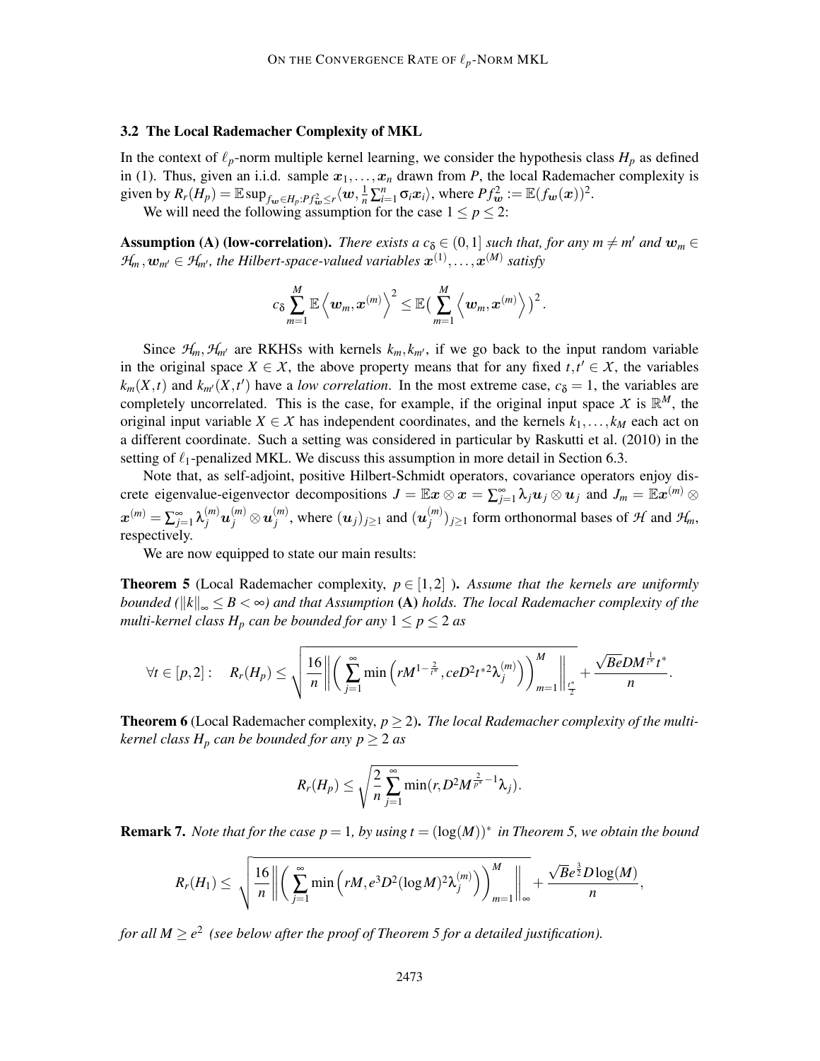### 3.2 The Local Rademacher Complexity of MKL

In the context of $\ell_p$-norm multiple kernel learning, we consider the hypothesis class $H_p$ as defined in (1). Thus, given an i.i.d. sample $\boldsymbol{x}_1, \ldots, \boldsymbol{x}_n$ drawn from $P$, the local Rademacher complexity is given by $R_r(H_p) = \mathbb{E} \sup_{f_{\boldsymbol{w}} \in H_p : Pf_{\boldsymbol{w}}^2 \leq r} \langle \boldsymbol{w}, \frac{1}{n}\sum_{i=1}^n \sigma_i \boldsymbol{x}_i \rangle$, where $Pf_{\boldsymbol{w}}^2 := \mathbb{E}(f_{\boldsymbol{w}}(\boldsymbol{x}))^2$.

We will need the following assumption for the case $1 \leq p \leq 2$:

**Assumption (A) (low-correlation).** *There exists a $c_\delta \in (0,1]$ such that, for any $m \neq m'$ and $\boldsymbol{w}_m \in \mathcal{H}_m, \boldsymbol{w}_{m'} \in \mathcal{H}_{m'}$, the Hilbert-space-valued variables $\boldsymbol{x}^{(1)}, \ldots, \boldsymbol{x}^{(M)}$ satisfy*

$$c_\delta \sum_{m=1}^M \mathbb{E}\left\langle \boldsymbol{w}_m, \boldsymbol{x}^{(m)} \right\rangle^2 \leq \mathbb{E}\Big(\sum_{m=1}^M \left\langle \boldsymbol{w}_m, \boldsymbol{x}^{(m)} \right\rangle\Big)^2.$$

Since $\mathcal{H}_m, \mathcal{H}_{m'}$ are RKHSs with kernels $k_m, k_{m'}$, if we go back to the input random variable in the original space $X \in \mathcal{X}$, the above property means that for any fixed $t, t' \in \mathcal{X}$, the variables $k_m(X,t)$ and $k_{m'}(X,t')$ have a *low correlation*. In the most extreme case, $c_\delta = 1$, the variables are completely uncorrelated. This is the case, for example, if the original input space $\mathcal{X}$ is $\mathbb{R}^M$, the original input variable $X \in \mathcal{X}$ has independent coordinates, and the kernels $k_1, \ldots, k_M$ each act on a different coordinate. Such a setting was considered in particular by Raskutti et al. (2010) in the setting of $\ell_1$-penalized MKL. We discuss this assumption in more detail in Section 6.3.

Note that, as self-adjoint, positive Hilbert-Schmidt operators, covariance operators enjoy discrete eigenvalue-eigenvector decompositions $J = \mathbb{E}\boldsymbol{x} \otimes \boldsymbol{x} = \sum_{j=1}^\infty \lambda_j \boldsymbol{u}_j \otimes \boldsymbol{u}_j$ and $J_m = \mathbb{E}\boldsymbol{x}^{(m)} \otimes \boldsymbol{x}^{(m)} = \sum_{j=1}^\infty \lambda_j^{(m)} \boldsymbol{u}_j^{(m)} \otimes \boldsymbol{u}_j^{(m)}$, where $(\boldsymbol{u}_j)_{j\geq 1}$ and $(\boldsymbol{u}_j^{(m)})_{j \geq 1}$ form orthonormal bases of $\mathcal{H}$ and $\mathcal{H}_m$, respectively.

We are now equipped to state our main results:

**Theorem 5** (Local Rademacher complexity, $p \in [1,2]$ ). *Assume that the kernels are uniformly bounded ($\|k\|_\infty \leq B < \infty$) and that Assumption* **(A)** *holds. The local Rademacher complexity of the multi-kernel class $H_p$ can be bounded for any $1 \leq p \leq 2$ as*

$$\forall t \in [p,2]: \quad R_r(H_p) \leq \sqrt{\frac{16}{n}\left\| \Big( \sum_{j=1}^\infty \min\Big(rM^{1-\frac{2}{t^*}}, ceD^2 t^{*2} \lambda_j^{(m)}\Big)\Big)_{m=1}^M \right\|_{\frac{t^*}{2}}} + \frac{\sqrt{B}eDM^{\frac{1}{t^*}} t^*}{n}.$$

**Theorem 6** (Local Rademacher complexity, $p \geq 2$). *The local Rademacher complexity of the multi-kernel class $H_p$ can be bounded for any $p \geq 2$ as*

$$R_r(H_p) \leq \sqrt{\frac{2}{n}\sum_{j=1}^\infty \min(r, D^2 M^{\frac{2}{p^*}-1}\lambda_j)}.$$

**Remark 7.** *Note that for the case $p=1$, by using $t = (\log(M))^*$ in Theorem 5, we obtain the bound*

$$R_r(H_1) \leq \sqrt{\frac{16}{n}\left\| \Big( \sum_{j=1}^\infty \min\Big(rM, e^3 D^2 (\log M)^2 \lambda_j^{(m)}\Big)\Big)_{m=1}^M \right\|_\infty} + \frac{\sqrt{B}e^{\frac{3}{2}} D \log(M)}{n},$$

*for all $M \geq e^2$ (see below after the proof of Theorem 5 for a detailed justification).*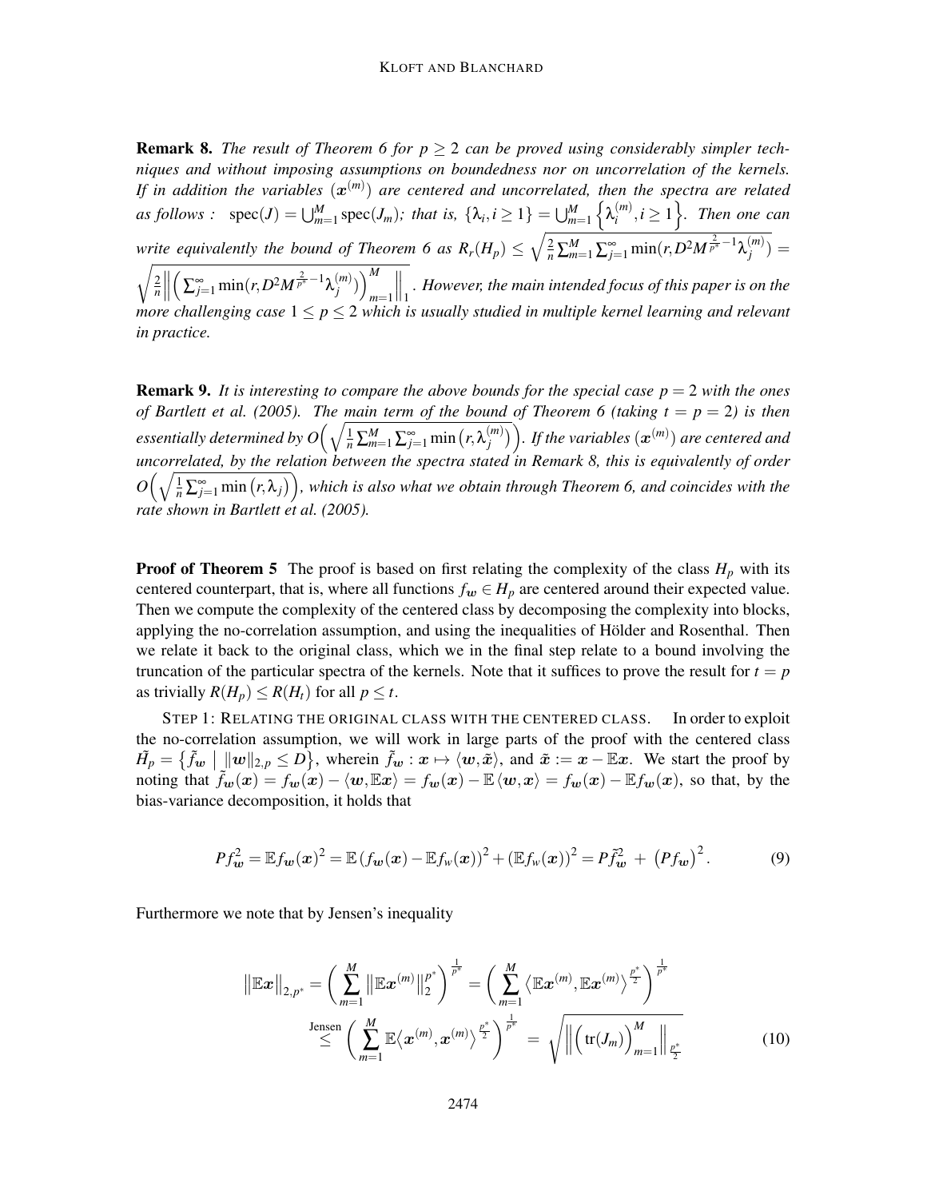**Remark 8.** *The result of Theorem 6 for $p \geq 2$ can be proved using considerably simpler techniques and without imposing assumptions on boundedness nor on uncorrelation of the kernels. If in addition the variables $(\boldsymbol{x}^{(m)})$ are centered and uncorrelated, then the spectra are related as follows : $\operatorname{spec}(J) = \bigcup_{m=1}^{M} \operatorname{spec}(J_m)$; that is, $\{\lambda_i, i \geq 1\} = \bigcup_{m=1}^{M} \left\{\lambda_i^{(m)}, i \geq 1\right\}$. Then one can write equivalently the bound of Theorem 6 as $R_r(H_p) \leq \sqrt{\frac{2}{n} \sum_{m=1}^{M} \sum_{j=1}^{\infty} \min(r, D^2 M^{\frac{2}{p^*}-1} \lambda_j^{(m)})} = \sqrt{\frac{2}{n} \left\| \left( \sum_{j=1}^{\infty} \min(r, D^2 M^{\frac{2}{p^*}-1} \lambda_j^{(m)}) \right)_{m=1}^{M} \right\|_1}$. However, the main intended focus of this paper is on the more challenging case $1 \leq p \leq 2$ which is usually studied in multiple kernel learning and relevant in practice.*

**Remark 9.** *It is interesting to compare the above bounds for the special case $p = 2$ with the ones of Bartlett et al. (2005). The main term of the bound of Theorem 6 (taking $t = p = 2$) is then essentially determined by $O\Big(\sqrt{\frac{1}{n} \sum_{m=1}^{M} \sum_{j=1}^{\infty} \min\big(r, \lambda_j^{(m)}\big)}\Big)$. If the variables $(\boldsymbol{x}^{(m)})$ are centered and uncorrelated, by the relation between the spectra stated in Remark 8, this is equivalently of order $O\Big(\sqrt{\frac{1}{n} \sum_{j=1}^{\infty} \min\big(r, \lambda_j\big)}\Big)$, which is also what we obtain through Theorem 6, and coincides with the rate shown in Bartlett et al. (2005).*

**Proof of Theorem 5** The proof is based on first relating the complexity of the class $H_p$ with its centered counterpart, that is, where all functions $f_{\boldsymbol{w}} \in H_p$ are centered around their expected value. Then we compute the complexity of the centered class by decomposing the complexity into blocks, applying the no-correlation assumption, and using the inequalities of Hölder and Rosenthal. Then we relate it back to the original class, which we in the final step relate to a bound involving the truncation of the particular spectra of the kernels. Note that it suffices to prove the result for $t = p$ as trivially $R(H_p) \leq R(H_t)$ for all $p \leq t$.

STEP 1: RELATING THE ORIGINAL CLASS WITH THE CENTERED CLASS. In order to exploit the no-correlation assumption, we will work in large parts of the proof with the centered class $\tilde{H}_p = \big\{\tilde{f}_{\boldsymbol{w}} \;\big|\; \|\boldsymbol{w}\|_{2,p} \leq D\big\}$, wherein $\tilde{f}_{\boldsymbol{w}} : \boldsymbol{x} \mapsto \langle \boldsymbol{w}, \tilde{\boldsymbol{x}} \rangle$, and $\tilde{\boldsymbol{x}} := \boldsymbol{x} - \mathbb{E}\boldsymbol{x}$. We start the proof by noting that $\tilde{f}_{\boldsymbol{w}}(\boldsymbol{x}) = f_{\boldsymbol{w}}(\boldsymbol{x}) - \langle \boldsymbol{w}, \mathbb{E}\boldsymbol{x} \rangle = f_{\boldsymbol{w}}(\boldsymbol{x}) - \mathbb{E}\langle \boldsymbol{w}, \boldsymbol{x} \rangle = f_{\boldsymbol{w}}(\boldsymbol{x}) - \mathbb{E} f_{\boldsymbol{w}}(\boldsymbol{x})$, so that, by the bias-variance decomposition, it holds that

$$P f_{\boldsymbol{w}}^2 = \mathbb{E} f_{\boldsymbol{w}}(\boldsymbol{x})^2 = \mathbb{E}\left(f_{\boldsymbol{w}}(\boldsymbol{x}) - \mathbb{E} f_{w}(\boldsymbol{x})\right)^2 + \left(\mathbb{E} f_{w}(\boldsymbol{x})\right)^2 = P\tilde{f}_{\boldsymbol{w}}^2 \; + \; \left(P f_{\boldsymbol{w}}\right)^2. \tag{9}$$

Furthermore we note that by Jensen's inequality

$$\begin{aligned}
\left\|\mathbb{E}\boldsymbol{x}\right\|_{2,p^*} &= \left( \sum_{m=1}^{M} \left\|\mathbb{E}\boldsymbol{x}^{(m)}\right\|_2^{p^*} \right)^{\frac{1}{p^*}} = \left( \sum_{m=1}^{M} \left\langle \mathbb{E}\boldsymbol{x}^{(m)}, \mathbb{E}\boldsymbol{x}^{(m)} \right\rangle^{\frac{p^*}{2}} \right)^{\frac{1}{p^*}} \\
&\overset{\text{Jensen}}{\leq} \left( \sum_{m=1}^{M} \mathbb{E}\left\langle \boldsymbol{x}^{(m)}, \boldsymbol{x}^{(m)} \right\rangle^{\frac{p^*}{2}} \right)^{\frac{1}{p^*}} \;=\; \sqrt{\left\| \Big( \operatorname{tr}(J_m) \Big)_{m=1}^{M} \right\|_{\frac{p^*}{2}}}
\end{aligned} \tag{10}$$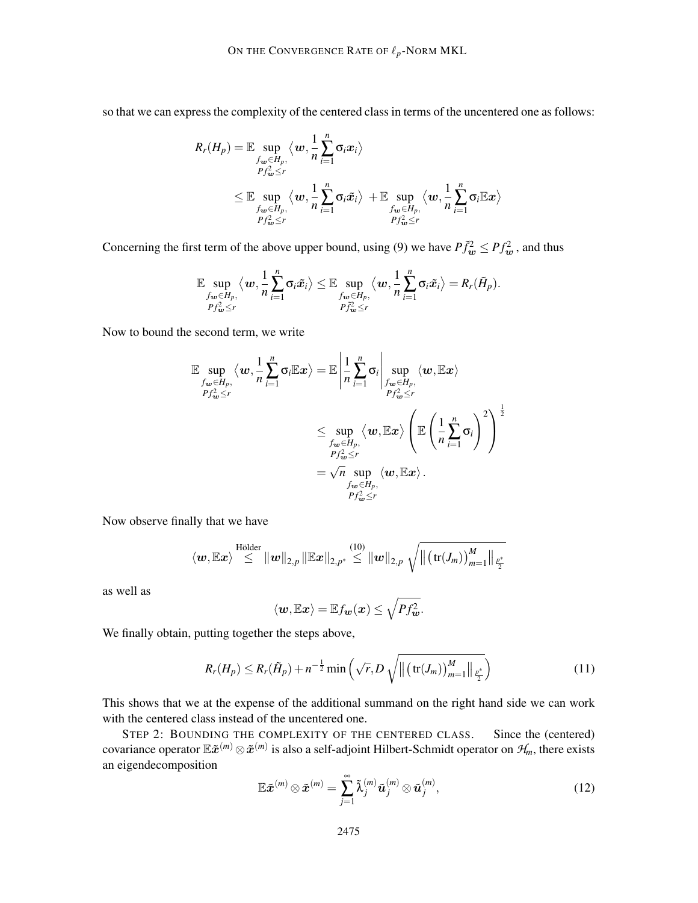so that we can express the complexity of the centered class in terms of the uncentered one as follows:

$$
\begin{aligned}
R_r(H_p) &= \mathbb{E} \sup_{\substack{f_{\boldsymbol{w}} \in H_p, \\ P f_{\boldsymbol{w}}^2 \leq r}} \left\langle \boldsymbol{w}, \frac{1}{n} \sum_{i=1}^{n} \sigma_i \boldsymbol{x}_i \right\rangle \\
&\leq \mathbb{E} \sup_{\substack{f_{\boldsymbol{w}} \in H_p, \\ P f_{\boldsymbol{w}}^2 \leq r}} \left\langle \boldsymbol{w}, \frac{1}{n} \sum_{i=1}^{n} \sigma_i \tilde{\boldsymbol{x}}_i \right\rangle + \mathbb{E} \sup_{\substack{f_{\boldsymbol{w}} \in H_p, \\ P f_{\boldsymbol{w}}^2 \leq r}} \left\langle \boldsymbol{w}, \frac{1}{n} \sum_{i=1}^{n} \sigma_i \mathbb{E} \boldsymbol{x} \right\rangle
\end{aligned}
$$

Concerning the first term of the above upper bound, using (9) we have $P\tilde{f}_{\boldsymbol{w}}^2 \leq P f_{\boldsymbol{w}}^2$, and thus

$$
\mathbb{E} \sup_{\substack{f_{\boldsymbol{w}} \in H_p, \\ P f_{\boldsymbol{w}}^2 \leq r}} \left\langle \boldsymbol{w}, \frac{1}{n} \sum_{i=1}^{n} \sigma_i \tilde{\boldsymbol{x}}_i \right\rangle \leq \mathbb{E} \sup_{\substack{f_{\boldsymbol{w}} \in H_p, \\ P \tilde{f}_{\boldsymbol{w}}^2 \leq r}} \left\langle \boldsymbol{w}, \frac{1}{n} \sum_{i=1}^{n} \sigma_i \tilde{\boldsymbol{x}}_i \right\rangle = R_r(\tilde{H}_p).
$$

Now to bound the second term, we write

$$
\begin{aligned}
\mathbb{E} \sup_{\substack{f_{\boldsymbol{w}} \in H_p, \\ P f_{\boldsymbol{w}}^2 \leq r}} \left\langle \boldsymbol{w}, \frac{1}{n} \sum_{i=1}^{n} \sigma_i \mathbb{E} \boldsymbol{x} \right\rangle &= \mathbb{E} \left| \frac{1}{n} \sum_{i=1}^{n} \sigma_i \right| \sup_{\substack{f_{\boldsymbol{w}} \in H_p, \\ P f_{\boldsymbol{w}}^2 \leq r}} \langle \boldsymbol{w}, \mathbb{E} \boldsymbol{x} \rangle \\
&\leq \sup_{\substack{f_{\boldsymbol{w}} \in H_p, \\ P f_{\boldsymbol{w}}^2 \leq r}} \left\langle \boldsymbol{w}, \mathbb{E} \boldsymbol{x} \right\rangle \left( \mathbb{E} \left( \frac{1}{n} \sum_{i=1}^{n} \sigma_i \right)^2 \right)^{\frac{1}{2}} \\
&= \sqrt{n} \sup_{\substack{f_{\boldsymbol{w}} \in H_p, \\ P f_{\boldsymbol{w}}^2 \leq r}} \langle \boldsymbol{w}, \mathbb{E} \boldsymbol{x} \rangle .
\end{aligned}
$$

Now observe finally that we have

$$
\langle \boldsymbol{w}, \mathbb{E} \boldsymbol{x} \rangle \overset{\text{Hölder}}{\leq} \|\boldsymbol{w}\|_{2,p} \|\mathbb{E} \boldsymbol{x}\|_{2,p^*} \overset{(10)}{\leq} \|\boldsymbol{w}\|_{2,p} \sqrt{\left\| \left( \operatorname{tr}(J_m) \right)_{m=1}^{M} \right\|_{\frac{p^*}{2}}}
$$

as well as

$$
\langle \boldsymbol{w}, \mathbb{E} \boldsymbol{x} \rangle = \mathbb{E} f_{\boldsymbol{w}}(\boldsymbol{x}) \leq \sqrt{P f_{\boldsymbol{w}}^2}.
$$

We finally obtain, putting together the steps above,

$$
R_r(H_p) \leq R_r(\tilde{H}_p) + n^{-\frac{1}{2}} \min \left( \sqrt{r}, D \sqrt{\left\| \left( \operatorname{tr}(J_m) \right)_{m=1}^{M} \right\|_{\frac{p^*}{2}}} \right) \tag{11}
$$

This shows that we at the expense of the additional summand on the right hand side we can work with the centered class instead of the uncentered one.

STEP 2: BOUNDING THE COMPLEXITY OF THE CENTERED CLASS. Since the (centered) covariance operator $\mathbb{E} \tilde{\boldsymbol{x}}^{(m)} \otimes \tilde{\boldsymbol{x}}^{(m)}$ is also a self-adjoint Hilbert-Schmidt operator on $\mathcal{H}_m$, there exists an eigendecomposition

$$
\mathbb{E} \tilde{\boldsymbol{x}}^{(m)} \otimes \tilde{\boldsymbol{x}}^{(m)} = \sum_{j=1}^{\infty} \tilde{\lambda}_j^{(m)} \tilde{\boldsymbol{u}}_j^{(m)} \otimes \tilde{\boldsymbol{u}}_j^{(m)}, \tag{12}
$$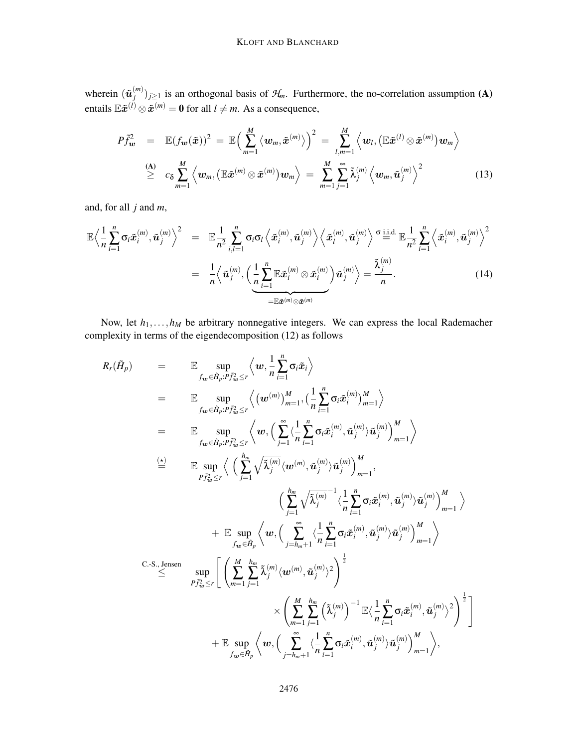wherein $(\tilde{\boldsymbol{u}}_j^{(m)})_{j\geq 1}$ is an orthogonal basis of $\mathcal{H}_m$. Furthermore, the no-correlation assumption **(A)** entails $\mathbb{E}\tilde{\boldsymbol{x}}^{(l)} \otimes \tilde{\boldsymbol{x}}^{(m)} = \mathbf{0}$ for all $l \neq m$. As a consequence,

$$
\begin{aligned}
P\tilde{f}_{\boldsymbol{w}}^2 &= \mathbb{E}(f_{\boldsymbol{w}}(\tilde{\boldsymbol{x}}))^2 = \mathbb{E}\Big(\sum_{m=1}^M \big\langle \boldsymbol{w}_m, \tilde{\boldsymbol{x}}^{(m)} \big\rangle\Big)^2 = \sum_{l,m=1}^M \Big\langle \boldsymbol{w}_l, \big(\mathbb{E}\tilde{\boldsymbol{x}}^{(l)} \otimes \tilde{\boldsymbol{x}}^{(m)}\big)\boldsymbol{w}_m \Big\rangle \\
&\overset{\textbf{(A)}}{\geq} c_\delta \sum_{m=1}^M \Big\langle \boldsymbol{w}_m, \big(\mathbb{E}\tilde{\boldsymbol{x}}^{(m)} \otimes \tilde{\boldsymbol{x}}^{(m)}\big)\boldsymbol{w}_m \Big\rangle = \sum_{m=1}^M \sum_{j=1}^\infty \tilde{\lambda}_j^{(m)} \Big\langle \boldsymbol{w}_m, \tilde{\boldsymbol{u}}_j^{(m)} \Big\rangle^2
\end{aligned} \tag{13}
$$

and, for all $j$ and $m$,

$$
\begin{aligned}
\mathbb{E}\Big\langle \frac{1}{n}\sum_{i=1}^n \sigma_i \tilde{\boldsymbol{x}}_i^{(m)}, \tilde{\boldsymbol{u}}_j^{(m)} \Big\rangle^2 &= \mathbb{E}\frac{1}{n^2}\sum_{i,l=1}^n \sigma_i \sigma_l \Big\langle \tilde{\boldsymbol{x}}_i^{(m)}, \tilde{\boldsymbol{u}}_j^{(m)} \Big\rangle \Big\langle \tilde{\boldsymbol{x}}_l^{(m)}, \tilde{\boldsymbol{u}}_j^{(m)} \Big\rangle \overset{\sigma \text{ i.i.d.}}{=} \mathbb{E}\frac{1}{n^2}\sum_{i=1}^n \Big\langle \tilde{\boldsymbol{x}}_i^{(m)}, \tilde{\boldsymbol{u}}_j^{(m)} \Big\rangle^2 \\
&= \frac{1}{n}\Big\langle \tilde{\boldsymbol{u}}_j^{(m)}, \underbrace{\Big(\frac{1}{n}\sum_{i=1}^n \mathbb{E}\tilde{\boldsymbol{x}}_i^{(m)} \otimes \tilde{\boldsymbol{x}}_i^{(m)}\Big)}_{=\mathbb{E}\tilde{\boldsymbol{x}}^{(m)} \otimes \tilde{\boldsymbol{x}}^{(m)}} \tilde{\boldsymbol{u}}_j^{(m)} \Big\rangle = \frac{\tilde{\lambda}_j^{(m)}}{n}.
\end{aligned} \tag{14}
$$

Now, let $h_1, \ldots, h_M$ be arbitrary nonnegative integers. We can express the local Rademacher complexity in terms of the eigendecomposition (12) as follows

$$
\begin{aligned}
R_r(\tilde{H}_p) &= \mathbb{E} \sup_{f_{\boldsymbol{w}} \in \tilde{H}_p : P\tilde{f}_{\boldsymbol{w}}^2 \leq r} \Big\langle \boldsymbol{w}, \frac{1}{n}\sum_{i=1}^n \sigma_i \tilde{\boldsymbol{x}}_i \Big\rangle \\
&= \mathbb{E} \sup_{f_{\boldsymbol{w}} \in \tilde{H}_p : P\tilde{f}_{\boldsymbol{w}}^2 \leq r} \Big\langle \big(\boldsymbol{w}^{(m)}\big)_{m=1}^M, \big(\frac{1}{n}\sum_{i=1}^n \sigma_i \tilde{\boldsymbol{x}}_i^{(m)}\big)_{m=1}^M \Big\rangle \\
&= \mathbb{E} \sup_{f_{\boldsymbol{w}} \in \tilde{H}_p : P\tilde{f}_{\boldsymbol{w}}^2 \leq r} \Big\langle \boldsymbol{w}, \Big(\sum_{j=1}^\infty \langle \frac{1}{n}\sum_{i=1}^n \sigma_i \tilde{\boldsymbol{x}}_i^{(m)}, \tilde{\boldsymbol{u}}_j^{(m)} \rangle \tilde{\boldsymbol{u}}_j^{(m)}\Big)_{m=1}^M \Big\rangle \\
&\overset{(\star)}{\leq} \mathbb{E} \sup_{P\tilde{f}_{\boldsymbol{w}}^2 \leq r} \Big\langle \Big(\sum_{j=1}^{h_m} \sqrt{\tilde{\lambda}_j^{(m)}} \langle \boldsymbol{w}^{(m)}, \tilde{\boldsymbol{u}}_j^{(m)} \rangle \tilde{\boldsymbol{u}}_j^{(m)}\Big)_{m=1}^M, \\
&\qquad\qquad \Big(\sum_{j=1}^{h_m} \sqrt{\tilde{\lambda}_j^{(m)}}^{-1} \langle \frac{1}{n}\sum_{i=1}^n \sigma_i \tilde{\boldsymbol{x}}_i^{(m)}, \tilde{\boldsymbol{u}}_j^{(m)} \rangle \tilde{\boldsymbol{u}}_j^{(m)}\Big)_{m=1}^M \Big\rangle \\
&\quad + \mathbb{E} \sup_{f_{\boldsymbol{w}} \in \tilde{H}_p} \Big\langle \boldsymbol{w}, \Big(\sum_{j=h_m+1}^\infty \langle \frac{1}{n}\sum_{i=1}^n \sigma_i \tilde{\boldsymbol{x}}_i^{(m)}, \tilde{\boldsymbol{u}}_j^{(m)} \rangle \tilde{\boldsymbol{u}}_j^{(m)}\Big)_{m=1}^M \Big\rangle \\
&\overset{\text{C.-S., Jensen}}{\leq} \sup_{P\tilde{f}_{\boldsymbol{w}}^2 \leq r} \Bigg[ \Bigg(\sum_{m=1}^M \sum_{j=1}^{h_m} \tilde{\lambda}_j^{(m)} \langle \boldsymbol{w}^{(m)}, \tilde{\boldsymbol{u}}_j^{(m)} \rangle^2\Bigg)^{\frac{1}{2}} \\
&\qquad\qquad \times \Bigg(\sum_{m=1}^M \sum_{j=1}^{h_m} \big(\tilde{\lambda}_j^{(m)}\big)^{-1} \mathbb{E}\Big\langle \frac{1}{n}\sum_{i=1}^n \sigma_i \tilde{\boldsymbol{x}}_i^{(m)}, \tilde{\boldsymbol{u}}_j^{(m)} \Big\rangle^2\Bigg)^{\frac{1}{2}} \Bigg] \\
&\quad + \mathbb{E} \sup_{f_{\boldsymbol{w}} \in \tilde{H}_p} \Big\langle \boldsymbol{w}, \Big(\sum_{j=h_m+1}^\infty \langle \frac{1}{n}\sum_{i=1}^n \sigma_i \tilde{\boldsymbol{x}}_i^{(m)}, \tilde{\boldsymbol{u}}_j^{(m)} \rangle \tilde{\boldsymbol{u}}_j^{(m)}\Big)_{m=1}^M \Big\rangle,
\end{aligned}
$$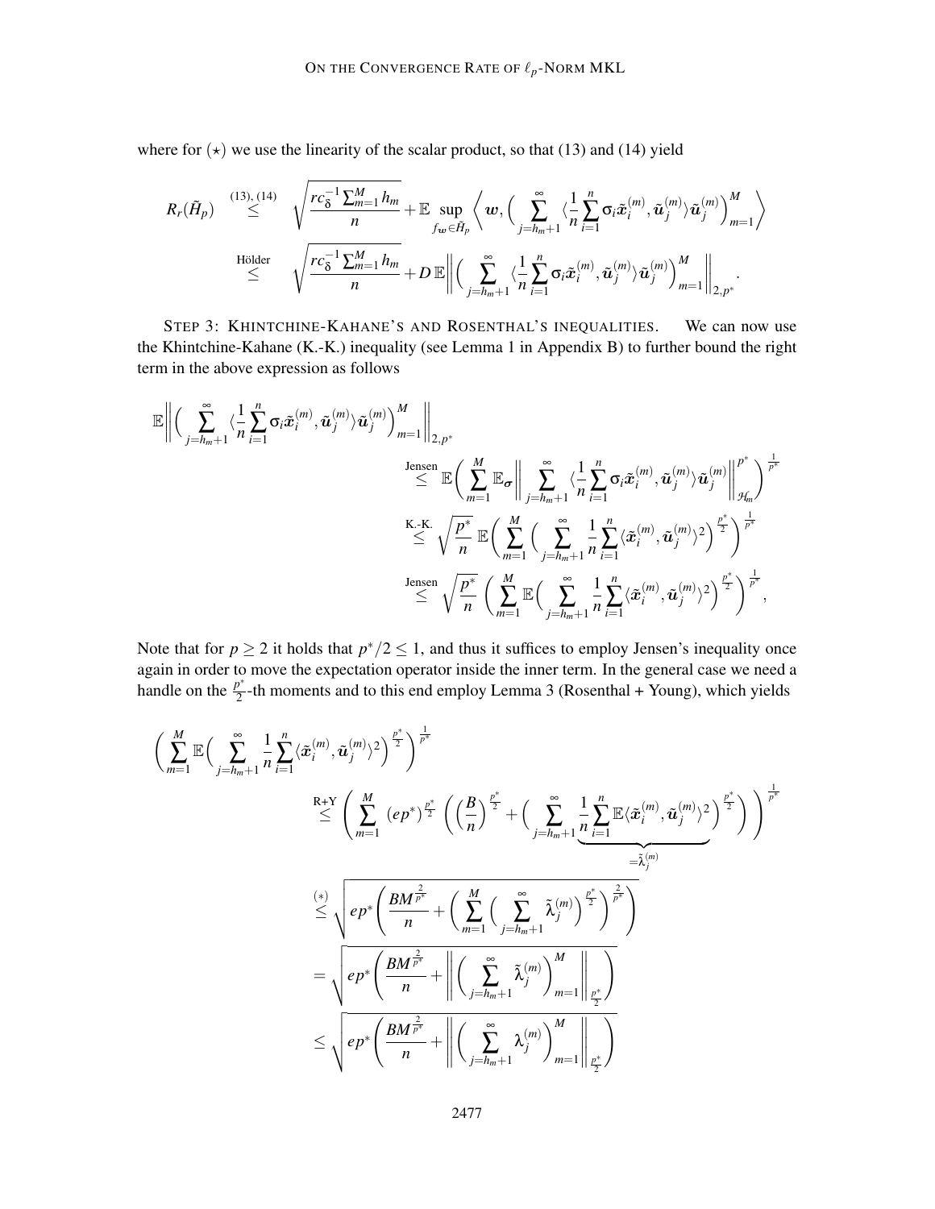where for $(\star)$ we use the linearity of the scalar product, so that (13) and (14) yield

$$
\begin{aligned}
R_r(\tilde{H}_p) &\overset{(13),\,(14)}{\leq} \sqrt{\frac{rc_\delta^{-1}\sum_{m=1}^M h_m}{n}} + \mathbb{E}\sup_{f_{\boldsymbol{w}}\in\tilde{H}_p}\Big\langle \boldsymbol{w}, \Big(\sum_{j=h_m+1}^{\infty}\langle\frac{1}{n}\sum_{i=1}^n \sigma_i \tilde{\boldsymbol{x}}_i^{(m)}, \tilde{\boldsymbol{u}}_j^{(m)}\rangle\tilde{\boldsymbol{u}}_j^{(m)}\Big)_{m=1}^M\Big\rangle \\
&\overset{\text{Hölder}}{\leq} \sqrt{\frac{rc_\delta^{-1}\sum_{m=1}^M h_m}{n}} + D\,\mathbb{E}\Big\|\Big(\sum_{j=h_m+1}^{\infty}\langle\frac{1}{n}\sum_{i=1}^n \sigma_i \tilde{\boldsymbol{x}}_i^{(m)}, \tilde{\boldsymbol{u}}_j^{(m)}\rangle\tilde{\boldsymbol{u}}_j^{(m)}\Big)_{m=1}^M\Big\|_{2,p^*}.
\end{aligned}
$$

STEP 3: KHINTCHINE-KAHANE'S AND ROSENTHAL'S INEQUALITIES. We can now use the Khintchine-Kahane (K.-K.) inequality (see Lemma 1 in Appendix B) to further bound the right term in the above expression as follows

$$
\begin{aligned}
&\mathbb{E}\Big\|\Big(\sum_{j=h_m+1}^{\infty}\langle\frac{1}{n}\sum_{i=1}^n \sigma_i \tilde{\boldsymbol{x}}_i^{(m)}, \tilde{\boldsymbol{u}}_j^{(m)}\rangle\tilde{\boldsymbol{u}}_j^{(m)}\Big)_{m=1}^M\Big\|_{2,p^*} \\
&\qquad\overset{\text{Jensen}}{\leq} \mathbb{E}\Big(\sum_{m=1}^M \mathbb{E}_{\boldsymbol{\sigma}}\Big\|\sum_{j=h_m+1}^{\infty}\langle\frac{1}{n}\sum_{i=1}^n \sigma_i \tilde{\boldsymbol{x}}_i^{(m)}, \tilde{\boldsymbol{u}}_j^{(m)}\rangle\tilde{\boldsymbol{u}}_j^{(m)}\Big\|_{\mathcal{H}_m}^{p^*}\Big)^{\frac{1}{p^*}} \\
&\qquad\overset{\text{K.-K.}}{\leq} \sqrt{\frac{p^*}{n}}\,\mathbb{E}\Big(\sum_{m=1}^M\Big(\sum_{j=h_m+1}^{\infty}\frac{1}{n}\sum_{i=1}^n\langle\tilde{\boldsymbol{x}}_i^{(m)}, \tilde{\boldsymbol{u}}_j^{(m)}\rangle^2\Big)^{\frac{p^*}{2}}\Big)^{\frac{1}{p^*}} \\
&\qquad\overset{\text{Jensen}}{\leq} \sqrt{\frac{p^*}{n}}\,\Big(\sum_{m=1}^M\mathbb{E}\Big(\sum_{j=h_m+1}^{\infty}\frac{1}{n}\sum_{i=1}^n\langle\tilde{\boldsymbol{x}}_i^{(m)}, \tilde{\boldsymbol{u}}_j^{(m)}\rangle^2\Big)^{\frac{p^*}{2}}\Big)^{\frac{1}{p^*}},
\end{aligned}
$$

Note that for $p \geq 2$ it holds that $p^*/2 \leq 1$, and thus it suffices to employ Jensen's inequality once again in order to move the expectation operator inside the inner term. In the general case we need a handle on the $\frac{p^*}{2}$-th moments and to this end employ Lemma 3 (Rosenthal + Young), which yields

$$
\begin{aligned}
&\Big(\sum_{m=1}^M\mathbb{E}\Big(\sum_{j=h_m+1}^{\infty}\frac{1}{n}\sum_{i=1}^n\langle\tilde{\boldsymbol{x}}_i^{(m)}, \tilde{\boldsymbol{u}}_j^{(m)}\rangle^2\Big)^{\frac{p^*}{2}}\Big)^{\frac{1}{p^*}} \\
&\qquad\overset{\text{R+Y}}{\leq} \Bigg(\sum_{m=1}^M (ep^*)^{\frac{p^*}{2}}\Bigg(\Big(\frac{B}{n}\Big)^{\frac{p^*}{2}} + \Big(\sum_{j=h_m+1}^{\infty}\underbrace{\frac{1}{n}\sum_{i=1}^n\mathbb{E}\langle\tilde{\boldsymbol{x}}_i^{(m)}, \tilde{\boldsymbol{u}}_j^{(m)}\rangle^2}_{=\tilde{\lambda}_j^{(m)}}\Big)^{\frac{p^*}{2}}\Bigg)\Bigg)^{\frac{1}{p^*}} \\
&\qquad\overset{(*)}{\leq} \sqrt{ep^*\Bigg(\frac{BM^{\frac{2}{p^*}}}{n} + \Big(\sum_{m=1}^M\Big(\sum_{j=h_m+1}^{\infty}\tilde{\lambda}_j^{(m)}\Big)^{\frac{p^*}{2}}\Big)^{\frac{2}{p^*}}\Bigg)} \\
&\qquad= \sqrt{ep^*\Bigg(\frac{BM^{\frac{2}{p^*}}}{n} + \Big\|\Big(\sum_{j=h_m+1}^{\infty}\tilde{\lambda}_j^{(m)}\Big)_{m=1}^M\Big\|_{\frac{p^*}{2}}\Bigg)} \\
&\qquad\leq \sqrt{ep^*\Bigg(\frac{BM^{\frac{2}{p^*}}}{n} + \Big\|\Big(\sum_{j=h_m+1}^{\infty}\lambda_j^{(m)}\Big)_{m=1}^M\Big\|_{\frac{p^*}{2}}\Bigg)}
\end{aligned}
$$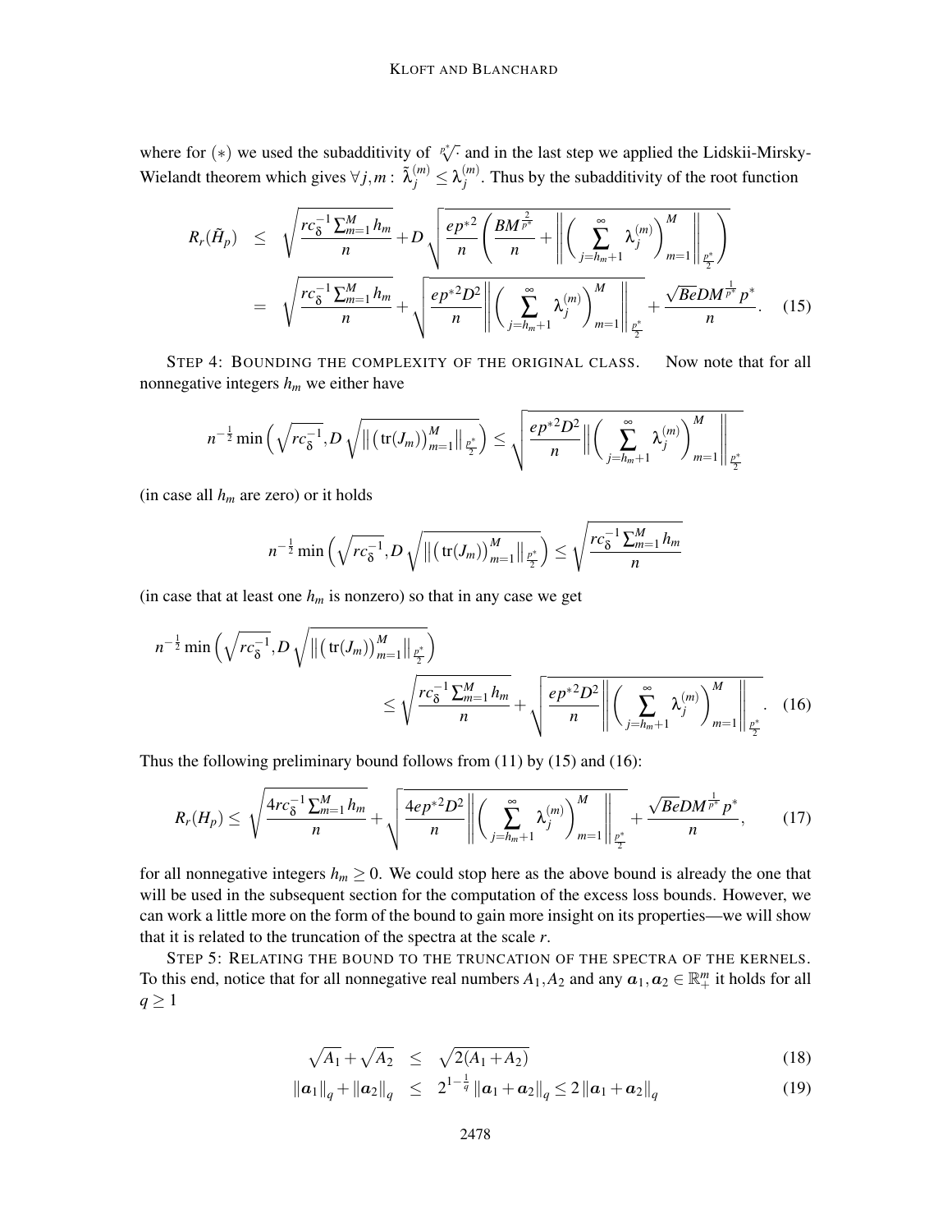where for $(*)$ we used the subadditivity of $\sqrt[p^*]{\cdot}$ and in the last step we applied the Lidskii-Mirsky-Wielandt theorem which gives $\forall j,m: \; \tilde{\lambda}_j^{(m)} \leq \lambda_j^{(m)}$. Thus by the subadditivity of the root function

$$
\begin{aligned}
R_r(\tilde{H}_p) &\leq \sqrt{\frac{rc_\delta^{-1}\sum_{m=1}^M h_m}{n}} + D\sqrt{\frac{ep^{*2}}{n}\left(\frac{BM^{\frac{2}{p^*}}}{n} + \left\|\left(\sum_{j=h_m+1}^{\infty}\lambda_j^{(m)}\right)_{m=1}^M\right\|_{\frac{p^*}{2}}\right)} \\
&= \sqrt{\frac{rc_\delta^{-1}\sum_{m=1}^M h_m}{n}} + \sqrt{\frac{ep^{*2}D^2}{n}\left\|\left(\sum_{j=h_m+1}^{\infty}\lambda_j^{(m)}\right)_{m=1}^M\right\|_{\frac{p^*}{2}}} + \frac{\sqrt{Be}DM^{\frac{1}{p^*}}p^*}{n}. \qquad (15)
\end{aligned}
$$

STEP 4: BOUNDING THE COMPLEXITY OF THE ORIGINAL CLASS. Now note that for all nonnegative integers $h_m$ we either have

$$
n^{-\frac{1}{2}}\min\left(\sqrt{rc_\delta^{-1}}, D\sqrt{\left\|\left(\mathrm{tr}(J_m)\right)_{m=1}^M\right\|_{\frac{p^*}{2}}}\right) \leq \sqrt{\frac{ep^{*2}D^2}{n}\left\|\left(\sum_{j=h_m+1}^{\infty}\lambda_j^{(m)}\right)_{m=1}^M\right\|_{\frac{p^*}{2}}}
$$

(in case all $h_m$ are zero) or it holds

$$
n^{-\frac{1}{2}}\min\left(\sqrt{rc_\delta^{-1}}, D\sqrt{\left\|\left(\mathrm{tr}(J_m)\right)_{m=1}^M\right\|_{\frac{p^*}{2}}}\right) \leq \sqrt{\frac{rc_\delta^{-1}\sum_{m=1}^M h_m}{n}}
$$

(in case that at least one $h_m$ is nonzero) so that in any case we get

$$
\begin{aligned}
n^{-\frac{1}{2}}\min\left(\sqrt{rc_\delta^{-1}}, D\sqrt{\left\|\left(\mathrm{tr}(J_m)\right)_{m=1}^M\right\|_{\frac{p^*}{2}}}\right)& \\
\leq \sqrt{\frac{rc_\delta^{-1}\sum_{m=1}^M h_m}{n}} &+ \sqrt{\frac{ep^{*2}D^2}{n}\left\|\left(\sum_{j=h_m+1}^{\infty}\lambda_j^{(m)}\right)_{m=1}^M\right\|_{\frac{p^*}{2}}}. \qquad (16)
\end{aligned}
$$

Thus the following preliminary bound follows from (11) by (15) and (16):

$$
R_r(H_p) \leq \sqrt{\frac{4rc_\delta^{-1}\sum_{m=1}^M h_m}{n}} + \sqrt{\frac{4ep^{*2}D^2}{n}\left\|\left(\sum_{j=h_m+1}^{\infty}\lambda_j^{(m)}\right)_{m=1}^M\right\|_{\frac{p^*}{2}}} + \frac{\sqrt{Be}DM^{\frac{1}{p^*}}p^*}{n}, \qquad (17)
$$

for all nonnegative integers $h_m \geq 0$. We could stop here as the above bound is already the one that will be used in the subsequent section for the computation of the excess loss bounds. However, we can work a little more on the form of the bound to gain more insight on its properties—we will show that it is related to the truncation of the spectra at the scale $r$.

STEP 5: RELATING THE BOUND TO THE TRUNCATION OF THE SPECTRA OF THE KERNELS. To this end, notice that for all nonnegative real numbers $A_1, A_2$ and any $\boldsymbol{a}_1, \boldsymbol{a}_2 \in \mathbb{R}_+^m$ it holds for all $q \geq 1$

$$
\sqrt{A_1} + \sqrt{A_2} \leq \sqrt{2(A_1 + A_2)} \qquad (18)
$$

$$
\left\|\boldsymbol{a}_1\right\|_q + \left\|\boldsymbol{a}_2\right\|_q \leq 2^{1-\frac{1}{q}}\left\|\boldsymbol{a}_1 + \boldsymbol{a}_2\right\|_q \leq 2\left\|\boldsymbol{a}_1 + \boldsymbol{a}_2\right\|_q \qquad (19)
$$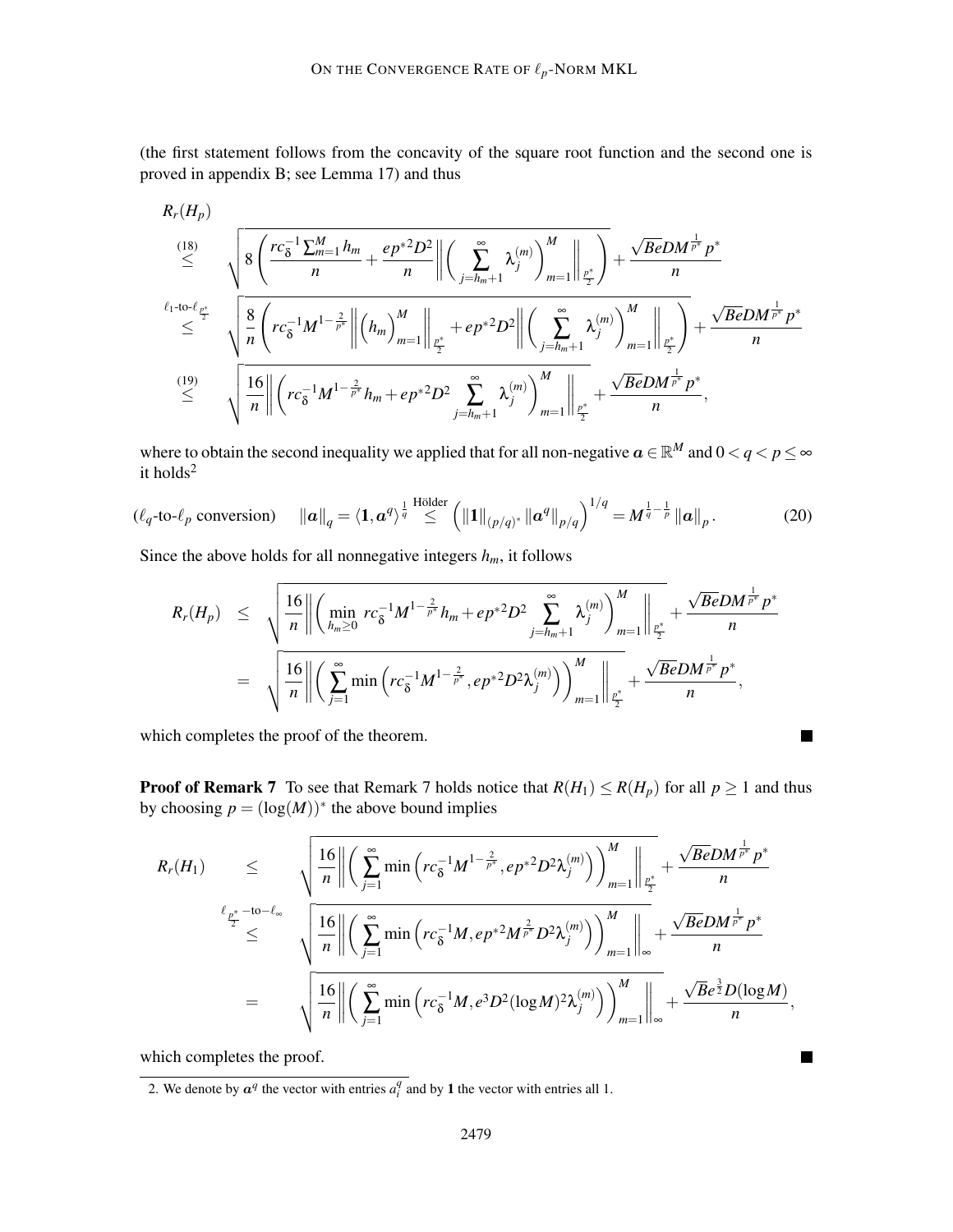(the first statement follows from the concavity of the square root function and the second one is proved in appendix B; see Lemma 17) and thus

$$
\begin{aligned}
& R_r(H_p) \\
\overset{(18)}{\leq} \quad & \sqrt{8\left(\frac{rc_\delta^{-1}\sum_{m=1}^M h_m}{n} + \frac{ep^{*2}D^2}{n}\left\|\left(\sum_{j=h_m+1}^{\infty}\lambda_j^{(m)}\right)_{m=1}^M\right\|_{\frac{p^*}{2}}\right)} + \frac{\sqrt{Be}DM^{\frac{1}{p^*}}p^*}{n} \\
\overset{\ell_1\text{-to-}\ell_{\frac{p^*}{2}}}{\leq} \quad & \sqrt{\frac{8}{n}\left(rc_\delta^{-1}M^{1-\frac{2}{p^*}}\left\|\left(h_m\right)_{m=1}^M\right\|_{\frac{p^*}{2}} + ep^{*2}D^2\left\|\left(\sum_{j=h_m+1}^{\infty}\lambda_j^{(m)}\right)_{m=1}^M\right\|_{\frac{p^*}{2}}\right)} + \frac{\sqrt{Be}DM^{\frac{1}{p^*}}p^*}{n} \\
\overset{(19)}{\leq} \quad & \sqrt{\frac{16}{n}\left\|\left(rc_\delta^{-1}M^{1-\frac{2}{p^*}}h_m + ep^{*2}D^2\sum_{j=h_m+1}^{\infty}\lambda_j^{(m)}\right)_{m=1}^M\right\|_{\frac{p^*}{2}}} + \frac{\sqrt{Be}DM^{\frac{1}{p^*}}p^*}{n},
\end{aligned}
$$

where to obtain the second inequality we applied that for all non-negative $\boldsymbol{a} \in \mathbb{R}^M$ and $0 < q < p \leq \infty$ it holds[2]

$$
(\ell_q\text{-to-}\ell_p \text{ conversion}) \qquad \|\boldsymbol{a}\|_q = \langle \mathbf{1}, \boldsymbol{a}^q\rangle^{\frac{1}{q}} \overset{\text{Hölder}}{\leq} \left(\|\mathbf{1}\|_{(p/q)^*}\|\boldsymbol{a}^q\|_{p/q}\right)^{1/q} = M^{\frac{1}{q}-\frac{1}{p}}\|\boldsymbol{a}\|_p. \tag{20}
$$

Since the above holds for all nonnegative integers $h_m$, it follows

$$
\begin{aligned}
R_r(H_p) \quad & \leq \quad \sqrt{\frac{16}{n}\left\|\left(\min_{h_m\geq 0} rc_\delta^{-1}M^{1-\frac{2}{p^*}}h_m + ep^{*2}D^2\sum_{j=h_m+1}^{\infty}\lambda_j^{(m)}\right)_{m=1}^M\right\|_{\frac{p^*}{2}}} + \frac{\sqrt{Be}DM^{\frac{1}{p^*}}p^*}{n} \\
& = \quad \sqrt{\frac{16}{n}\left\|\left(\sum_{j=1}^{\infty}\min\left(rc_\delta^{-1}M^{1-\frac{2}{p^*}}, ep^{*2}D^2\lambda_j^{(m)}\right)\right)_{m=1}^M\right\|_{\frac{p^*}{2}}} + \frac{\sqrt{Be}DM^{\frac{1}{p^*}}p^*}{n},
\end{aligned}
$$

which completes the proof of the theorem. ■

**Proof of Remark 7** To see that Remark 7 holds notice that $R(H_1) \leq R(H_p)$ for all $p \geq 1$ and thus by choosing $p = (\log(M))^*$ the above bound implies

$$
\begin{aligned}
R_r(H_1) \quad & \leq \quad \sqrt{\frac{16}{n}\left\|\left(\sum_{j=1}^{\infty}\min\left(rc_\delta^{-1}M^{1-\frac{2}{p^*}}, ep^{*2}D^2\lambda_j^{(m)}\right)\right)_{m=1}^M\right\|_{\frac{p^*}{2}}} + \frac{\sqrt{Be}DM^{\frac{1}{p^*}}p^*}{n} \\
& \overset{\ell_{\frac{p^*}{2}}-\text{to}-\ell_\infty}{\leq} \quad \sqrt{\frac{16}{n}\left\|\left(\sum_{j=1}^{\infty}\min\left(rc_\delta^{-1}M, ep^{*2}M^{\frac{2}{p^*}}D^2\lambda_j^{(m)}\right)\right)_{m=1}^M\right\|_{\infty}} + \frac{\sqrt{Be}DM^{\frac{1}{p^*}}p^*}{n} \\
& = \quad \sqrt{\frac{16}{n}\left\|\left(\sum_{j=1}^{\infty}\min\left(rc_\delta^{-1}M, e^3D^2(\log M)^2\lambda_j^{(m)}\right)\right)_{m=1}^M\right\|_{\infty}} + \frac{\sqrt{B}e^{\frac{3}{2}}D(\log M)}{n},
\end{aligned}
$$

which completes the proof. ■

2. We denote by $\boldsymbol{a}^q$ the vector with entries $a_i^q$ and by $\mathbf{1}$ the vector with entries all 1.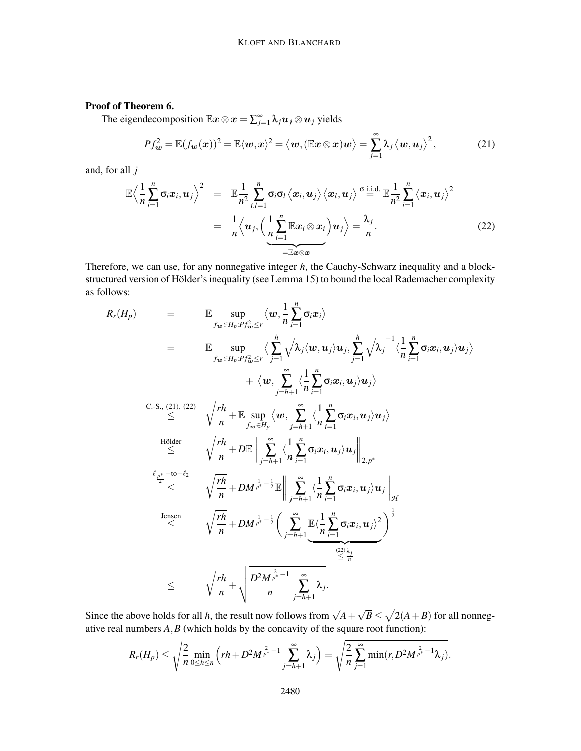**Proof of Theorem 6.**

The eigendecomposition $\mathbb{E}\boldsymbol{x} \otimes \boldsymbol{x} = \sum_{j=1}^{\infty} \lambda_j \boldsymbol{u}_j \otimes \boldsymbol{u}_j$ yields

$$
Pf_{\boldsymbol{w}}^2 = \mathbb{E}(f_{\boldsymbol{w}}(\boldsymbol{x}))^2 = \mathbb{E}\langle \boldsymbol{w}, \boldsymbol{x} \rangle^2 = \big\langle \boldsymbol{w}, (\mathbb{E}\boldsymbol{x} \otimes \boldsymbol{x})\boldsymbol{w} \big\rangle = \sum_{j=1}^{\infty} \lambda_j \big\langle \boldsymbol{w}, \boldsymbol{u}_j \big\rangle^2, \tag{21}
$$

and, for all $j$

$$
\begin{aligned}
\mathbb{E}\Big\langle \frac{1}{n}\sum_{i=1}^{n} \sigma_i \boldsymbol{x}_i, \boldsymbol{u}_j \Big\rangle^2 &= \mathbb{E}\frac{1}{n^2}\sum_{i,l=1}^{n} \sigma_i \sigma_l \big\langle \boldsymbol{x}_i, \boldsymbol{u}_j \big\rangle \big\langle \boldsymbol{x}_l, \boldsymbol{u}_j \big\rangle \overset{\sigma \text{ i.i.d.}}{=} \mathbb{E}\frac{1}{n^2}\sum_{i=1}^{n} \big\langle \boldsymbol{x}_i, \boldsymbol{u}_j \big\rangle^2 \\
&= \frac{1}{n}\Big\langle \boldsymbol{u}_j, \underbrace{\Big(\frac{1}{n}\sum_{i=1}^{n} \mathbb{E}\boldsymbol{x}_i \otimes \boldsymbol{x}_i\Big)}_{=\mathbb{E}\boldsymbol{x}\otimes\boldsymbol{x}} \boldsymbol{u}_j \Big\rangle = \frac{\lambda_j}{n}.
\end{aligned} \tag{22}
$$

Therefore, we can use, for any nonnegative integer $h$, the Cauchy-Schwarz inequality and a block-structured version of Hölder's inequality (see Lemma 15) to bound the local Rademacher complexity as follows:

$$
\begin{aligned}
R_r(H_p) \quad &= \quad \mathbb{E} \sup_{f_{\boldsymbol{w}} \in H_p : Pf_{\boldsymbol{w}}^2 \le r} \big\langle \boldsymbol{w}, \frac{1}{n}\sum_{i=1}^{n} \sigma_i \boldsymbol{x}_i \big\rangle \\
&= \quad \mathbb{E} \sup_{f_{\boldsymbol{w}} \in H_p : Pf_{\boldsymbol{w}}^2 \le r} \big\langle \sum_{j=1}^{h} \sqrt{\lambda_j} \langle \boldsymbol{w}, \boldsymbol{u}_j \rangle \boldsymbol{u}_j, \sum_{j=1}^{h} \sqrt{\lambda_j}^{-1} \langle \frac{1}{n}\sum_{i=1}^{n} \sigma_i \boldsymbol{x}_i, \boldsymbol{u}_j \rangle \boldsymbol{u}_j \big\rangle \\
&\qquad\qquad + \big\langle \boldsymbol{w}, \sum_{j=h+1}^{\infty} \langle \frac{1}{n}\sum_{i=1}^{n} \sigma_i \boldsymbol{x}_i, \boldsymbol{u}_j \rangle \boldsymbol{u}_j \big\rangle \\
&\overset{\text{C.-S., (21), (22)}}{\le} \quad \sqrt{\frac{rh}{n}} + \mathbb{E} \sup_{f_{\boldsymbol{w}} \in H_p} \big\langle \boldsymbol{w}, \sum_{j=h+1}^{\infty} \langle \frac{1}{n}\sum_{i=1}^{n} \sigma_i \boldsymbol{x}_i, \boldsymbol{u}_j \rangle \boldsymbol{u}_j \big\rangle \\
&\overset{\text{Hölder}}{\le} \quad \sqrt{\frac{rh}{n}} + D\mathbb{E}\Big\| \sum_{j=h+1}^{\infty} \langle \frac{1}{n}\sum_{i=1}^{n} \sigma_i \boldsymbol{x}_i, \boldsymbol{u}_j \rangle \boldsymbol{u}_j \Big\|_{2,p^*} \\
&\overset{\ell_{\frac{p^*}{2}}\text{-to-}\ell_2}{\le} \quad \sqrt{\frac{rh}{n}} + DM^{\frac{1}{p^*}-\frac{1}{2}}\mathbb{E}\Big\| \sum_{j=h+1}^{\infty} \langle \frac{1}{n}\sum_{i=1}^{n} \sigma_i \boldsymbol{x}_i, \boldsymbol{u}_j \rangle \boldsymbol{u}_j \Big\|_{\mathcal{H}} \\
&\overset{\text{Jensen}}{\le} \quad \sqrt{\frac{rh}{n}} + DM^{\frac{1}{p^*}-\frac{1}{2}} \Big( \sum_{j=h+1}^{\infty} \underbrace{\mathbb{E}\langle \frac{1}{n}\sum_{i=1}^{n} \sigma_i \boldsymbol{x}_i, \boldsymbol{u}_j \rangle^2}_{\overset{(22)}{\le} \frac{\lambda_j}{n}} \Big)^{\frac{1}{2}} \\
&\le \quad \sqrt{\frac{rh}{n}} + \sqrt{\frac{D^2 M^{\frac{2}{p^*}-1}}{n} \sum_{j=h+1}^{\infty} \lambda_j}.
\end{aligned}
$$

Since the above holds for all $h$, the result now follows from $\sqrt{A} + \sqrt{B} \le \sqrt{2(A+B)}$ for all nonnegative real numbers $A, B$ (which holds by the concavity of the square root function):

$$
R_r(H_p) \le \sqrt{\frac{2}{n} \min_{0 \le h \le n} \Big( rh + D^2 M^{\frac{2}{p^*}-1} \sum_{j=h+1}^{\infty} \lambda_j \Big)} = \sqrt{\frac{2}{n} \sum_{j=1}^{\infty} \min(r, D^2 M^{\frac{2}{p^*}-1} \lambda_j)}.
$$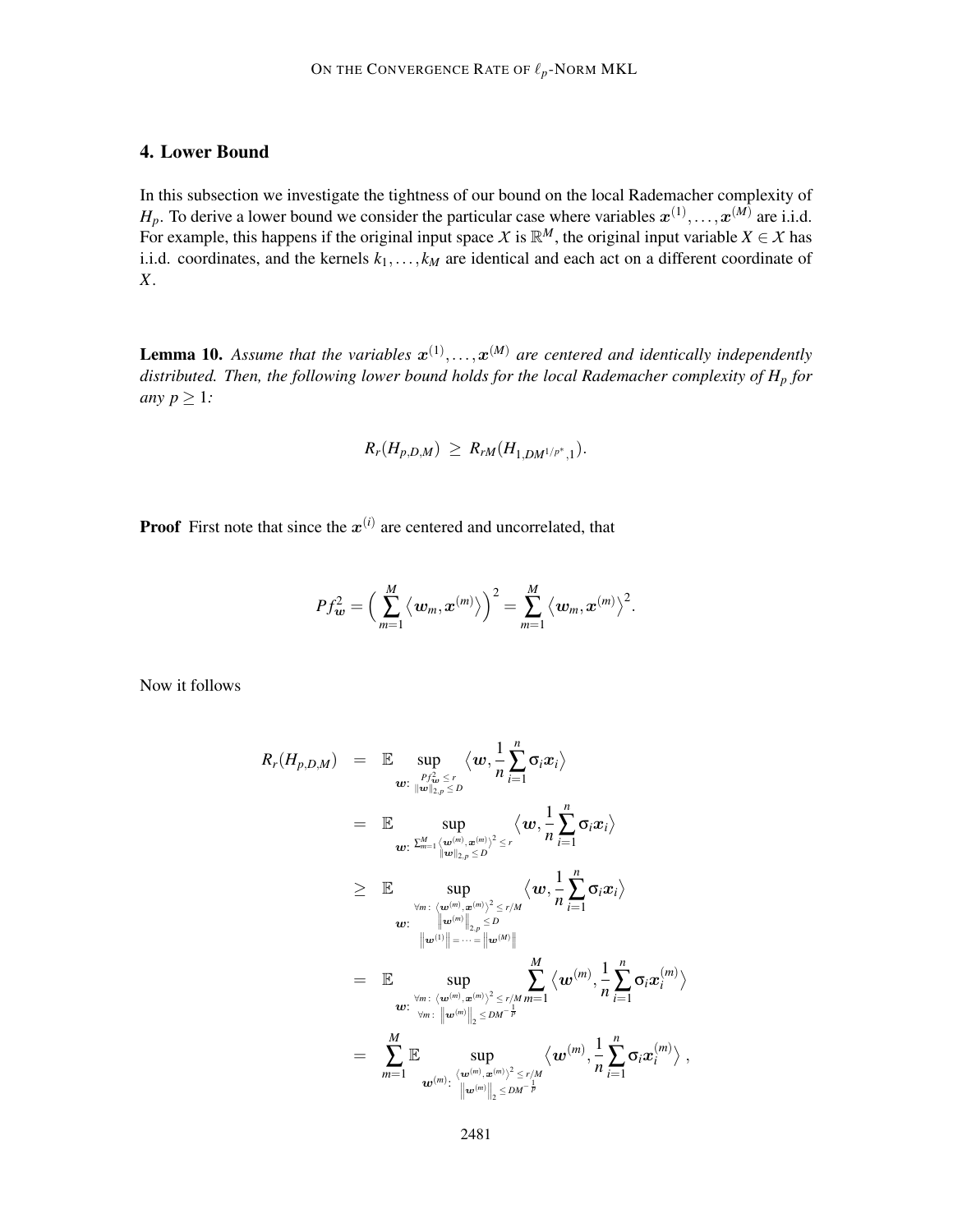## 4. Lower Bound

In this subsection we investigate the tightness of our bound on the local Rademacher complexity of $H_p$. To derive a lower bound we consider the particular case where variables $\boldsymbol{x}^{(1)},\ldots,\boldsymbol{x}^{(M)}$ are i.i.d. For example, this happens if the original input space $\mathcal{X}$ is $\mathbb{R}^M$, the original input variable $X \in \mathcal{X}$ has i.i.d. coordinates, and the kernels $k_1,\ldots,k_M$ are identical and each act on a different coordinate of $X$.

**Lemma 10.** *Assume that the variables $\boldsymbol{x}^{(1)},\ldots,\boldsymbol{x}^{(M)}$ are centered and identically independently distributed. Then, the following lower bound holds for the local Rademacher complexity of $H_p$ for any $p \geq 1$:*

$$R_r(H_{p,D,M}) \;\geq\; R_{rM}(H_{1,DM^{1/p^*},1}).$$

**Proof** First note that since the $\boldsymbol{x}^{(i)}$ are centered and uncorrelated, that

$$Pf_{\boldsymbol{w}}^2 = \Big(\sum_{m=1}^{M}\big\langle \boldsymbol{w}_m, \boldsymbol{x}^{(m)}\big\rangle\Big)^2 = \sum_{m=1}^{M}\big\langle \boldsymbol{w}_m, \boldsymbol{x}^{(m)}\big\rangle^2.$$

Now it follows

$$
\begin{aligned}
R_r(H_{p,D,M}) &= \mathbb{E} \sup_{\boldsymbol{w}:\ \substack{Pf_{\boldsymbol{w}}^2 \leq r \\ \|\boldsymbol{w}\|_{2,p}\leq D}} \Big\langle \boldsymbol{w}, \frac{1}{n}\sum_{i=1}^{n}\sigma_i \boldsymbol{x}_i\Big\rangle \\
&= \mathbb{E} \sup_{\boldsymbol{w}:\ \substack{\sum_{m=1}^{M}\langle \boldsymbol{w}^{(m)},\boldsymbol{x}^{(m)}\rangle^2 \leq r \\ \|\boldsymbol{w}\|_{2,p}\leq D}} \Big\langle \boldsymbol{w}, \frac{1}{n}\sum_{i=1}^{n}\sigma_i \boldsymbol{x}_i\Big\rangle \\
&\geq \mathbb{E} \sup_{\boldsymbol{w}:\ \substack{\forall m:\ \langle \boldsymbol{w}^{(m)},\boldsymbol{x}^{(m)}\rangle^2 \leq r/M \\ \|\boldsymbol{w}^{(m)}\|_{2,p}\leq D \\ \|\boldsymbol{w}^{(1)}\| = \cdots = \|\boldsymbol{w}^{(M)}\|}} \Big\langle \boldsymbol{w}, \frac{1}{n}\sum_{i=1}^{n}\sigma_i \boldsymbol{x}_i\Big\rangle \\
&= \mathbb{E} \sup_{\boldsymbol{w}:\ \substack{\forall m:\ \langle \boldsymbol{w}^{(m)},\boldsymbol{x}^{(m)}\rangle^2 \leq r/M \\ \forall m:\ \|\boldsymbol{w}^{(m)}\|_2 \leq DM^{-\frac{1}{p}}}} \sum_{m=1}^{M} \Big\langle \boldsymbol{w}^{(m)}, \frac{1}{n}\sum_{i=1}^{n}\sigma_i \boldsymbol{x}_i^{(m)}\Big\rangle \\
&= \sum_{m=1}^{M} \mathbb{E} \sup_{\boldsymbol{w}^{(m)}:\ \substack{\langle \boldsymbol{w}^{(m)},\boldsymbol{x}^{(m)}\rangle^2 \leq r/M \\ \|\boldsymbol{w}^{(m)}\|_2 \leq DM^{-\frac{1}{p}}}} \Big\langle \boldsymbol{w}^{(m)}, \frac{1}{n}\sum_{i=1}^{n}\sigma_i \boldsymbol{x}_i^{(m)}\Big\rangle\ ,
\end{aligned}
$$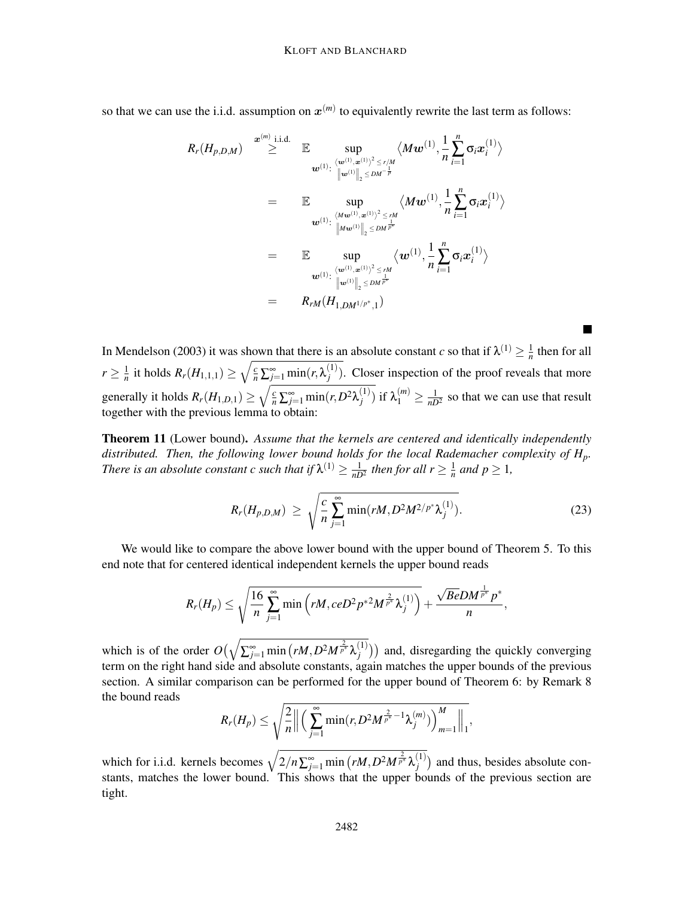so that we can use the i.i.d. assumption on $\boldsymbol{x}^{(m)}$ to equivalently rewrite the last term as follows:

$$
\begin{aligned}
R_r(H_{p,D,M}) \quad &\overset{\boldsymbol{x}^{(m)}\text{ i.i.d.}}{\geq} \quad \mathbb{E} \sup_{\substack{\boldsymbol{w}^{(1)}:\ \langle \boldsymbol{w}^{(1)}, \boldsymbol{x}^{(1)} \rangle^2 \leq r/M \\ \left\| \boldsymbol{w}^{(1)} \right\|_2 \leq DM^{-\frac{1}{p}}}} \left\langle M\boldsymbol{w}^{(1)}, \frac{1}{n}\sum_{i=1}^n \sigma_i \boldsymbol{x}_i^{(1)} \right\rangle \\
&= \quad \mathbb{E} \sup_{\substack{\boldsymbol{w}^{(1)}:\ \langle M\boldsymbol{w}^{(1)}, \boldsymbol{x}^{(1)} \rangle^2 \leq rM \\ \left\| M\boldsymbol{w}^{(1)} \right\|_2 \leq DM^{\frac{1}{p^*}}}} \left\langle M\boldsymbol{w}^{(1)}, \frac{1}{n}\sum_{i=1}^n \sigma_i \boldsymbol{x}_i^{(1)} \right\rangle \\
&= \quad \mathbb{E} \sup_{\substack{\boldsymbol{w}^{(1)}:\ \langle \boldsymbol{w}^{(1)}, \boldsymbol{x}^{(1)} \rangle^2 \leq rM \\ \left\| \boldsymbol{w}^{(1)} \right\|_2 \leq DM^{\frac{1}{p^*}}}} \left\langle \boldsymbol{w}^{(1)}, \frac{1}{n}\sum_{i=1}^n \sigma_i \boldsymbol{x}_i^{(1)} \right\rangle \\
&= \quad R_{rM}(H_{1,DM^{1/p^*},1})
\end{aligned}
$$

■

In Mendelson (2003) it was shown that there is an absolute constant $c$ so that if $\lambda^{(1)} \geq \frac{1}{n}$ then for all $r \geq \frac{1}{n}$ it holds $R_r(H_{1,1,1}) \geq \sqrt{\frac{c}{n}\sum_{j=1}^\infty \min(r, \lambda_j^{(1)})}$. Closer inspection of the proof reveals that more generally it holds $R_r(H_{1,D,1}) \geq \sqrt{\frac{c}{n}\sum_{j=1}^\infty \min(r, D^2\lambda_j^{(1)})}$ if $\lambda_1^{(m)} \geq \frac{1}{nD^2}$ so that we can use that result together with the previous lemma to obtain:

**Theorem 11** (Lower bound). *Assume that the kernels are centered and identically independently distributed. Then, the following lower bound holds for the local Rademacher complexity of $H_p$. There is an absolute constant c such that if $\lambda^{(1)} \geq \frac{1}{nD^2}$ then for all $r \geq \frac{1}{n}$ and $p \geq 1$,*

$$
R_r(H_{p,D,M}) \ \geq \ \sqrt{\frac{c}{n}\sum_{j=1}^\infty \min(rM, D^2 M^{2/p^*} \lambda_j^{(1)})}. \tag{23}
$$

We would like to compare the above lower bound with the upper bound of Theorem 5. To this end note that for centered identical independent kernels the upper bound reads

$$
R_r(H_p) \leq \sqrt{\frac{16}{n}\sum_{j=1}^\infty \min\left(rM, ceD^2 p^{*2} M^{\frac{2}{p^*}} \lambda_j^{(1)}\right)} + \frac{\sqrt{B}eDM^{\frac{1}{p^*}} p^*}{n},
$$

which is of the order $O\big(\sqrt{\sum_{j=1}^\infty \min\big(rM, D^2 M^{\frac{2}{p^*}} \lambda_j^{(1)}\big)}\big)$ and, disregarding the quickly converging term on the right hand side and absolute constants, again matches the upper bounds of the previous section. A similar comparison can be performed for the upper bound of Theorem 6: by Remark 8 the bound reads

$$
R_r(H_p) \leq \sqrt{\frac{2}{n}\Big\| \Big( \sum_{j=1}^\infty \min(r, D^2 M^{\frac{2}{p^*}-1} \lambda_j^{(m)}) \Big)_{m=1}^M \Big\|_1},
$$

which for i.i.d. kernels becomes $\sqrt{2/n\sum_{j=1}^\infty \min\big(rM, D^2 M^{\frac{2}{p^*}} \lambda_j^{(1)}\big)}$ and thus, besides absolute constants, matches the lower bound. This shows that the upper bounds of the previous section are tight.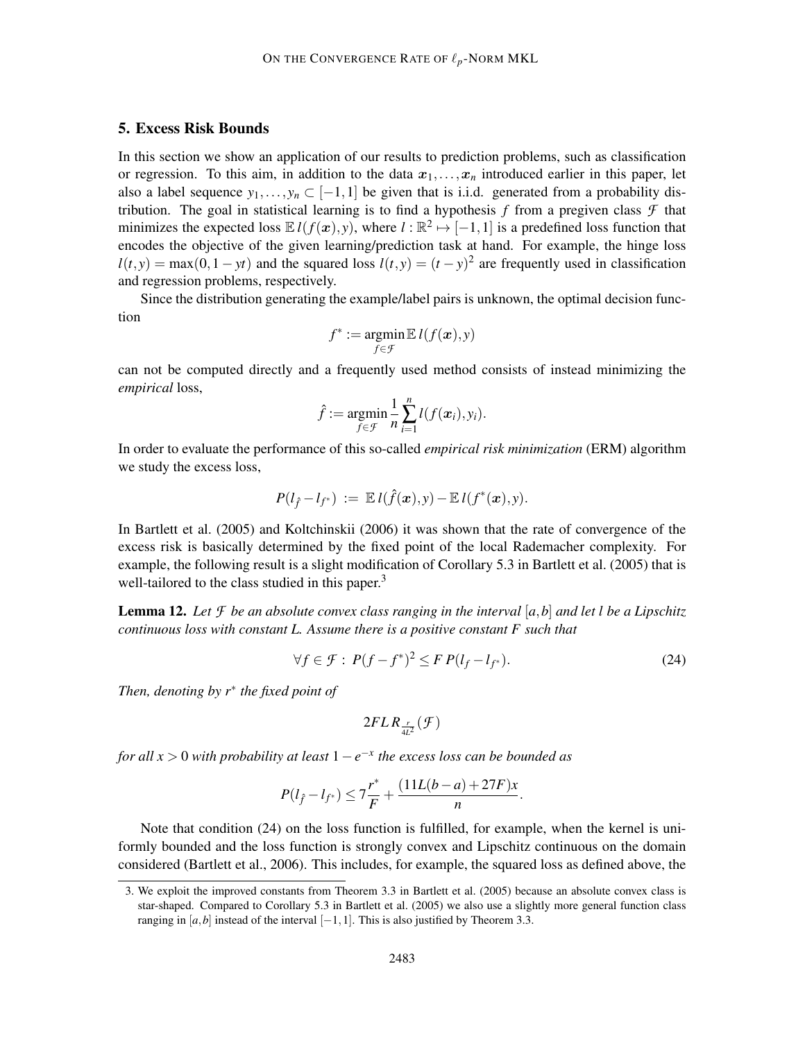## 5. Excess Risk Bounds

In this section we show an application of our results to prediction problems, such as classification or regression. To this aim, in addition to the data $\boldsymbol{x}_1, \ldots, \boldsymbol{x}_n$ introduced earlier in this paper, let also a label sequence $y_1, \ldots, y_n \subset [-1, 1]$ be given that is i.i.d. generated from a probability distribution. The goal in statistical learning is to find a hypothesis $f$ from a pregiven class $\mathcal{F}$ that minimizes the expected loss $\mathbb{E}\, l(f(\boldsymbol{x}), y)$, where $l : \mathbb{R}^2 \mapsto [-1, 1]$ is a predefined loss function that encodes the objective of the given learning/prediction task at hand. For example, the hinge loss $l(t, y) = \max(0, 1 - yt)$ and the squared loss $l(t, y) = (t - y)^2$ are frequently used in classification and regression problems, respectively.

Since the distribution generating the example/label pairs is unknown, the optimal decision function

$$f^* := \operatorname*{argmin}_{f \in \mathcal{F}} \mathbb{E}\, l(f(\boldsymbol{x}), y)$$

can not be computed directly and a frequently used method consists of instead minimizing the *empirical* loss,

$$\hat{f} := \operatorname*{argmin}_{f \in \mathcal{F}} \frac{1}{n} \sum_{i=1}^{n} l(f(\boldsymbol{x}_i), y_i).$$

In order to evaluate the performance of this so-called *empirical risk minimization* (ERM) algorithm we study the excess loss,

$$P(l_{\hat{f}} - l_{f^*}) \;:=\; \mathbb{E}\, l(\hat{f}(\boldsymbol{x}), y) - \mathbb{E}\, l(f^*(\boldsymbol{x}), y).$$

In Bartlett et al. (2005) and Koltchinskii (2006) it was shown that the rate of convergence of the excess risk is basically determined by the fixed point of the local Rademacher complexity. For example, the following result is a slight modification of Corollary 5.3 in Bartlett et al. (2005) that is well-tailored to the class studied in this paper.[3]

**Lemma 12.** *Let $\mathcal{F}$ be an absolute convex class ranging in the interval $[a, b]$ and let $l$ be a Lipschitz continuous loss with constant $L$. Assume there is a positive constant $F$ such that*

$$\forall f \in \mathcal{F} : \; P(f - f^*)^2 \leq F\, P(l_f - l_{f^*}). \tag{24}$$

*Then, denoting by $r^*$ the fixed point of*

$$2FL\, R_{\frac{r}{4L^2}}(\mathcal{F})$$

*for all $x > 0$ with probability at least $1 - e^{-x}$ the excess loss can be bounded as*

$$P(l_{\hat{f}} - l_{f^*}) \leq 7\frac{r^*}{F} + \frac{(11L(b-a) + 27F)x}{n}.$$

Note that condition (24) on the loss function is fulfilled, for example, when the kernel is uniformly bounded and the loss function is strongly convex and Lipschitz continuous on the domain considered (Bartlett et al., 2006). This includes, for example, the squared loss as defined above, the

3. We exploit the improved constants from Theorem 3.3 in Bartlett et al. (2005) because an absolute convex class is star-shaped. Compared to Corollary 5.3 in Bartlett et al. (2005) we also use a slightly more general function class ranging in $[a, b]$ instead of the interval $[-1, 1]$. This is also justified by Theorem 3.3.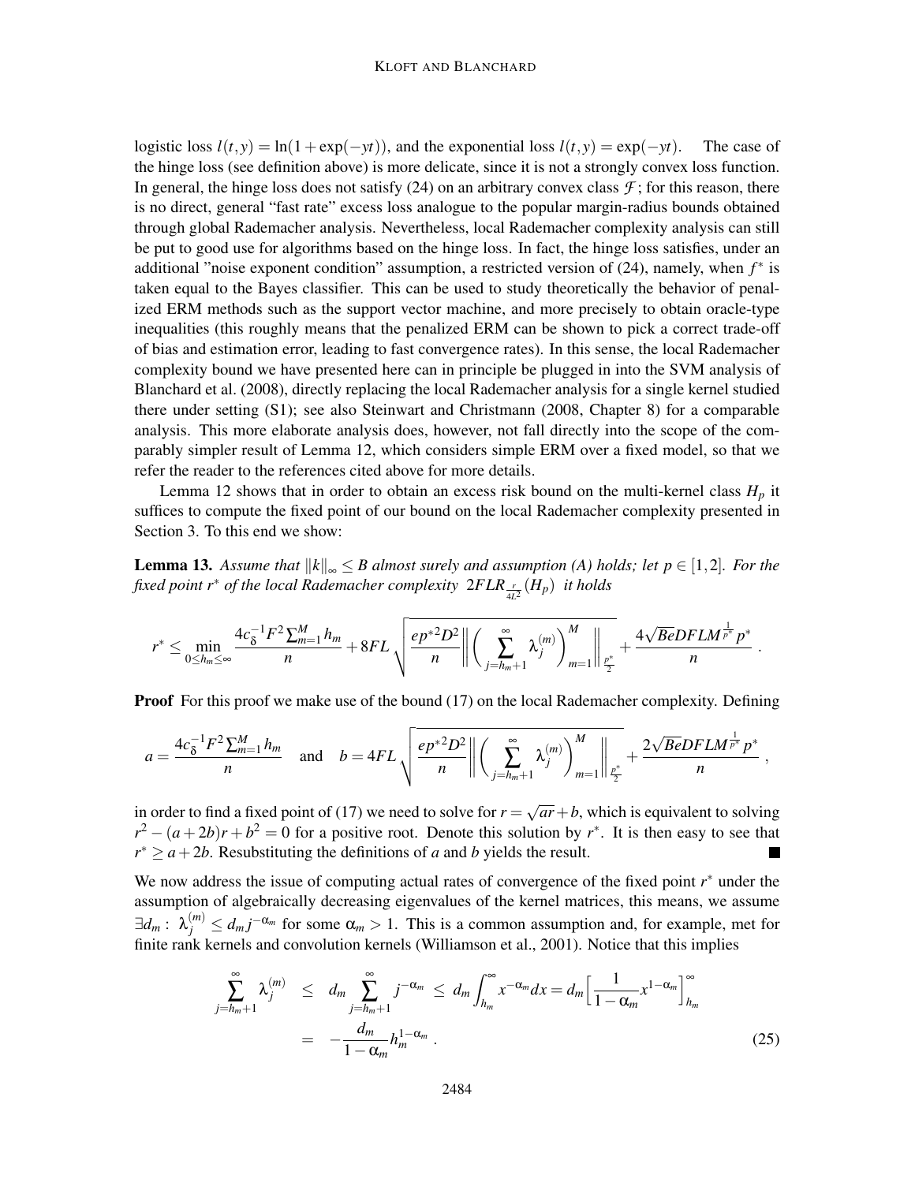logistic loss $l(t,y) = \ln(1+\exp(-yt))$, and the exponential loss $l(t,y) = \exp(-yt)$. The case of the hinge loss (see definition above) is more delicate, since it is not a strongly convex loss function. In general, the hinge loss does not satisfy (24) on an arbitrary convex class $\mathcal{F}$; for this reason, there is no direct, general "fast rate" excess loss analogue to the popular margin-radius bounds obtained through global Rademacher analysis. Nevertheless, local Rademacher complexity analysis can still be put to good use for algorithms based on the hinge loss. In fact, the hinge loss satisfies, under an additional "noise exponent condition" assumption, a restricted version of (24), namely, when $f^*$ is taken equal to the Bayes classifier. This can be used to study theoretically the behavior of penalized ERM methods such as the support vector machine, and more precisely to obtain oracle-type inequalities (this roughly means that the penalized ERM can be shown to pick a correct trade-off of bias and estimation error, leading to fast convergence rates). In this sense, the local Rademacher complexity bound we have presented here can in principle be plugged in into the SVM analysis of Blanchard et al. (2008), directly replacing the local Rademacher analysis for a single kernel studied there under setting (S1); see also Steinwart and Christmann (2008, Chapter 8) for a comparable analysis. This more elaborate analysis does, however, not fall directly into the scope of the comparably simpler result of Lemma 12, which considers simple ERM over a fixed model, so that we refer the reader to the references cited above for more details.

Lemma 12 shows that in order to obtain an excess risk bound on the multi-kernel class $H_p$ it suffices to compute the fixed point of our bound on the local Rademacher complexity presented in Section 3. To this end we show:

**Lemma 13.** *Assume that $\|k\|_\infty \leq B$ almost surely and assumption (A) holds; let $p \in [1,2]$. For the fixed point $r^*$ of the local Rademacher complexity $2FLR_{\frac{r}{4L^2}}(H_p)$ it holds*

$$r^* \leq \min_{0 \leq h_m \leq \infty} \frac{4c_\delta^{-1}F^2\sum_{m=1}^M h_m}{n} + 8FL\sqrt{\frac{ep^{*2}D^2}{n}\left\|\left(\sum_{j=h_m+1}^\infty \lambda_j^{(m)}\right)_{m=1}^M\right\|_{\frac{p^*}{2}}} + \frac{4\sqrt{Be}DFLM^{\frac{1}{p^*}}p^*}{n}.$$

**Proof** For this proof we make use of the bound (17) on the local Rademacher complexity. Defining

$$a = \frac{4c_\delta^{-1}F^2\sum_{m=1}^M h_m}{n} \quad \text{and} \quad b = 4FL\sqrt{\frac{ep^{*2}D^2}{n}\left\|\left(\sum_{j=h_m+1}^\infty \lambda_j^{(m)}\right)_{m=1}^M\right\|_{\frac{p^*}{2}}} + \frac{2\sqrt{Be}DFLM^{\frac{1}{p^*}}p^*}{n},$$

in order to find a fixed point of (17) we need to solve for $r = \sqrt{ar} + b$, which is equivalent to solving $r^2 - (a+2b)r + b^2 = 0$ for a positive root. Denote this solution by $r^*$. It is then easy to see that $r^* \geq a + 2b$. Resubstituting the definitions of $a$ and $b$ yields the result. ■

We now address the issue of computing actual rates of convergence of the fixed point $r^*$ under the assumption of algebraically decreasing eigenvalues of the kernel matrices, this means, we assume $\exists d_m: \lambda_j^{(m)} \leq d_m j^{-\alpha_m}$ for some $\alpha_m > 1$. This is a common assumption and, for example, met for finite rank kernels and convolution kernels (Williamson et al., 2001). Notice that this implies

$$\begin{aligned}
\sum_{j=h_m+1}^\infty \lambda_j^{(m)} &\leq d_m \sum_{j=h_m+1}^\infty j^{-\alpha_m} \leq d_m \int_{h_m}^\infty x^{-\alpha_m} dx = d_m \left[\frac{1}{1-\alpha_m} x^{1-\alpha_m}\right]_{h_m}^\infty \\
&= -\frac{d_m}{1-\alpha_m} h_m^{1-\alpha_m}.
\end{aligned} \tag{25}$$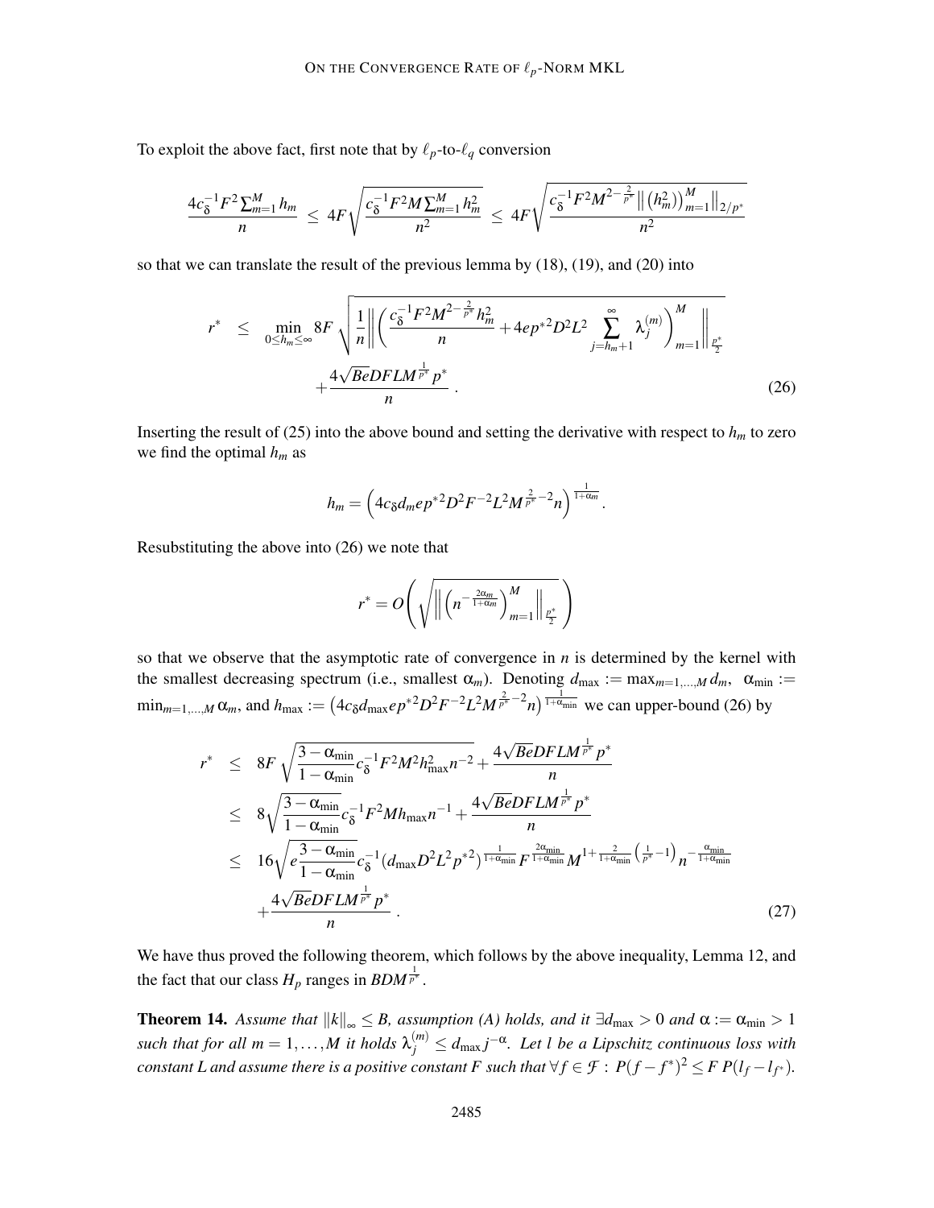To exploit the above fact, first note that by $\ell_p$-to-$\ell_q$ conversion

$$\frac{4c_\delta^{-1}F^2\sum_{m=1}^M h_m}{n} \;\leq\; 4F\sqrt{\frac{c_\delta^{-1}F^2M\sum_{m=1}^M h_m^2}{n^2}} \;\leq\; 4F\sqrt{\frac{c_\delta^{-1}F^2M^{2-\frac{2}{p^*}}\left\|\left(h_m^2\right)_{m=1}^M\right\|_{2/p^*}}{n^2}}$$

so that we can translate the result of the previous lemma by (18), (19), and (20) into

$$\begin{aligned}
r^* \;\;\leq\;\; & \min_{0\leq h_m\leq\infty} 8F\sqrt{\frac{1}{n}\left\|\left(\frac{c_\delta^{-1}F^2M^{2-\frac{2}{p^*}}h_m^2}{n}+4ep^{*2}D^2L^2\sum_{j=h_m+1}^{\infty}\lambda_j^{(m)}\right)_{m=1}^M\right\|_{\frac{p^*}{2}}} \\
& +\frac{4\sqrt{Be}DFLM^{\frac{1}{p^*}}p^*}{n}\,. \qquad (26)
\end{aligned}$$

Inserting the result of (25) into the above bound and setting the derivative with respect to $h_m$ to zero we find the optimal $h_m$ as

$$h_m = \left(4c_\delta d_m e p^{*2}D^2F^{-2}L^2M^{\frac{2}{p^*}-2}n\right)^{\frac{1}{1+\alpha_m}}.$$

Resubstituting the above into (26) we note that

$$r^* = O\left(\sqrt{\left\|\left(n^{-\frac{2\alpha_m}{1+\alpha_m}}\right)_{m=1}^M\right\|_{\frac{p^*}{2}}}\right)$$

so that we observe that the asymptotic rate of convergence in $n$ is determined by the kernel with the smallest decreasing spectrum (i.e., smallest $\alpha_m$). Denoting $d_{\max} := \max_{m=1,\ldots,M} d_m$, $\alpha_{\min} := \min_{m=1,\ldots,M}\alpha_m$, and $h_{\max} := \left(4c_\delta d_{\max} e p^{*2}D^2F^{-2}L^2M^{\frac{2}{p^*}-2}n\right)^{\frac{1}{1+\alpha_{\min}}}$ we can upper-bound (26) by

$$\begin{aligned}
r^* \;\;\leq\;\; & 8F\sqrt{\frac{3-\alpha_{\min}}{1-\alpha_{\min}}c_\delta^{-1}F^2M^2h_{\max}^2n^{-2}}+\frac{4\sqrt{Be}DFLM^{\frac{1}{p^*}}p^*}{n} \\
\leq\;\; & 8\sqrt{\frac{3-\alpha_{\min}}{1-\alpha_{\min}}}c_\delta^{-1}F^2Mh_{\max}n^{-1}+\frac{4\sqrt{Be}DFLM^{\frac{1}{p^*}}p^*}{n} \\
\leq\;\; & 16\sqrt{e\frac{3-\alpha_{\min}}{1-\alpha_{\min}}}c_\delta^{-1}(d_{\max}D^2L^2p^{*2})^{\frac{1}{1+\alpha_{\min}}}F^{\frac{2\alpha_{\min}}{1+\alpha_{\min}}}M^{1+\frac{2}{1+\alpha_{\min}}\left(\frac{1}{p^*}-1\right)}n^{-\frac{\alpha_{\min}}{1+\alpha_{\min}}} \\
& +\frac{4\sqrt{Be}DFLM^{\frac{1}{p^*}}p^*}{n}\,. \qquad (27)
\end{aligned}$$

We have thus proved the following theorem, which follows by the above inequality, Lemma 12, and the fact that our class $H_p$ ranges in $BDM^{\frac{1}{p^*}}$.

**Theorem 14.** *Assume that $\|k\|_\infty \leq B$, assumption (A) holds, and it $\exists d_{\max} > 0$ and $\alpha := \alpha_{\min} > 1$ such that for all $m = 1,\ldots,M$ it holds $\lambda_j^{(m)} \leq d_{\max}j^{-\alpha}$. Let $l$ be a Lipschitz continuous loss with constant $L$ and assume there is a positive constant $F$ such that $\forall f \in \mathcal{F}:\ P(f-f^*)^2 \leq F\,P(l_f - l_{f^*})$.*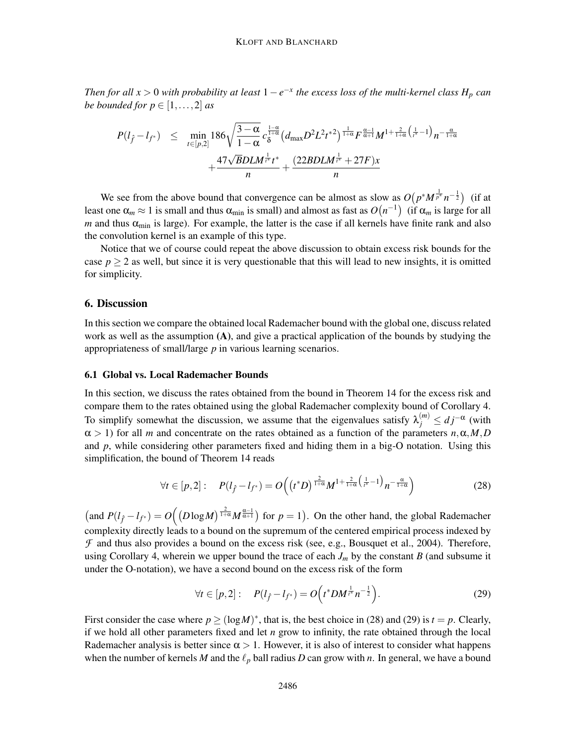*Then for all $x > 0$ with probability at least $1 - e^{-x}$ the excess loss of the multi-kernel class $H_p$ can be bounded for $p \in [1, \ldots, 2]$ as*

$$P(l_{\hat{f}} - l_{f^*}) \quad \leq \quad \min_{t \in [p,2]} 186 \sqrt{\frac{3-\alpha}{1-\alpha}} \, c_\delta^{\frac{1-\alpha}{1+\alpha}} \big(d_{\max} D^2 L^2 t^{*2}\big)^{\frac{1}{1+\alpha}} F^{\frac{\alpha-1}{\alpha+1}} M^{1+\frac{2}{1+\alpha}\left(\frac{1}{t^*}-1\right)} n^{-\frac{\alpha}{1+\alpha}}$$
$$+ \frac{47\sqrt{B} DLM^{\frac{1}{t^*}} t^*}{n} + \frac{(22BDLM^{\frac{1}{t^*}} + 27F)x}{n}$$

We see from the above bound that convergence can be almost as slow as $O\big(p^* M^{\frac{1}{p^*}} n^{-\frac{1}{2}}\big)$ (if at least one $\alpha_m \approx 1$ is small and thus $\alpha_{\min}$ is small) and almost as fast as $O\big(n^{-1}\big)$ (if $\alpha_m$ is large for all $m$ and thus $\alpha_{\min}$ is large). For example, the latter is the case if all kernels have finite rank and also the convolution kernel is an example of this type.

Notice that we of course could repeat the above discussion to obtain excess risk bounds for the case $p \geq 2$ as well, but since it is very questionable that this will lead to new insights, it is omitted for simplicity.

## 6. Discussion

In this section we compare the obtained local Rademacher bound with the global one, discuss related work as well as the assumption **(A)**, and give a practical application of the bounds by studying the appropriateness of small/large $p$ in various learning scenarios.

### 6.1 Global vs. Local Rademacher Bounds

In this section, we discuss the rates obtained from the bound in Theorem 14 for the excess risk and compare them to the rates obtained using the global Rademacher complexity bound of Corollary 4. To simplify somewhat the discussion, we assume that the eigenvalues satisfy $\lambda_j^{(m)} \leq d j^{-\alpha}$ (with $\alpha > 1$) for all $m$ and concentrate on the rates obtained as a function of the parameters $n, \alpha, M, D$ and $p$, while considering other parameters fixed and hiding them in a big-O notation. Using this simplification, the bound of Theorem 14 reads

$$\forall t \in [p,2]: \quad P(l_{\hat{f}} - l_{f^*}) = O\Big(\big(t^* D\big)^{\frac{2}{1+\alpha}} M^{1+\frac{2}{1+\alpha}\left(\frac{1}{t^*}-1\right)} n^{-\frac{\alpha}{1+\alpha}}\Big) \tag{28}$$

$\Big($and $P(l_{\hat{f}} - l_{f^*}) = O\Big(\big(D \log M\big)^{\frac{2}{1+\alpha}} M^{\frac{\alpha-1}{\alpha+1}}\Big)$ for $p = 1\Big)$. On the other hand, the global Rademacher complexity directly leads to a bound on the supremum of the centered empirical process indexed by $\mathcal{F}$ and thus also provides a bound on the excess risk (see, e.g., Bousquet et al., 2004). Therefore, using Corollary 4, wherein we upper bound the trace of each $J_m$ by the constant $B$ (and subsume it under the O-notation), we have a second bound on the excess risk of the form

$$\forall t \in [p,2]: \quad P(l_{\hat{f}} - l_{f^*}) = O\Big(t^* D M^{\frac{1}{t^*}} n^{-\frac{1}{2}}\Big). \tag{29}$$

First consider the case where $p \geq (\log M)^*$, that is, the best choice in (28) and (29) is $t = p$. Clearly, if we hold all other parameters fixed and let $n$ grow to infinity, the rate obtained through the local Rademacher analysis is better since $\alpha > 1$. However, it is also of interest to consider what happens when the number of kernels $M$ and the $\ell_p$ ball radius $D$ can grow with $n$. In general, we have a bound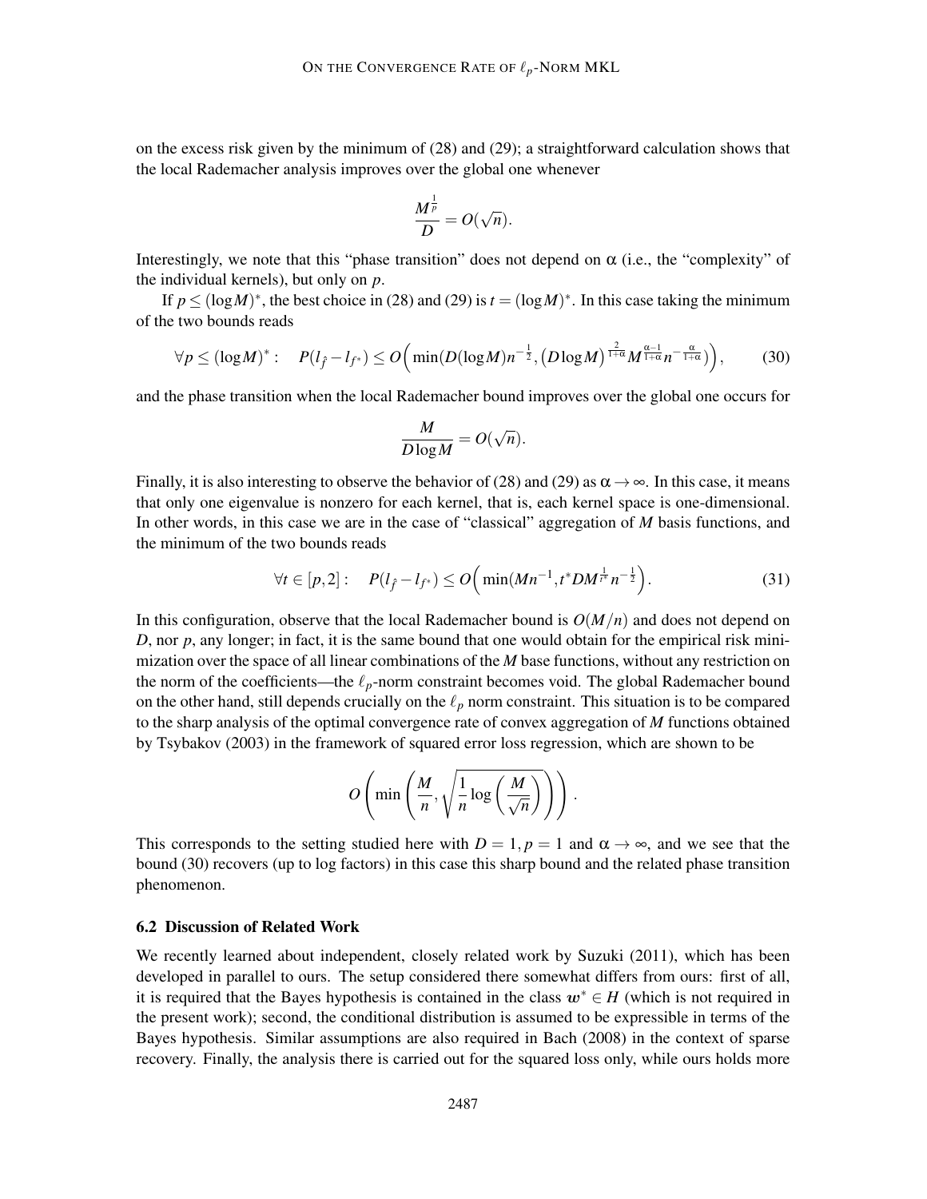on the excess risk given by the minimum of (28) and (29); a straightforward calculation shows that the local Rademacher analysis improves over the global one whenever

$$\frac{M^{\frac{1}{p}}}{D} = O(\sqrt{n}).$$

Interestingly, we note that this "phase transition" does not depend on $\alpha$ (i.e., the "complexity" of the individual kernels), but only on $p$.

If $p \leq (\log M)^*$, the best choice in (28) and (29) is $t = (\log M)^*$. In this case taking the minimum of the two bounds reads

$$\forall p \leq (\log M)^* : \quad P(l_{\hat{f}} - l_{f^*}) \leq O\Big( \min(D(\log M) n^{-\frac{1}{2}}, \big(D \log M\big)^{\frac{2}{1+\alpha}} M^{\frac{\alpha-1}{1+\alpha}} n^{-\frac{\alpha}{1+\alpha}}) \Big), \tag{30}$$

and the phase transition when the local Rademacher bound improves over the global one occurs for

$$\frac{M}{D \log M} = O(\sqrt{n}).$$

Finally, it is also interesting to observe the behavior of (28) and (29) as $\alpha \to \infty$. In this case, it means that only one eigenvalue is nonzero for each kernel, that is, each kernel space is one-dimensional. In other words, in this case we are in the case of "classical" aggregation of $M$ basis functions, and the minimum of the two bounds reads

$$\forall t \in [p, 2] : \quad P(l_{\hat{f}} - l_{f^*}) \leq O\Big( \min(M n^{-1}, t^* D M^{\frac{1}{t^*}} n^{-\frac{1}{2}} \Big). \tag{31}$$

In this configuration, observe that the local Rademacher bound is $O(M/n)$ and does not depend on $D$, nor $p$, any longer; in fact, it is the same bound that one would obtain for the empirical risk minimization over the space of all linear combinations of the $M$ base functions, without any restriction on the norm of the coefficients—the $\ell_p$-norm constraint becomes void. The global Rademacher bound on the other hand, still depends crucially on the $\ell_p$ norm constraint. This situation is to be compared to the sharp analysis of the optimal convergence rate of convex aggregation of $M$ functions obtained by Tsybakov (2003) in the framework of squared error loss regression, which are shown to be

$$O\left( \min\left( \frac{M}{n}, \sqrt{\frac{1}{n} \log\left( \frac{M}{\sqrt{n}} \right)} \right) \right).$$

This corresponds to the setting studied here with $D = 1, p = 1$ and $\alpha \to \infty$, and we see that the bound (30) recovers (up to log factors) in this case this sharp bound and the related phase transition phenomenon.

### 6.2 Discussion of Related Work

We recently learned about independent, closely related work by Suzuki (2011), which has been developed in parallel to ours. The setup considered there somewhat differs from ours: first of all, it is required that the Bayes hypothesis is contained in the class $\boldsymbol{w}^* \in H$ (which is not required in the present work); second, the conditional distribution is assumed to be expressible in terms of the Bayes hypothesis. Similar assumptions are also required in Bach (2008) in the context of sparse recovery. Finally, the analysis there is carried out for the squared loss only, while ours holds more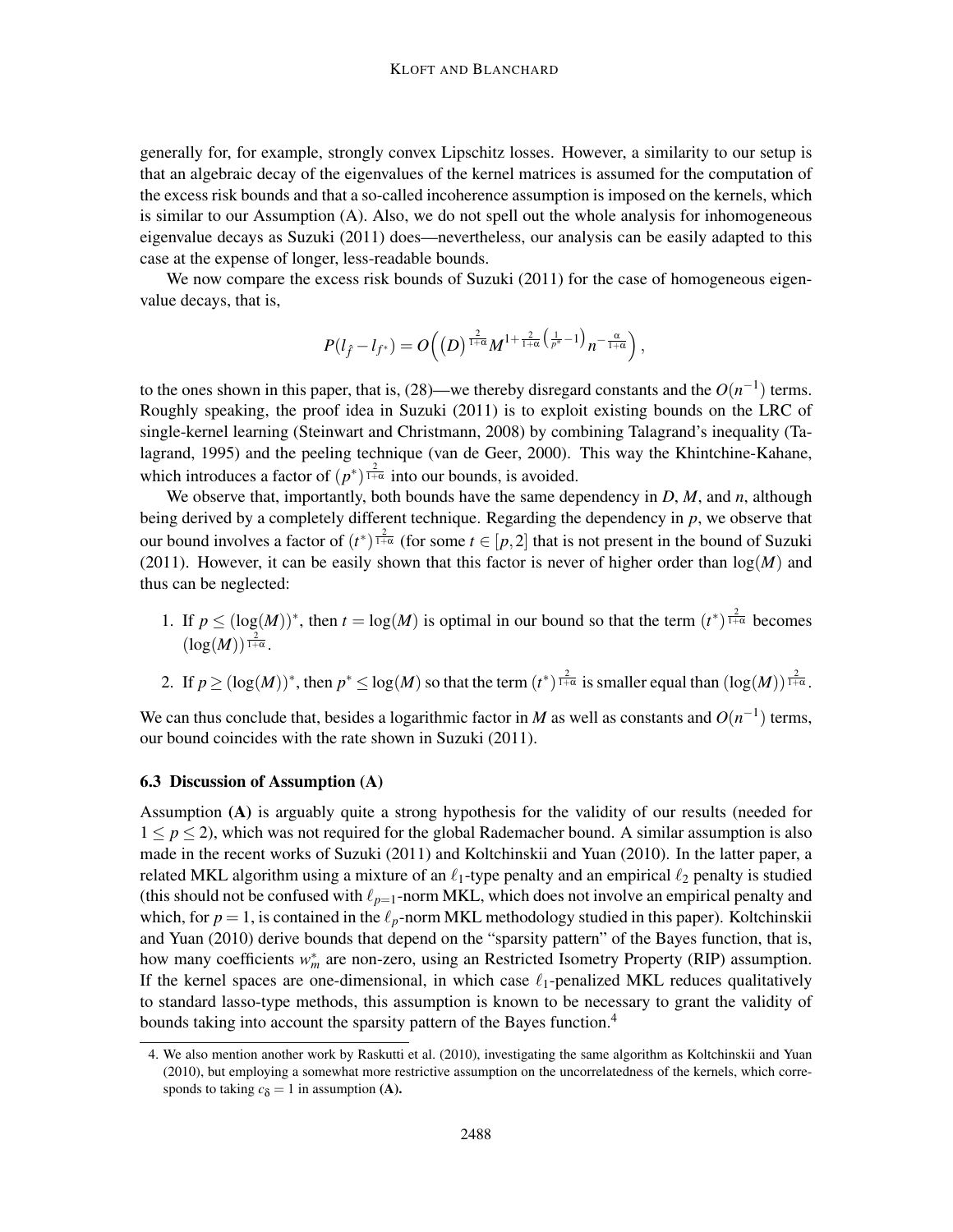generally for, for example, strongly convex Lipschitz losses. However, a similarity to our setup is that an algebraic decay of the eigenvalues of the kernel matrices is assumed for the computation of the excess risk bounds and that a so-called incoherence assumption is imposed on the kernels, which is similar to our Assumption (A). Also, we do not spell out the whole analysis for inhomogeneous eigenvalue decays as Suzuki (2011) does—nevertheless, our analysis can be easily adapted to this case at the expense of longer, less-readable bounds.

We now compare the excess risk bounds of Suzuki (2011) for the case of homogeneous eigenvalue decays, that is,

$$P(l_{\hat{f}} - l_{f^*}) = O\Big( \big(D\big)^{\frac{2}{1+\alpha}} M^{1+\frac{2}{1+\alpha}\left(\frac{1}{p^*}-1\right)} n^{-\frac{\alpha}{1+\alpha}} \Big),$$

to the ones shown in this paper, that is, (28)—we thereby disregard constants and the $O(n^{-1})$ terms. Roughly speaking, the proof idea in Suzuki (2011) is to exploit existing bounds on the LRC of single-kernel learning (Steinwart and Christmann, 2008) by combining Talagrand's inequality (Talagrand, 1995) and the peeling technique (van de Geer, 2000). This way the Khintchine-Kahane, which introduces a factor of $(p^*)^{\frac{2}{1+\alpha}}$ into our bounds, is avoided.

We observe that, importantly, both bounds have the same dependency in $D$, $M$, and $n$, although being derived by a completely different technique. Regarding the dependency in $p$, we observe that our bound involves a factor of $(t^*)^{\frac{2}{1+\alpha}}$ (for some $t \in [p,2]$ that is not present in the bound of Suzuki (2011). However, it can be easily shown that this factor is never of higher order than $\log(M)$ and thus can be neglected:

1. If $p \leq (\log(M))^*$, then $t = \log(M)$ is optimal in our bound so that the term $(t^*)^{\frac{2}{1+\alpha}}$ becomes $(\log(M))^{\frac{2}{1+\alpha}}$.
2. If $p \geq (\log(M))^*$, then $p^* \leq \log(M)$ so that the term $(t^*)^{\frac{2}{1+\alpha}}$ is smaller equal than $(\log(M))^{\frac{2}{1+\alpha}}$.

We can thus conclude that, besides a logarithmic factor in $M$ as well as constants and $O(n^{-1})$ terms, our bound coincides with the rate shown in Suzuki (2011).

### 6.3 Discussion of Assumption (A)

Assumption **(A)** is arguably quite a strong hypothesis for the validity of our results (needed for $1 \leq p \leq 2$), which was not required for the global Rademacher bound. A similar assumption is also made in the recent works of Suzuki (2011) and Koltchinskii and Yuan (2010). In the latter paper, a related MKL algorithm using a mixture of an $\ell_1$-type penalty and an empirical $\ell_2$ penalty is studied (this should not be confused with $\ell_{p=1}$-norm MKL, which does not involve an empirical penalty and which, for $p = 1$, is contained in the $\ell_p$-norm MKL methodology studied in this paper). Koltchinskii and Yuan (2010) derive bounds that depend on the "sparsity pattern" of the Bayes function, that is, how many coefficients $w_m^*$ are non-zero, using an Restricted Isometry Property (RIP) assumption. If the kernel spaces are one-dimensional, in which case $\ell_1$-penalized MKL reduces qualitatively to standard lasso-type methods, this assumption is known to be necessary to grant the validity of bounds taking into account the sparsity pattern of the Bayes function.[4]

4. We also mention another work by Raskutti et al. (2010), investigating the same algorithm as Koltchinskii and Yuan (2010), but employing a somewhat more restrictive assumption on the uncorrelatedness of the kernels, which corresponds to taking $c_\delta = 1$ in assumption **(A).**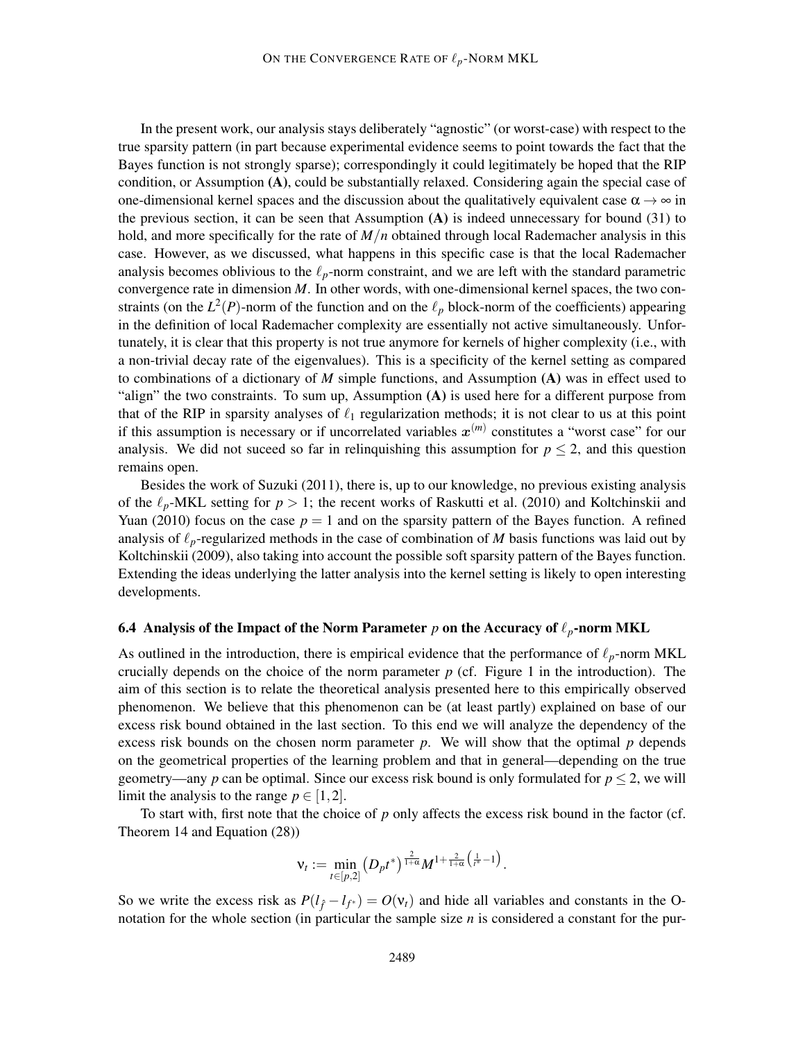In the present work, our analysis stays deliberately "agnostic" (or worst-case) with respect to the true sparsity pattern (in part because experimental evidence seems to point towards the fact that the Bayes function is not strongly sparse); correspondingly it could legitimately be hoped that the RIP condition, or Assumption **(A)**, could be substantially relaxed. Considering again the special case of one-dimensional kernel spaces and the discussion about the qualitatively equivalent case $\alpha \to \infty$ in the previous section, it can be seen that Assumption **(A)** is indeed unnecessary for bound (31) to hold, and more specifically for the rate of $M/n$ obtained through local Rademacher analysis in this case. However, as we discussed, what happens in this specific case is that the local Rademacher analysis becomes oblivious to the $\ell_p$-norm constraint, and we are left with the standard parametric convergence rate in dimension $M$. In other words, with one-dimensional kernel spaces, the two constraints (on the $L^2(P)$-norm of the function and on the $\ell_p$ block-norm of the coefficients) appearing in the definition of local Rademacher complexity are essentially not active simultaneously. Unfortunately, it is clear that this property is not true anymore for kernels of higher complexity (i.e., with a non-trivial decay rate of the eigenvalues). This is a specificity of the kernel setting as compared to combinations of a dictionary of $M$ simple functions, and Assumption **(A)** was in effect used to "align" the two constraints. To sum up, Assumption **(A)** is used here for a different purpose from that of the RIP in sparsity analyses of $\ell_1$ regularization methods; it is not clear to us at this point if this assumption is necessary or if uncorrelated variables $\boldsymbol{x}^{(m)}$ constitutes a "worst case" for our analysis. We did not suceed so far in relinquishing this assumption for $p \leq 2$, and this question remains open.

Besides the work of Suzuki (2011), there is, up to our knowledge, no previous existing analysis of the $\ell_p$-MKL setting for $p > 1$; the recent works of Raskutti et al. (2010) and Koltchinskii and Yuan (2010) focus on the case $p = 1$ and on the sparsity pattern of the Bayes function. A refined analysis of $\ell_p$-regularized methods in the case of combination of $M$ basis functions was laid out by Koltchinskii (2009), also taking into account the possible soft sparsity pattern of the Bayes function. Extending the ideas underlying the latter analysis into the kernel setting is likely to open interesting developments.

### 6.4 Analysis of the Impact of the Norm Parameter $p$ on the Accuracy of $\ell_p$-norm MKL

As outlined in the introduction, there is empirical evidence that the performance of $\ell_p$-norm MKL crucially depends on the choice of the norm parameter $p$ (cf. Figure 1 in the introduction). The aim of this section is to relate the theoretical analysis presented here to this empirically observed phenomenon. We believe that this phenomenon can be (at least partly) explained on base of our excess risk bound obtained in the last section. To this end we will analyze the dependency of the excess risk bounds on the chosen norm parameter $p$. We will show that the optimal $p$ depends on the geometrical properties of the learning problem and that in general—depending on the true geometry—any $p$ can be optimal. Since our excess risk bound is only formulated for $p \leq 2$, we will limit the analysis to the range $p \in [1,2]$.

To start with, first note that the choice of $p$ only affects the excess risk bound in the factor (cf. Theorem 14 and Equation (28))

$$\nu_t := \min_{t \in [p,2]} \left(D_p t^*\right)^{\frac{2}{1+\alpha}} M^{1+\frac{2}{1+\alpha}\left(\frac{1}{t^*}-1\right)}.$$

So we write the excess risk as $P(l_{\hat{f}} - l_{f^*}) = O(\nu_t)$ and hide all variables and constants in the O-notation for the whole section (in particular the sample size $n$ is considered a constant for the pur-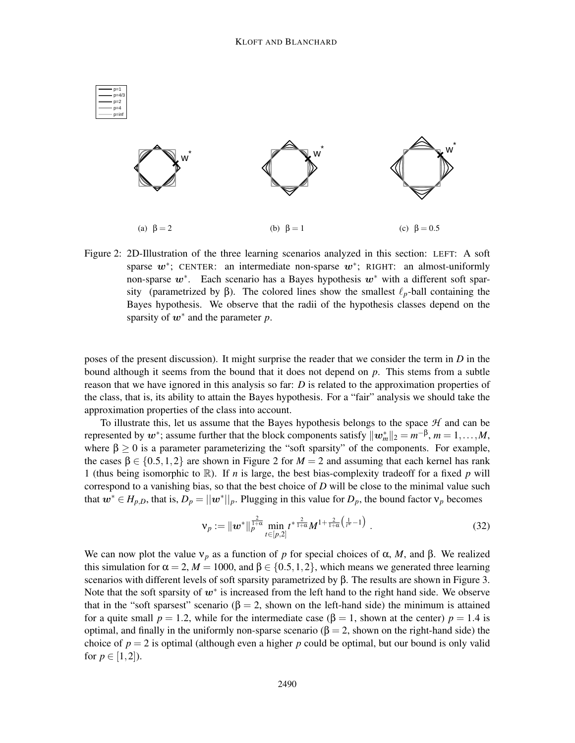Figure 2: 2D-Illustration of the three learning scenarios analyzed in this section: LEFT: A soft sparse $\boldsymbol{w}^*$; CENTER: an intermediate non-sparse $\boldsymbol{w}^*$; RIGHT: an almost-uniformly non-sparse $\boldsymbol{w}^*$. Each scenario has a Bayes hypothesis $\boldsymbol{w}^*$ with a different soft sparsity (parametrized by $\beta$). The colored lines show the smallest $\ell_p$-ball containing the Bayes hypothesis. We observe that the radii of the hypothesis classes depend on the sparsity of $\boldsymbol{w}^*$ and the parameter $p$.

(a) $\beta = 2$ (b) $\beta = 1$ (c) $\beta = 0.5$

poses of the present discussion). It might surprise the reader that we consider the term in $D$ in the bound although it seems from the bound that it does not depend on $p$. This stems from a subtle reason that we have ignored in this analysis so far: $D$ is related to the approximation properties of the class, that is, its ability to attain the Bayes hypothesis. For a "fair" analysis we should take the approximation properties of the class into account.

To illustrate this, let us assume that the Bayes hypothesis belongs to the space $\mathcal{H}$ and can be represented by $\boldsymbol{w}^*$; assume further that the block components satisfy $\|\boldsymbol{w}^*_m\|_2 = m^{-\beta}$, $m = 1, \ldots, M$, where $\beta \geq 0$ is a parameter parameterizing the "soft sparsity" of the components. For example, the cases $\beta \in \{0.5, 1, 2\}$ are shown in Figure 2 for $M = 2$ and assuming that each kernel has rank 1 (thus being isomorphic to $\mathbb{R}$). If $n$ is large, the best bias-complexity tradeoff for a fixed $p$ will correspond to a vanishing bias, so that the best choice of $D$ will be close to the minimal value such that $\boldsymbol{w}^* \in H_{p,D}$, that is, $D_p = ||\boldsymbol{w}^*||_p$. Plugging in this value for $D_p$, the bound factor $\nu_p$ becomes

$$\nu_p := \|\boldsymbol{w}^*\|_p^{\frac{2}{1+\alpha}} \min_{t \in [p,2]} t^{*\frac{2}{1+\alpha}} M^{1+\frac{2}{1+\alpha}\left(\frac{1}{t^*}-1\right)} . \tag{32}$$

We can now plot the value $\nu_p$ as a function of $p$ for special choices of $\alpha$, $M$, and $\beta$. We realized this simulation for $\alpha = 2$, $M = 1000$, and $\beta \in \{0.5, 1, 2\}$, which means we generated three learning scenarios with different levels of soft sparsity parametrized by $\beta$. The results are shown in Figure 3. Note that the soft sparsity of $\boldsymbol{w}^*$ is increased from the left hand to the right hand side. We observe that in the "soft sparsest" scenario ($\beta = 2$, shown on the left-hand side) the minimum is attained for a quite small $p = 1.2$, while for the intermediate case ($\beta = 1$, shown at the center) $p = 1.4$ is optimal, and finally in the uniformly non-sparse scenario ($\beta = 2$, shown on the right-hand side) the choice of $p = 2$ is optimal (although even a higher $p$ could be optimal, but our bound is only valid for $p \in [1, 2]$).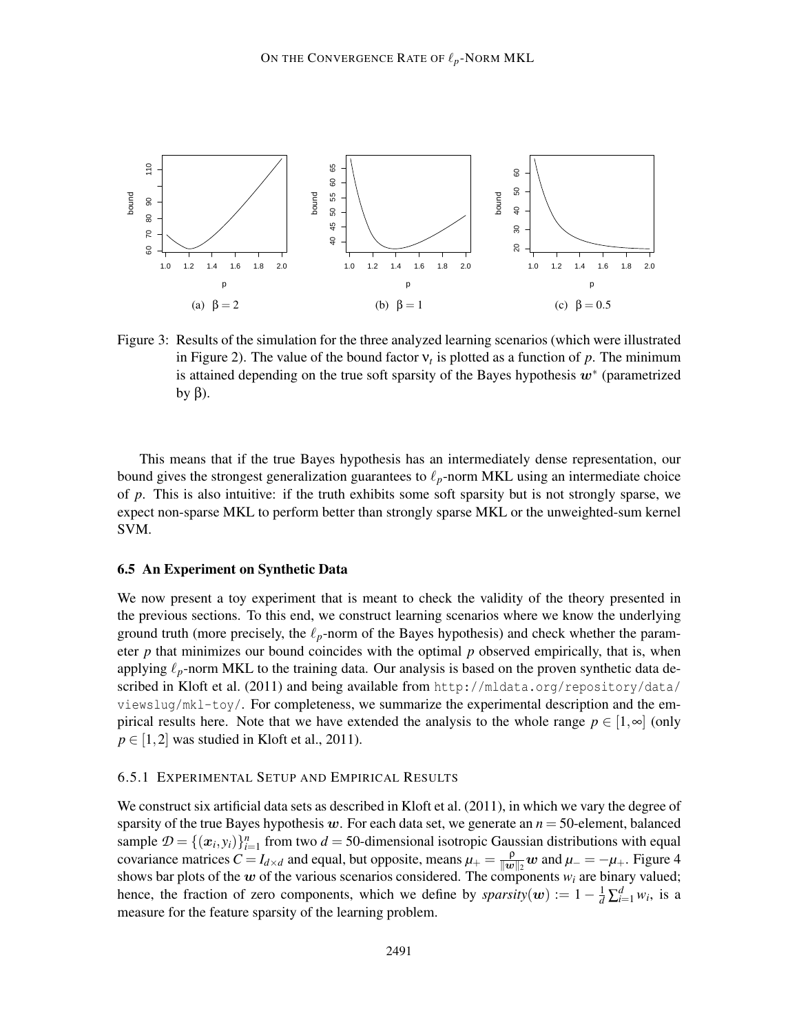Figure 3: Results of the simulation for the three analyzed learning scenarios (which were illustrated in Figure 2). The value of the bound factor $\nu_t$ is plotted as a function of $p$. The minimum is attained depending on the true soft sparsity of the Bayes hypothesis $\boldsymbol{w}^*$ (parametrized by $\beta$).

(a) $\beta = 2$ (b) $\beta = 1$ (c) $\beta = 0.5$

This means that if the true Bayes hypothesis has an intermediately dense representation, our bound gives the strongest generalization guarantees to $\ell_p$-norm MKL using an intermediate choice of $p$. This is also intuitive: if the truth exhibits some soft sparsity but is not strongly sparse, we expect non-sparse MKL to perform better than strongly sparse MKL or the unweighted-sum kernel SVM.

### 6.5 An Experiment on Synthetic Data

We now present a toy experiment that is meant to check the validity of the theory presented in the previous sections. To this end, we construct learning scenarios where we know the underlying ground truth (more precisely, the $\ell_p$-norm of the Bayes hypothesis) and check whether the parameter $p$ that minimizes our bound coincides with the optimal $p$ observed empirically, that is, when applying $\ell_p$-norm MKL to the training data. Our analysis is based on the proven synthetic data described in Kloft et al. (2011) and being available from `http://mldata.org/repository/data/viewslug/mkl-toy/`. For completeness, we summarize the experimental description and the empirical results here. Note that we have extended the analysis to the whole range $p \in [1, \infty]$ (only $p \in [1, 2]$ was studied in Kloft et al., 2011).

#### 6.5.1 Experimental Setup and Empirical Results

We construct six artificial data sets as described in Kloft et al. (2011), in which we vary the degree of sparsity of the true Bayes hypothesis $\boldsymbol{w}$. For each data set, we generate an $n = 50$-element, balanced sample $\mathcal{D} = \{(\boldsymbol{x}_i, y_i)\}_{i=1}^n$ from two $d = 50$-dimensional isotropic Gaussian distributions with equal covariance matrices $C = I_{d \times d}$ and equal, but opposite, means $\mu_+ = \frac{\rho}{\|\boldsymbol{w}\|_2} \boldsymbol{w}$ and $\mu_- = -\mu_+$. Figure 4 shows bar plots of the $\boldsymbol{w}$ of the various scenarios considered. The components $w_i$ are binary valued; hence, the fraction of zero components, which we define by *sparsity*$(\boldsymbol{w}) := 1 - \frac{1}{d} \sum_{i=1}^d w_i$, is a measure for the feature sparsity of the learning problem.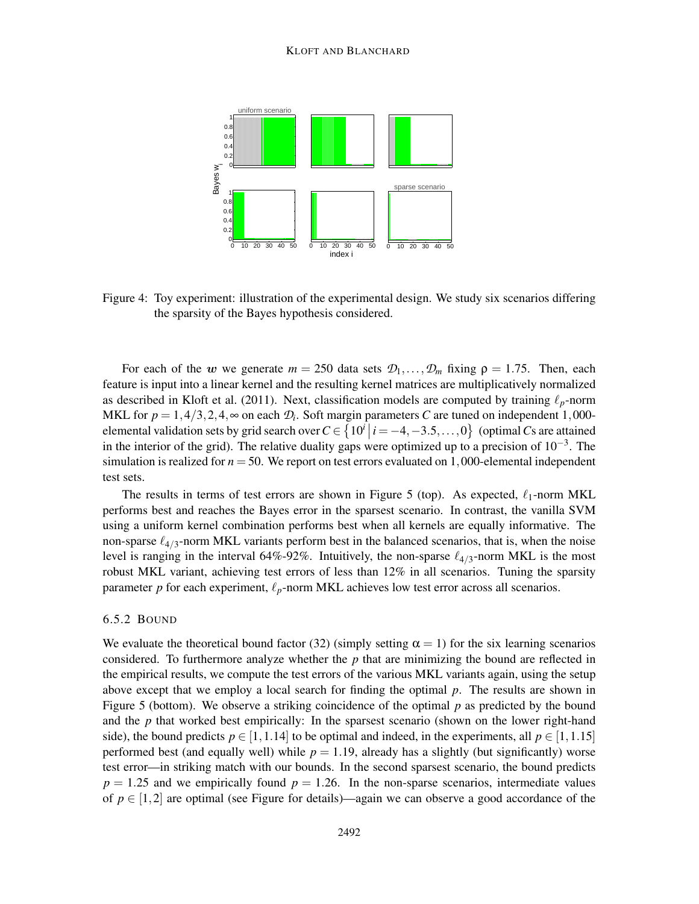Figure 4: Toy experiment: illustration of the experimental design. We study six scenarios differing the sparsity of the Bayes hypothesis considered.

For each of the $\boldsymbol{w}$ we generate $m = 250$ data sets $\mathcal{D}_1, \ldots, \mathcal{D}_m$ fixing $\rho = 1.75$. Then, each feature is input into a linear kernel and the resulting kernel matrices are multiplicatively normalized as described in Kloft et al. (2011). Next, classification models are computed by training $\ell_p$-norm MKL for $p = 1, 4/3, 2, 4, \infty$ on each $\mathcal{D}_i$. Soft margin parameters $C$ are tuned on independent 1,000-elemental validation sets by grid search over $C \in \{10^i \,|\, i = -4, -3.5, \ldots, 0\}$ (optimal $C$s are attained in the interior of the grid). The relative duality gaps were optimized up to a precision of $10^{-3}$. The simulation is realized for $n = 50$. We report on test errors evaluated on 1,000-elemental independent test sets.

The results in terms of test errors are shown in Figure 5 (top). As expected, $\ell_1$-norm MKL performs best and reaches the Bayes error in the sparsest scenario. In contrast, the vanilla SVM using a uniform kernel combination performs best when all kernels are equally informative. The non-sparse $\ell_{4/3}$-norm MKL variants perform best in the balanced scenarios, that is, when the noise level is ranging in the interval 64%-92%. Intuitively, the non-sparse $\ell_{4/3}$-norm MKL is the most robust MKL variant, achieving test errors of less than 12% in all scenarios. Tuning the sparsity parameter $p$ for each experiment, $\ell_p$-norm MKL achieves low test error across all scenarios.

### 6.5.2 Bound

We evaluate the theoretical bound factor (32) (simply setting $\alpha = 1$) for the six learning scenarios considered. To furthermore analyze whether the $p$ that are minimizing the bound are reflected in the empirical results, we compute the test errors of the various MKL variants again, using the setup above except that we employ a local search for finding the optimal $p$. The results are shown in Figure 5 (bottom). We observe a striking coincidence of the optimal $p$ as predicted by the bound and the $p$ that worked best empirically: In the sparsest scenario (shown on the lower right-hand side), the bound predicts $p \in [1, 1.14]$ to be optimal and indeed, in the experiments, all $p \in [1, 1.15]$ performed best (and equally well) while $p = 1.19$, already has a slightly (but significantly) worse test error—in striking match with our bounds. In the second sparsest scenario, the bound predicts $p = 1.25$ and we empirically found $p = 1.26$. In the non-sparse scenarios, intermediate values of $p \in [1, 2]$ are optimal (see Figure for details)—again we can observe a good accordance of the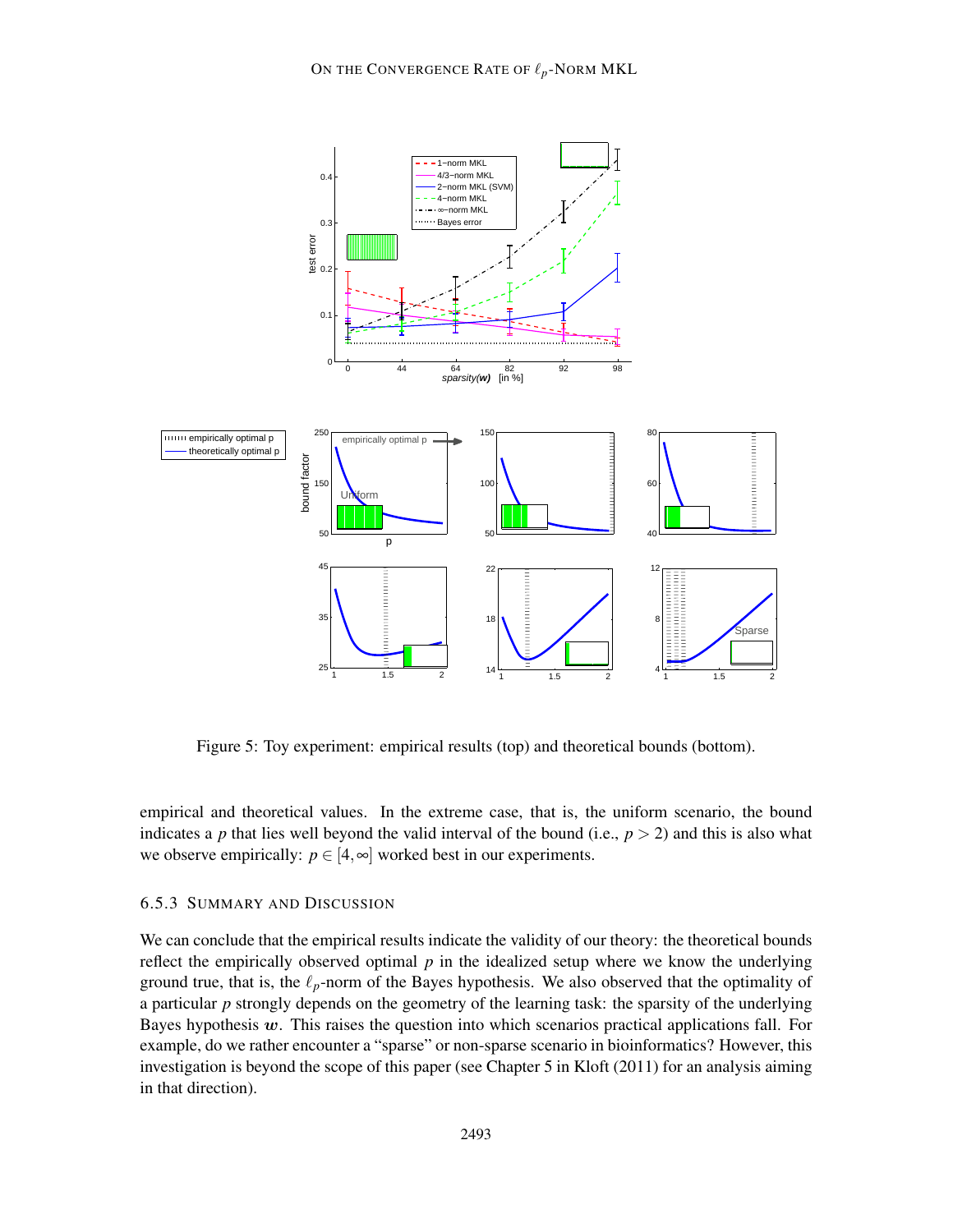Figure 5: Toy experiment: empirical results (top) and theoretical bounds (bottom).

empirical and theoretical values. In the extreme case, that is, the uniform scenario, the bound indicates a $p$ that lies well beyond the valid interval of the bound (i.e., $p > 2$) and this is also what we observe empirically: $p \in [4, \infty]$ worked best in our experiments.

### 6.5.3 Summary and Discussion

We can conclude that the empirical results indicate the validity of our theory: the theoretical bounds reflect the empirically observed optimal $p$ in the idealized setup where we know the underlying ground true, that is, the $\ell_p$-norm of the Bayes hypothesis. We also observed that the optimality of a particular $p$ strongly depends on the geometry of the learning task: the sparsity of the underlying Bayes hypothesis $\boldsymbol{w}$. This raises the question into which scenarios practical applications fall. For example, do we rather encounter a "sparse" or non-sparse scenario in bioinformatics? However, this investigation is beyond the scope of this paper (see Chapter 5 in Kloft (2011) for an analysis aiming in that direction).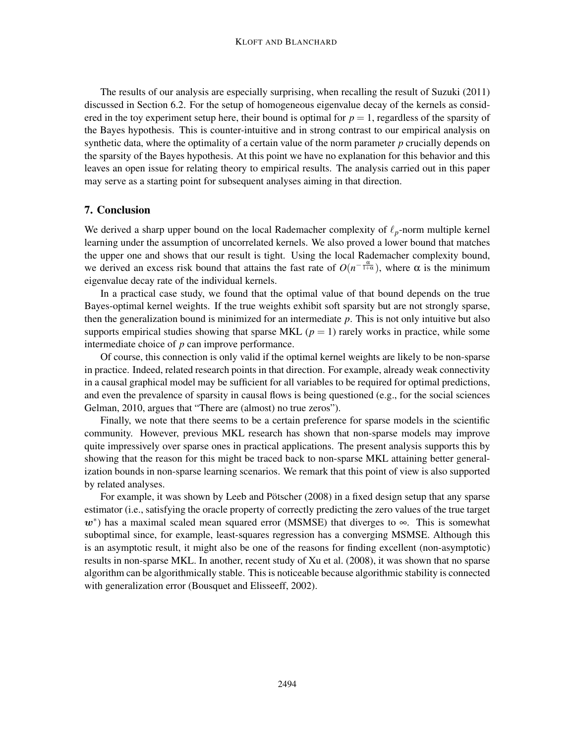The results of our analysis are especially surprising, when recalling the result of Suzuki (2011) discussed in Section 6.2. For the setup of homogeneous eigenvalue decay of the kernels as considered in the toy experiment setup here, their bound is optimal for $p = 1$, regardless of the sparsity of the Bayes hypothesis. This is counter-intuitive and in strong contrast to our empirical analysis on synthetic data, where the optimality of a certain value of the norm parameter $p$ crucially depends on the sparsity of the Bayes hypothesis. At this point we have no explanation for this behavior and this leaves an open issue for relating theory to empirical results. The analysis carried out in this paper may serve as a starting point for subsequent analyses aiming in that direction.

## 7. Conclusion

We derived a sharp upper bound on the local Rademacher complexity of $\ell_p$-norm multiple kernel learning under the assumption of uncorrelated kernels. We also proved a lower bound that matches the upper one and shows that our result is tight. Using the local Rademacher complexity bound, we derived an excess risk bound that attains the fast rate of $O(n^{-\frac{\alpha}{1+\alpha}})$, where $\alpha$ is the minimum eigenvalue decay rate of the individual kernels.

In a practical case study, we found that the optimal value of that bound depends on the true Bayes-optimal kernel weights. If the true weights exhibit soft sparsity but are not strongly sparse, then the generalization bound is minimized for an intermediate $p$. This is not only intuitive but also supports empirical studies showing that sparse MKL ($p = 1$) rarely works in practice, while some intermediate choice of $p$ can improve performance.

Of course, this connection is only valid if the optimal kernel weights are likely to be non-sparse in practice. Indeed, related research points in that direction. For example, already weak connectivity in a causal graphical model may be sufficient for all variables to be required for optimal predictions, and even the prevalence of sparsity in causal flows is being questioned (e.g., for the social sciences Gelman, 2010, argues that "There are (almost) no true zeros").

Finally, we note that there seems to be a certain preference for sparse models in the scientific community. However, previous MKL research has shown that non-sparse models may improve quite impressively over sparse ones in practical applications. The present analysis supports this by showing that the reason for this might be traced back to non-sparse MKL attaining better generalization bounds in non-sparse learning scenarios. We remark that this point of view is also supported by related analyses.

For example, it was shown by Leeb and Pötscher (2008) in a fixed design setup that any sparse estimator (i.e., satisfying the oracle property of correctly predicting the zero values of the true target $\boldsymbol{w}^*$) has a maximal scaled mean squared error (MSMSE) that diverges to $\infty$. This is somewhat suboptimal since, for example, least-squares regression has a converging MSMSE. Although this is an asymptotic result, it might also be one of the reasons for finding excellent (non-asymptotic) results in non-sparse MKL. In another, recent study of Xu et al. (2008), it was shown that no sparse algorithm can be algorithmically stable. This is noticeable because algorithmic stability is connected with generalization error (Bousquet and Elisseeff, 2002).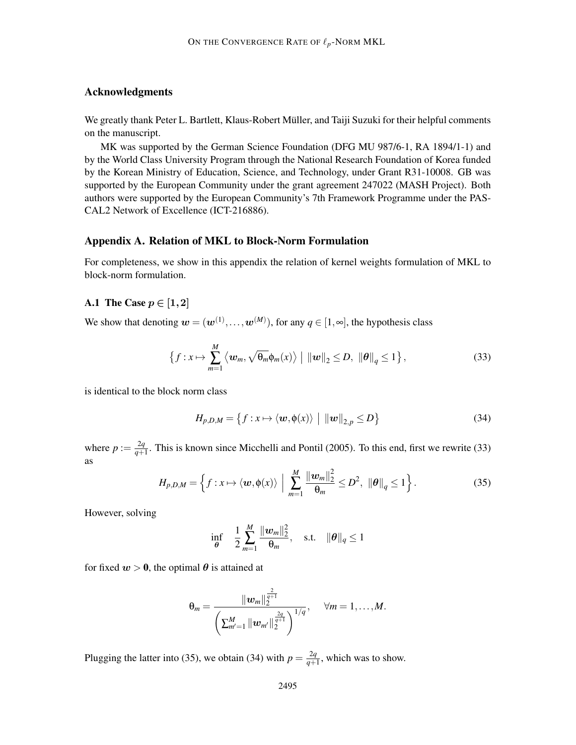## Acknowledgments

We greatly thank Peter L. Bartlett, Klaus-Robert Müller, and Taiji Suzuki for their helpful comments on the manuscript.

MK was supported by the German Science Foundation (DFG MU 987/6-1, RA 1894/1-1) and by the World Class University Program through the National Research Foundation of Korea funded by the Korean Ministry of Education, Science, and Technology, under Grant R31-10008. GB was supported by the European Community under the grant agreement 247022 (MASH Project). Both authors were supported by the European Community's 7th Framework Programme under the PASCAL2 Network of Excellence (ICT-216886).

## Appendix A. Relation of MKL to Block-Norm Formulation

For completeness, we show in this appendix the relation of kernel weights formulation of MKL to block-norm formulation.

### A.1 The Case $p \in [1,2]$

We show that denoting $\boldsymbol{w} = (\boldsymbol{w}^{(1)}, \ldots, \boldsymbol{w}^{(M)})$, for any $q \in [1, \infty]$, the hypothesis class

$$\left\{ f : x \mapsto \sum_{m=1}^{M} \left\langle \boldsymbol{w}_m, \sqrt{\theta_m}\phi_m(x) \right\rangle \;\middle|\; \|\boldsymbol{w}\|_2 \leq D,\ \|\boldsymbol{\theta}\|_q \leq 1 \right\}, \tag{33}$$

is identical to the block norm class

$$H_{p,D,M} = \left\{ f : x \mapsto \langle \boldsymbol{w}, \phi(x) \rangle \;\middle|\; \|\boldsymbol{w}\|_{2,p} \leq D \right\} \tag{34}$$

where $p := \frac{2q}{q+1}$. This is known since Micchelli and Pontil (2005). To this end, first we rewrite (33) as

$$H_{p,D,M} = \left\{ f : x \mapsto \langle \boldsymbol{w}, \phi(x) \rangle \;\middle|\; \sum_{m=1}^{M} \frac{\|\boldsymbol{w}_m\|_2^2}{\theta_m} \leq D^2,\ \|\boldsymbol{\theta}\|_q \leq 1 \right\}. \tag{35}$$

However, solving

$$\inf_{\boldsymbol{\theta}} \quad \frac{1}{2} \sum_{m=1}^{M} \frac{\|\boldsymbol{w}_m\|_2^2}{\theta_m}, \quad \text{s.t.} \quad \|\boldsymbol{\theta}\|_q \leq 1$$

for fixed $\boldsymbol{w} > \boldsymbol{0}$, the optimal $\boldsymbol{\theta}$ is attained at

$$\theta_m = \frac{\|\boldsymbol{w}_m\|_2^{\frac{2}{q+1}}}{\left( \sum_{m'=1}^{M} \|\boldsymbol{w}_{m'}\|_2^{\frac{2q}{q+1}} \right)^{1/q}}, \quad \forall m = 1, \ldots, M.$$

Plugging the latter into (35), we obtain (34) with $p = \frac{2q}{q+1}$, which was to show.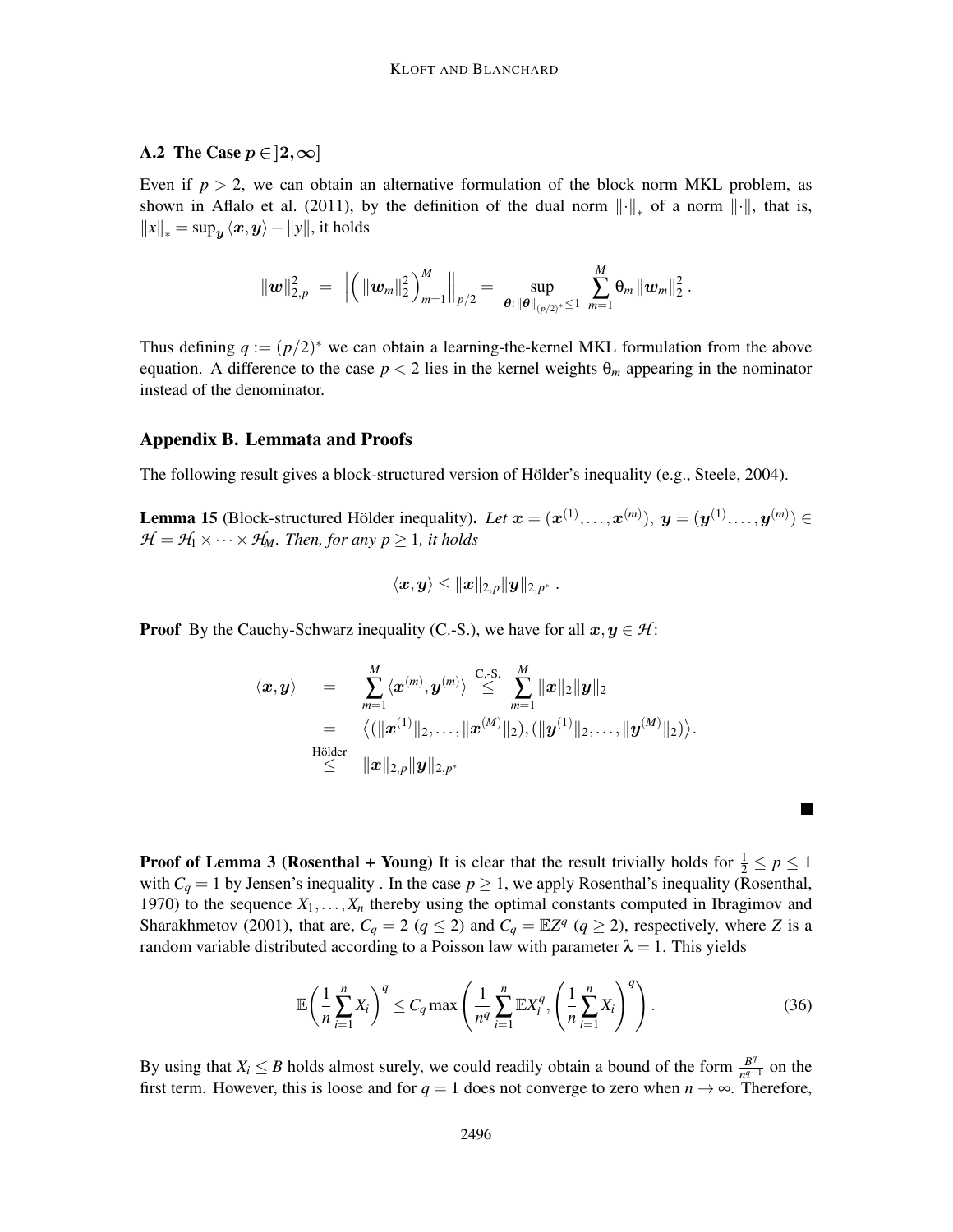### A.2 The Case $p \in ]2, \infty]$

Even if $p > 2$, we can obtain an alternative formulation of the block norm MKL problem, as shown in Aflalo et al. (2011), by the definition of the dual norm $\|\cdot\|_*$ of a norm $\|\cdot\|$, that is, $\|x\|_* = \sup_{\boldsymbol{y}} \langle \boldsymbol{x}, \boldsymbol{y} \rangle - \|y\|$, it holds

$$\|\boldsymbol{w}\|_{2,p}^2 \;=\; \left\| \left( \|\boldsymbol{w}_m\|_2^2 \right)_{m=1}^M \right\|_{p/2} = \sup_{\boldsymbol{\theta}: \|\boldsymbol{\theta}\|_{(p/2)^*} \leq 1} \sum_{m=1}^M \theta_m \|\boldsymbol{w}_m\|_2^2 \,.$$

Thus defining $q := (p/2)^*$ we can obtain a learning-the-kernel MKL formulation from the above equation. A difference to the case $p < 2$ lies in the kernel weights $\theta_m$ appearing in the nominator instead of the denominator.

## Appendix B. Lemmata and Proofs

The following result gives a block-structured version of Hölder's inequality (e.g., Steele, 2004).

**Lemma 15** (Block-structured Hölder inequality). *Let $\boldsymbol{x} = (\boldsymbol{x}^{(1)}, \ldots, \boldsymbol{x}^{(m)}),\ \boldsymbol{y} = (\boldsymbol{y}^{(1)}, \ldots, \boldsymbol{y}^{(m)}) \in \mathcal{H} = \mathcal{H}_1 \times \cdots \times \mathcal{H}_M$. Then, for any $p \geq 1$, it holds*

$$\langle \boldsymbol{x}, \boldsymbol{y} \rangle \leq \|\boldsymbol{x}\|_{2,p} \|\boldsymbol{y}\|_{2,p^*} \,.$$

**Proof** By the Cauchy-Schwarz inequality (C.-S.), we have for all $\boldsymbol{x}, \boldsymbol{y} \in \mathcal{H}$:

$$\begin{aligned}
\langle \boldsymbol{x}, \boldsymbol{y} \rangle \quad &= \quad \sum_{m=1}^M \langle \boldsymbol{x}^{(m)}, \boldsymbol{y}^{(m)} \rangle \overset{\text{C.-S.}}{\leq} \sum_{m=1}^M \|\boldsymbol{x}\|_2 \|\boldsymbol{y}\|_2 \\
&= \quad \left\langle (\|\boldsymbol{x}^{(1)}\|_2, \ldots, \|\boldsymbol{x}^{(M)}\|_2), (\|\boldsymbol{y}^{(1)}\|_2, \ldots, \|\boldsymbol{y}^{(M)}\|_2) \right\rangle. \\
&\overset{\text{Hölder}}{\leq} \quad \|\boldsymbol{x}\|_{2,p} \|\boldsymbol{y}\|_{2,p^*}
\end{aligned}$$

■

**Proof of Lemma 3 (Rosenthal + Young)** It is clear that the result trivially holds for $\frac{1}{2} \leq p \leq 1$ with $C_q = 1$ by Jensen's inequality . In the case $p \geq 1$, we apply Rosenthal's inequality (Rosenthal, 1970) to the sequence $X_1, \ldots, X_n$ thereby using the optimal constants computed in Ibragimov and Sharakhmetov (2001), that are, $C_q = 2$ ($q \leq 2$) and $C_q = \mathbb{E}Z^q$ ($q \geq 2$), respectively, where $Z$ is a random variable distributed according to a Poisson law with parameter $\lambda = 1$. This yields

$$\mathbb{E}\left( \frac{1}{n} \sum_{i=1}^n X_i \right)^q \leq C_q \max\left( \frac{1}{n^q} \sum_{i=1}^n \mathbb{E}X_i^q, \left( \frac{1}{n} \sum_{i=1}^n X_i \right)^q \right). \tag{36}$$

By using that $X_i \leq B$ holds almost surely, we could readily obtain a bound of the form $\frac{B^q}{n^{q-1}}$ on the first term. However, this is loose and for $q = 1$ does not converge to zero when $n \to \infty$. Therefore,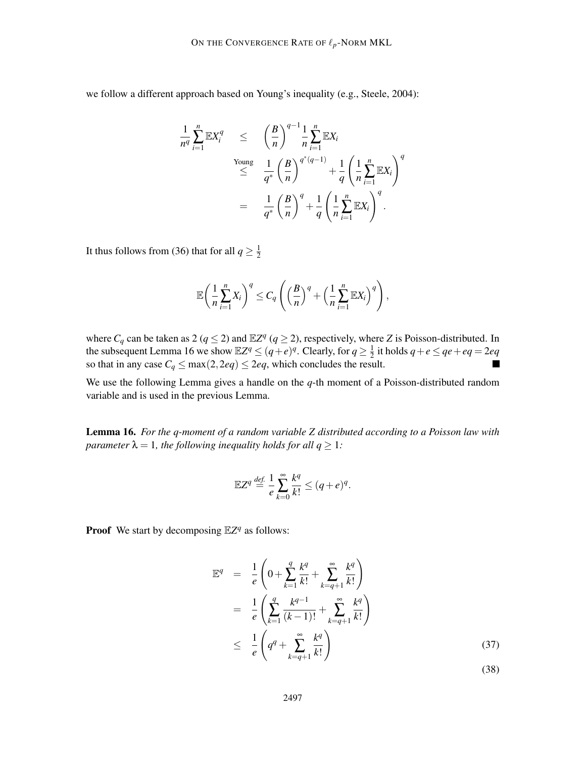we follow a different approach based on Young's inequality (e.g., Steele, 2004):

$$
\begin{aligned}
\frac{1}{n^q}\sum_{i=1}^{n}\mathbb{E}X_i^q &\leq \left(\frac{B}{n}\right)^{q-1}\frac{1}{n}\sum_{i=1}^{n}\mathbb{E}X_i \\
&\overset{\text{Young}}{\leq} \frac{1}{q^*}\left(\frac{B}{n}\right)^{q^*(q-1)} + \frac{1}{q}\left(\frac{1}{n}\sum_{i=1}^{n}\mathbb{E}X_i\right)^q \\
&= \frac{1}{q^*}\left(\frac{B}{n}\right)^{q} + \frac{1}{q}\left(\frac{1}{n}\sum_{i=1}^{n}\mathbb{E}X_i\right)^q .
\end{aligned}
$$

It thus follows from (36) that for all $q \geq \frac{1}{2}$

$$
\mathbb{E}\left(\frac{1}{n}\sum_{i=1}^{n}X_i\right)^q \leq C_q\left(\left(\frac{B}{n}\right)^q + \left(\frac{1}{n}\sum_{i=1}^{n}\mathbb{E}X_i\right)^q\right),
$$

where $C_q$ can be taken as 2 ($q \leq 2$) and $\mathbb{E}Z^q$ ($q \geq 2$), respectively, where $Z$ is Poisson-distributed. In the subsequent Lemma 16 we show $\mathbb{E}Z^q \leq (q+e)^q$. Clearly, for $q \geq \frac{1}{2}$ it holds $q+e \leq qe+eq = 2eq$ so that in any case $C_q \leq \max(2, 2eq) \leq 2eq$, which concludes the result. ■

We use the following Lemma gives a handle on the $q$-th moment of a Poisson-distributed random variable and is used in the previous Lemma.

**Lemma 16.** *For the q-moment of a random variable Z distributed according to a Poisson law with parameter* $\lambda = 1$*, the following inequality holds for all* $q \geq 1$*:*

$$
\mathbb{E}Z^q \overset{\text{def.}}{=} \frac{1}{e}\sum_{k=0}^{\infty}\frac{k^q}{k!} \leq (q+e)^q.
$$

**Proof** We start by decomposing $\mathbb{E}Z^q$ as follows:

$$
\begin{aligned}
\mathbb{E}^q &= \frac{1}{e}\left(0 + \sum_{k=1}^{q}\frac{k^q}{k!} + \sum_{k=q+1}^{\infty}\frac{k^q}{k!}\right) \\
&= \frac{1}{e}\left(\sum_{k=1}^{q}\frac{k^{q-1}}{(k-1)!} + \sum_{k=q+1}^{\infty}\frac{k^q}{k!}\right) \\
&\leq \frac{1}{e}\left(q^q + \sum_{k=q+1}^{\infty}\frac{k^q}{k!}\right) \qquad (37)
\end{aligned}
$$

$$
(38)
$$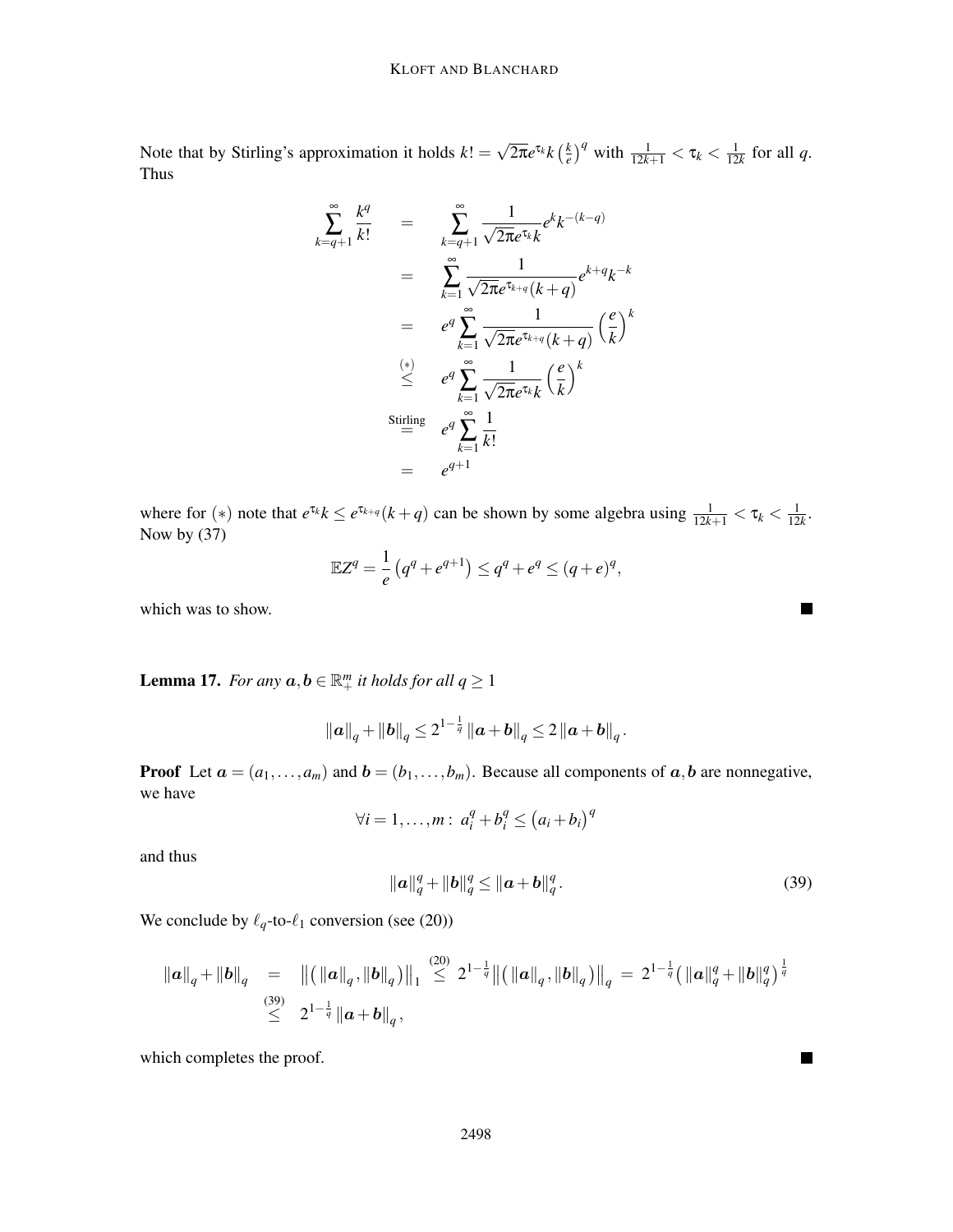Note that by Stirling's approximation it holds $k! = \sqrt{2\pi} e^{\tau_k} k \left(\frac{k}{e}\right)^q$ with $\frac{1}{12k+1} < \tau_k < \frac{1}{12k}$ for all $q$. Thus

$$
\begin{aligned}
\sum_{k=q+1}^{\infty} \frac{k^q}{k!} &= \sum_{k=q+1}^{\infty} \frac{1}{\sqrt{2\pi} e^{\tau_k} k} e^k k^{-(k-q)} \\
&= \sum_{k=1}^{\infty} \frac{1}{\sqrt{2\pi} e^{\tau_{k+q}} (k+q)} e^{k+q} k^{-k} \\
&= e^q \sum_{k=1}^{\infty} \frac{1}{\sqrt{2\pi} e^{\tau_{k+q}} (k+q)} \left(\frac{e}{k}\right)^k \\
&\overset{(*)}{\leq} e^q \sum_{k=1}^{\infty} \frac{1}{\sqrt{2\pi} e^{\tau_k} k} \left(\frac{e}{k}\right)^k \\
&\overset{\text{Stirling}}{=} e^q \sum_{k=1}^{\infty} \frac{1}{k!} \\
&= e^{q+1}
\end{aligned}
$$

where for $(*)$ note that $e^{\tau_k} k \leq e^{\tau_{k+q}} (k+q)$ can be shown by some algebra using $\frac{1}{12k+1} < \tau_k < \frac{1}{12k}$. Now by (37)

$$
\mathbb{E} Z^q = \frac{1}{e} \left(q^q + e^{q+1}\right) \leq q^q + e^q \leq (q+e)^q,
$$

which was to show. ■

**Lemma 17.** *For any $\boldsymbol{a}, \boldsymbol{b} \in \mathbb{R}_+^m$ it holds for all $q \geq 1$*

$$
\|\boldsymbol{a}\|_q + \|\boldsymbol{b}\|_q \leq 2^{1-\frac{1}{q}} \|\boldsymbol{a} + \boldsymbol{b}\|_q \leq 2 \|\boldsymbol{a} + \boldsymbol{b}\|_q .
$$

**Proof** Let $\boldsymbol{a} = (a_1, \ldots, a_m)$ and $\boldsymbol{b} = (b_1, \ldots, b_m)$. Because all components of $\boldsymbol{a}, \boldsymbol{b}$ are nonnegative, we have

$$
\forall i = 1, \ldots, m: \; a_i^q + b_i^q \leq \left(a_i + b_i\right)^q
$$

and thus

$$
\|\boldsymbol{a}\|_q^q + \|\boldsymbol{b}\|_q^q \leq \|\boldsymbol{a} + \boldsymbol{b}\|_q^q . \tag{39}
$$

We conclude by $\ell_q$-to-$\ell_1$ conversion (see (20))

$$
\begin{aligned}
\|\boldsymbol{a}\|_q + \|\boldsymbol{b}\|_q &= \left\| \left( \|\boldsymbol{a}\|_q, \|\boldsymbol{b}\|_q \right) \right\|_1 \overset{(20)}{\leq} 2^{1-\frac{1}{q}} \left\| \left( \|\boldsymbol{a}\|_q, \|\boldsymbol{b}\|_q \right) \right\|_q = 2^{1-\frac{1}{q}} \left( \|\boldsymbol{a}\|_q^q + \|\boldsymbol{b}\|_q^q \right)^{\frac{1}{q}} \\
&\overset{(39)}{\leq} 2^{1-\frac{1}{q}} \|\boldsymbol{a} + \boldsymbol{b}\|_q ,
\end{aligned}
$$

which completes the proof. ■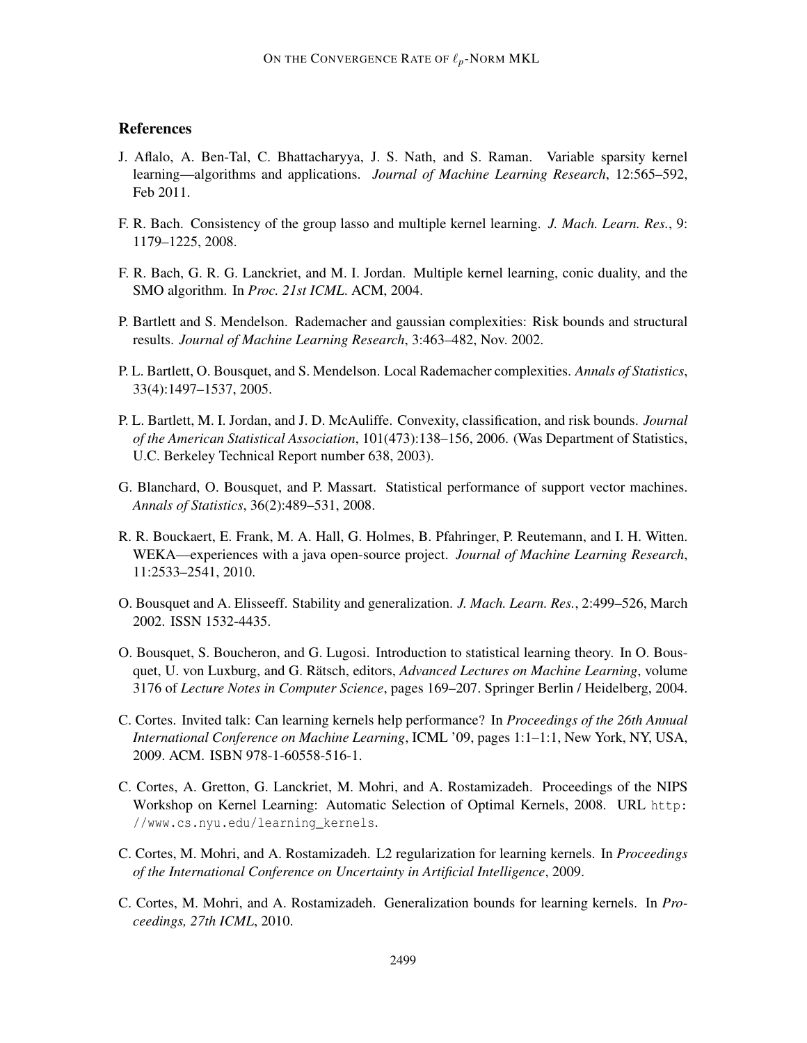## References

J. Aflalo, A. Ben-Tal, C. Bhattacharyya, J. S. Nath, and S. Raman. Variable sparsity kernel learning—algorithms and applications. *Journal of Machine Learning Research*, 12:565–592, Feb 2011.

F. R. Bach. Consistency of the group lasso and multiple kernel learning. *J. Mach. Learn. Res.*, 9: 1179–1225, 2008.

F. R. Bach, G. R. G. Lanckriet, and M. I. Jordan. Multiple kernel learning, conic duality, and the SMO algorithm. In *Proc. 21st ICML*. ACM, 2004.

P. Bartlett and S. Mendelson. Rademacher and gaussian complexities: Risk bounds and structural results. *Journal of Machine Learning Research*, 3:463–482, Nov. 2002.

P. L. Bartlett, O. Bousquet, and S. Mendelson. Local Rademacher complexities. *Annals of Statistics*, 33(4):1497–1537, 2005.

P. L. Bartlett, M. I. Jordan, and J. D. McAuliffe. Convexity, classification, and risk bounds. *Journal of the American Statistical Association*, 101(473):138–156, 2006. (Was Department of Statistics, U.C. Berkeley Technical Report number 638, 2003).

G. Blanchard, O. Bousquet, and P. Massart. Statistical performance of support vector machines. *Annals of Statistics*, 36(2):489–531, 2008.

R. R. Bouckaert, E. Frank, M. A. Hall, G. Holmes, B. Pfahringer, P. Reutemann, and I. H. Witten. WEKA—experiences with a java open-source project. *Journal of Machine Learning Research*, 11:2533–2541, 2010.

O. Bousquet and A. Elisseeff. Stability and generalization. *J. Mach. Learn. Res.*, 2:499–526, March 2002. ISSN 1532-4435.

O. Bousquet, S. Boucheron, and G. Lugosi. Introduction to statistical learning theory. In O. Bousquet, U. von Luxburg, and G. Rätsch, editors, *Advanced Lectures on Machine Learning*, volume 3176 of *Lecture Notes in Computer Science*, pages 169–207. Springer Berlin / Heidelberg, 2004.

C. Cortes. Invited talk: Can learning kernels help performance? In *Proceedings of the 26th Annual International Conference on Machine Learning*, ICML '09, pages 1:1–1:1, New York, NY, USA, 2009. ACM. ISBN 978-1-60558-516-1.

C. Cortes, A. Gretton, G. Lanckriet, M. Mohri, and A. Rostamizadeh. Proceedings of the NIPS Workshop on Kernel Learning: Automatic Selection of Optimal Kernels, 2008. URL `http://www.cs.nyu.edu/learning_kernels`.

C. Cortes, M. Mohri, and A. Rostamizadeh. L2 regularization for learning kernels. In *Proceedings of the International Conference on Uncertainty in Artificial Intelligence*, 2009.

C. Cortes, M. Mohri, and A. Rostamizadeh. Generalization bounds for learning kernels. In *Proceedings, 27th ICML*, 2010.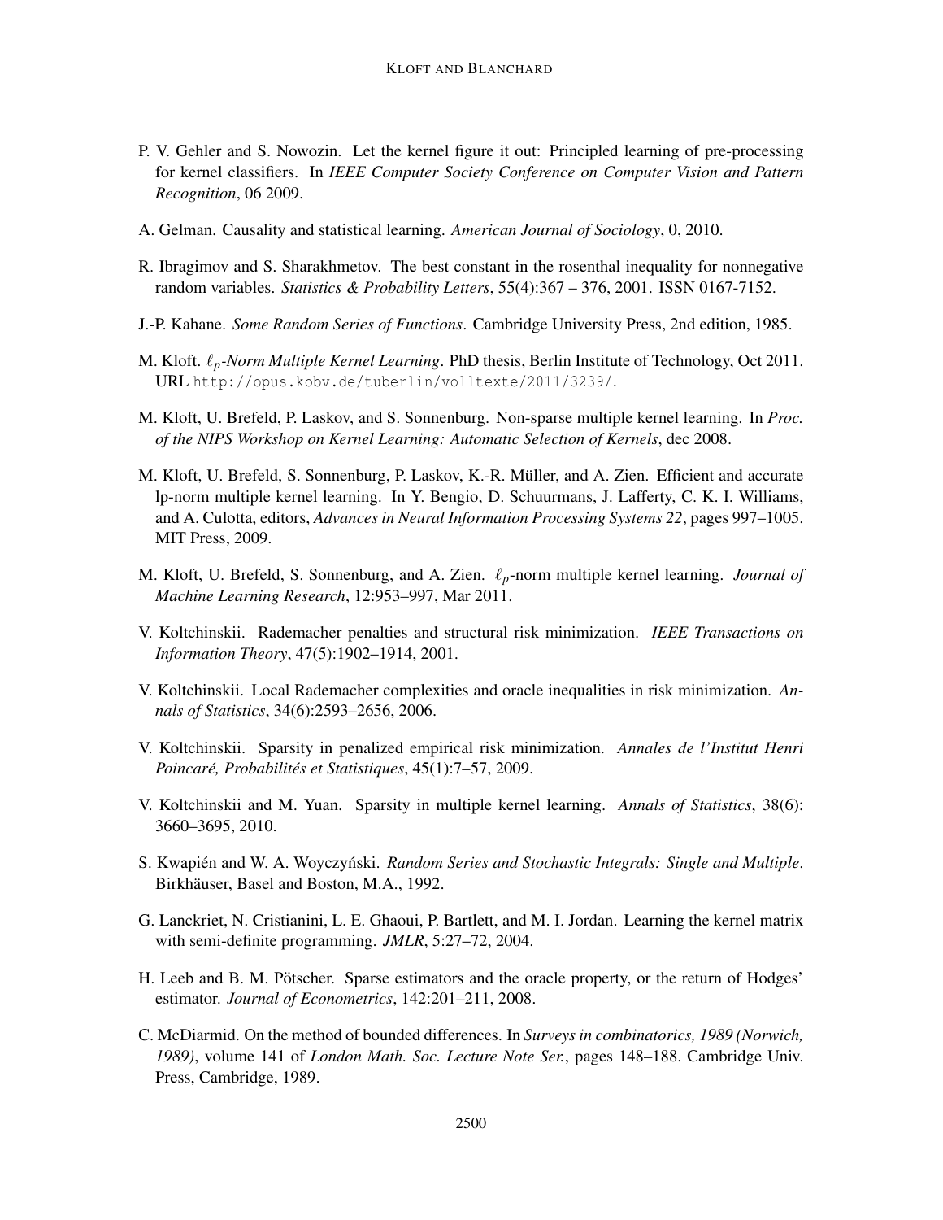P. V. Gehler and S. Nowozin. Let the kernel figure it out: Principled learning of pre-processing for kernel classifiers. In *IEEE Computer Society Conference on Computer Vision and Pattern Recognition*, 06 2009.

A. Gelman. Causality and statistical learning. *American Journal of Sociology*, 0, 2010.

R. Ibragimov and S. Sharakhmetov. The best constant in the rosenthal inequality for nonnegative random variables. *Statistics & Probability Letters*, 55(4):367 – 376, 2001. ISSN 0167-7152.

J.-P. Kahane. *Some Random Series of Functions*. Cambridge University Press, 2nd edition, 1985.

M. Kloft. *$\ell_p$-Norm Multiple Kernel Learning*. PhD thesis, Berlin Institute of Technology, Oct 2011. URL `http://opus.kobv.de/tuberlin/volltexte/2011/3239/`.

M. Kloft, U. Brefeld, P. Laskov, and S. Sonnenburg. Non-sparse multiple kernel learning. In *Proc. of the NIPS Workshop on Kernel Learning: Automatic Selection of Kernels*, dec 2008.

M. Kloft, U. Brefeld, S. Sonnenburg, P. Laskov, K.-R. Müller, and A. Zien. Efficient and accurate lp-norm multiple kernel learning. In Y. Bengio, D. Schuurmans, J. Lafferty, C. K. I. Williams, and A. Culotta, editors, *Advances in Neural Information Processing Systems 22*, pages 997–1005. MIT Press, 2009.

M. Kloft, U. Brefeld, S. Sonnenburg, and A. Zien. $\ell_p$-norm multiple kernel learning. *Journal of Machine Learning Research*, 12:953–997, Mar 2011.

V. Koltchinskii. Rademacher penalties and structural risk minimization. *IEEE Transactions on Information Theory*, 47(5):1902–1914, 2001.

V. Koltchinskii. Local Rademacher complexities and oracle inequalities in risk minimization. *Annals of Statistics*, 34(6):2593–2656, 2006.

V. Koltchinskii. Sparsity in penalized empirical risk minimization. *Annales de l'Institut Henri Poincaré, Probabilités et Statistiques*, 45(1):7–57, 2009.

V. Koltchinskii and M. Yuan. Sparsity in multiple kernel learning. *Annals of Statistics*, 38(6): 3660–3695, 2010.

S. Kwapién and W. A. Woyczyński. *Random Series and Stochastic Integrals: Single and Multiple*. Birkhäuser, Basel and Boston, M.A., 1992.

G. Lanckriet, N. Cristianini, L. E. Ghaoui, P. Bartlett, and M. I. Jordan. Learning the kernel matrix with semi-definite programming. *JMLR*, 5:27–72, 2004.

H. Leeb and B. M. Pötscher. Sparse estimators and the oracle property, or the return of Hodges' estimator. *Journal of Econometrics*, 142:201–211, 2008.

C. McDiarmid. On the method of bounded differences. In *Surveys in combinatorics, 1989 (Norwich, 1989)*, volume 141 of *London Math. Soc. Lecture Note Ser.*, pages 148–188. Cambridge Univ. Press, Cambridge, 1989.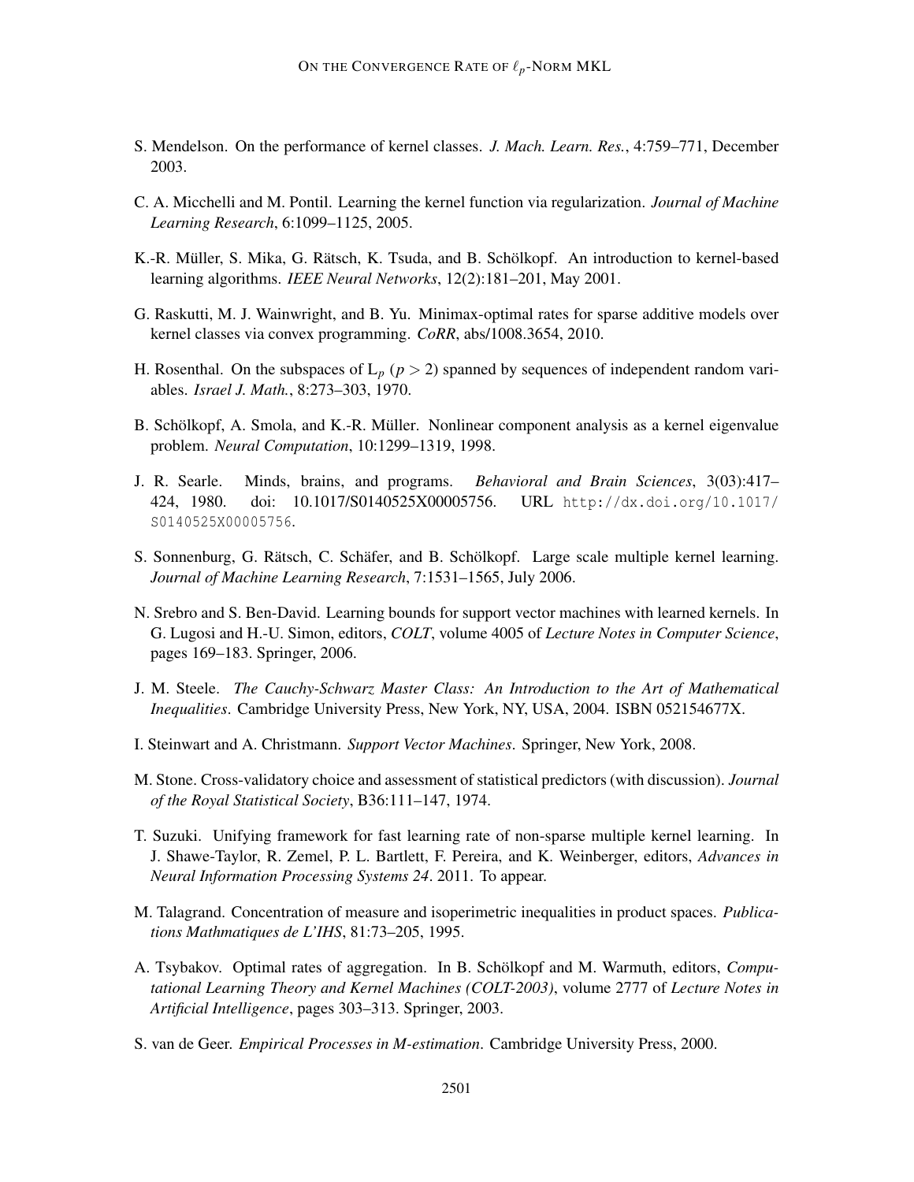S. Mendelson. On the performance of kernel classes. *J. Mach. Learn. Res.*, 4:759–771, December 2003.

C. A. Micchelli and M. Pontil. Learning the kernel function via regularization. *Journal of Machine Learning Research*, 6:1099–1125, 2005.

K.-R. Müller, S. Mika, G. Rätsch, K. Tsuda, and B. Schölkopf. An introduction to kernel-based learning algorithms. *IEEE Neural Networks*, 12(2):181–201, May 2001.

G. Raskutti, M. J. Wainwright, and B. Yu. Minimax-optimal rates for sparse additive models over kernel classes via convex programming. *CoRR*, abs/1008.3654, 2010.

H. Rosenthal. On the subspaces of $L_p$ ($p > 2$) spanned by sequences of independent random variables. *Israel J. Math.*, 8:273–303, 1970.

B. Schölkopf, A. Smola, and K.-R. Müller. Nonlinear component analysis as a kernel eigenvalue problem. *Neural Computation*, 10:1299–1319, 1998.

J. R. Searle. Minds, brains, and programs. *Behavioral and Brain Sciences*, 3(03):417–424, 1980. doi: 10.1017/S0140525X00005756. URL http://dx.doi.org/10.1017/S0140525X00005756.

S. Sonnenburg, G. Rätsch, C. Schäfer, and B. Schölkopf. Large scale multiple kernel learning. *Journal of Machine Learning Research*, 7:1531–1565, July 2006.

N. Srebro and S. Ben-David. Learning bounds for support vector machines with learned kernels. In G. Lugosi and H.-U. Simon, editors, *COLT*, volume 4005 of *Lecture Notes in Computer Science*, pages 169–183. Springer, 2006.

J. M. Steele. *The Cauchy-Schwarz Master Class: An Introduction to the Art of Mathematical Inequalities*. Cambridge University Press, New York, NY, USA, 2004. ISBN 052154677X.

I. Steinwart and A. Christmann. *Support Vector Machines*. Springer, New York, 2008.

M. Stone. Cross-validatory choice and assessment of statistical predictors (with discussion). *Journal of the Royal Statistical Society*, B36:111–147, 1974.

T. Suzuki. Unifying framework for fast learning rate of non-sparse multiple kernel learning. In J. Shawe-Taylor, R. Zemel, P. L. Bartlett, F. Pereira, and K. Weinberger, editors, *Advances in Neural Information Processing Systems 24*. 2011. To appear.

M. Talagrand. Concentration of measure and isoperimetric inequalities in product spaces. *Publications Mathmatiques de L'IHS*, 81:73–205, 1995.

A. Tsybakov. Optimal rates of aggregation. In B. Schölkopf and M. Warmuth, editors, *Computational Learning Theory and Kernel Machines (COLT-2003)*, volume 2777 of *Lecture Notes in Artificial Intelligence*, pages 303–313. Springer, 2003.

S. van de Geer. *Empirical Processes in M-estimation*. Cambridge University Press, 2000.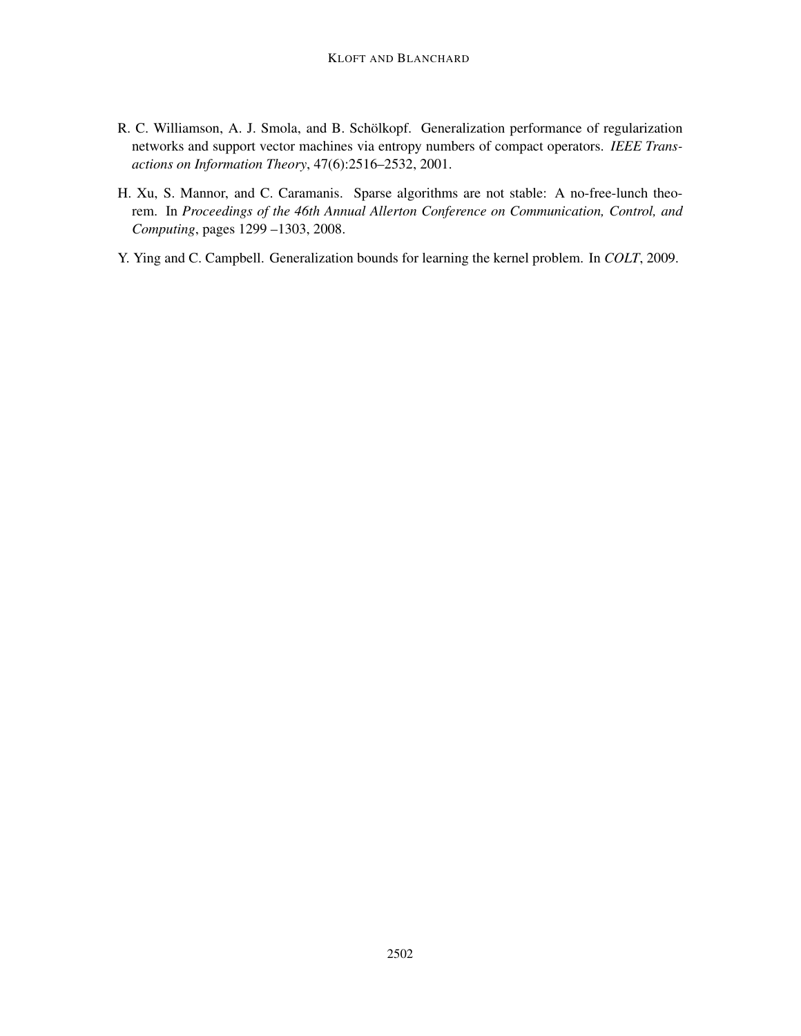R. C. Williamson, A. J. Smola, and B. Schölkopf. Generalization performance of regularization networks and support vector machines via entropy numbers of compact operators. *IEEE Transactions on Information Theory*, 47(6):2516–2532, 2001.

H. Xu, S. Mannor, and C. Caramanis. Sparse algorithms are not stable: A no-free-lunch theorem. In *Proceedings of the 46th Annual Allerton Conference on Communication, Control, and Computing*, pages 1299 –1303, 2008.

Y. Ying and C. Campbell. Generalization bounds for learning the kernel problem. In *COLT*, 2009.